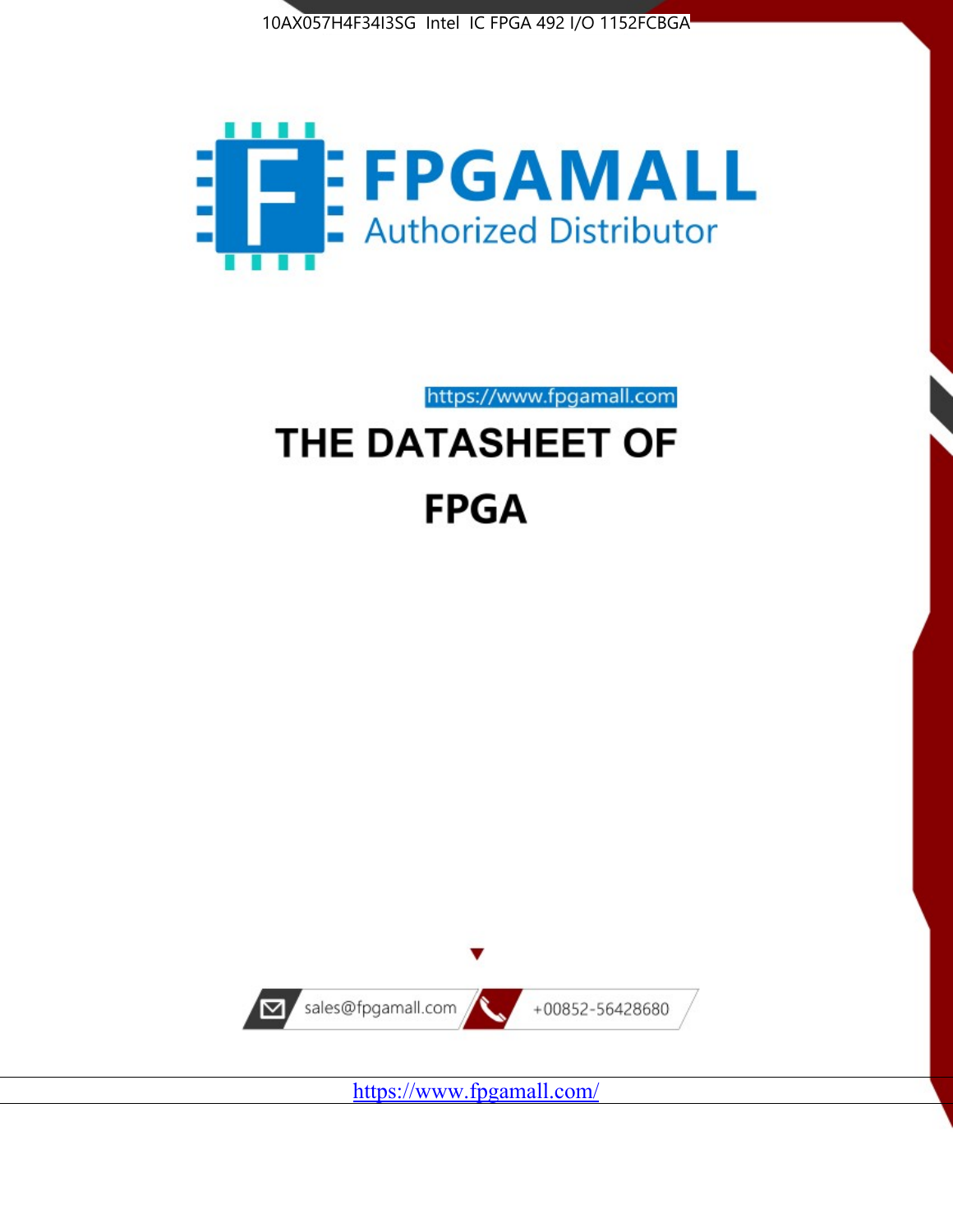10AX057H4F34I3SG Intel IC FPGA 492 I/O 1152FCBGA

# FPGAMALL

Authorized Distributor

https://www.fpgamall.com

# THE DATASHEET OF

# FPGA

sales@fpgamall.com

+00852-56428680

https://www.fpgamall.com/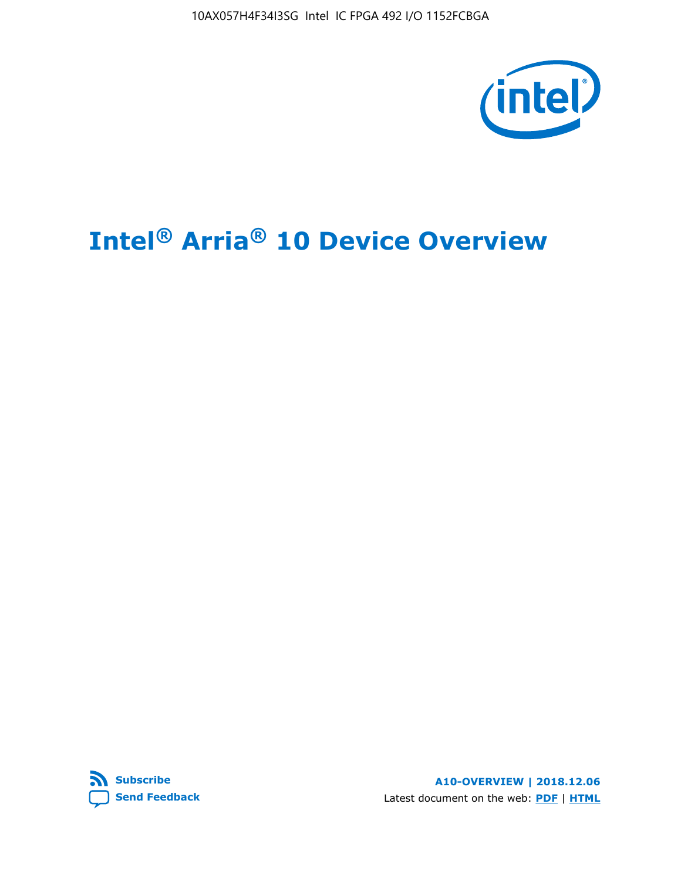# Intel® Arria® 10 Device Overview

**Subscribe**

**Send Feedback**

**A10-OVERVIEW | 2018.12.06**

Latest document on the web: **PDF** | **HTML**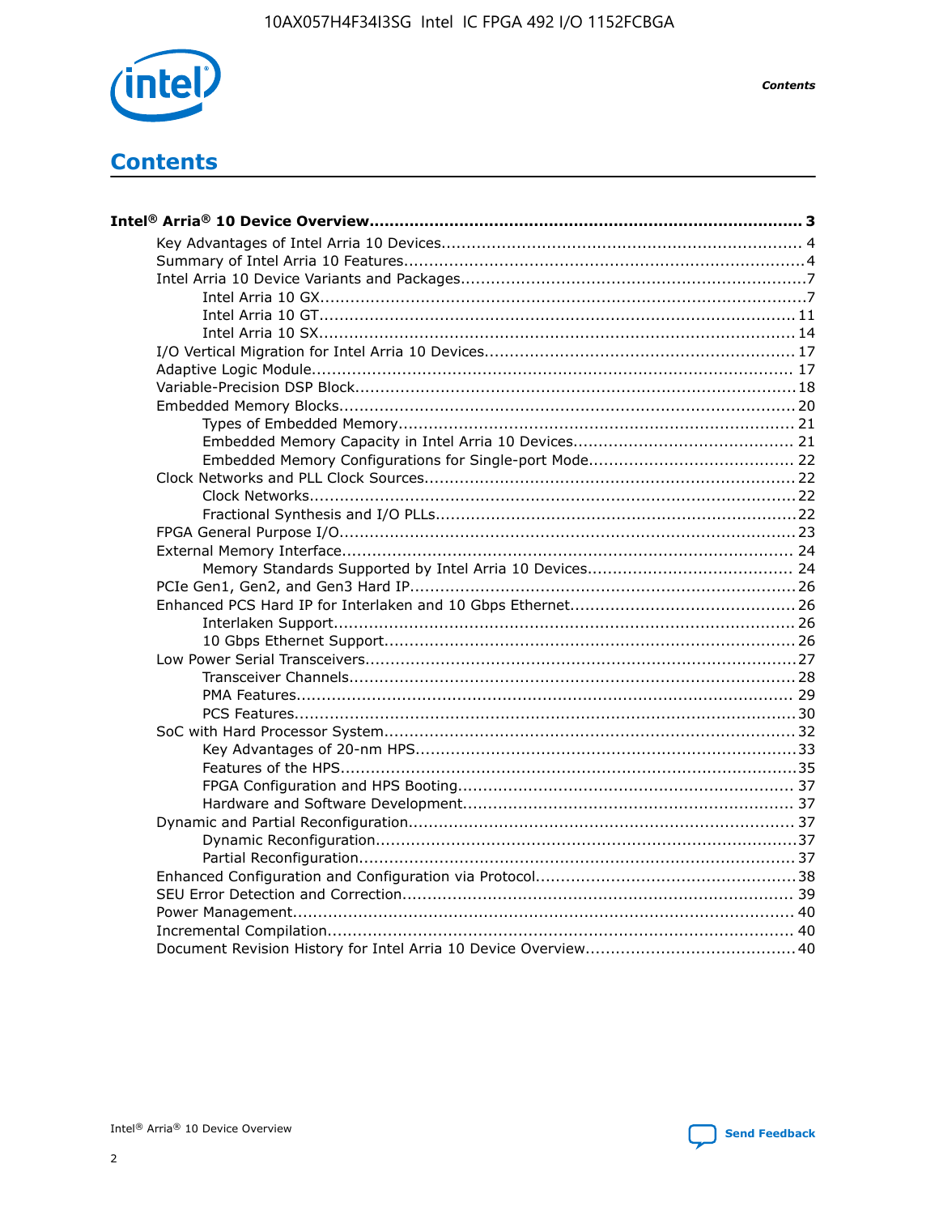# Contents

**Intel® Arria® 10 Device Overview.......................................................................................... 3**

- Key Advantages of Intel Arria 10 Devices........................................................................ 4
- Summary of Intel Arria 10 Features................................................................................4
- Intel Arria 10 Device Variants and Packages....................................................................7
  - Intel Arria 10 GX.................................................................................................7
  - Intel Arria 10 GT............................................................................................... 11
  - Intel Arria 10 SX............................................................................................... 14
- I/O Vertical Migration for Intel Arria 10 Devices............................................................. 17
- Adaptive Logic Module................................................................................................ 17
- Variable-Precision DSP Block.......................................................................................18
- Embedded Memory Blocks..........................................................................................20
  - Types of Embedded Memory............................................................................... 21
  - Embedded Memory Capacity in Intel Arria 10 Devices............................................ 21
  - Embedded Memory Configurations for Single-port Mode......................................... 22
- Clock Networks and PLL Clock Sources.........................................................................22
  - Clock Networks.................................................................................................22
  - Fractional Synthesis and I/O PLLs........................................................................22
- FPGA General Purpose I/O..........................................................................................23
- External Memory Interface......................................................................................... 24
  - Memory Standards Supported by Intel Arria 10 Devices......................................... 24
- PCIe Gen1, Gen2, and Gen3 Hard IP............................................................................26
- Enhanced PCS Hard IP for Interlaken and 10 Gbps Ethernet.............................................26
  - Interlaken Support............................................................................................ 26
  - 10 Gbps Ethernet Support.................................................................................. 26
- Low Power Serial Transceivers.....................................................................................27
  - Transceiver Channels.........................................................................................28
  - PMA Features................................................................................................... 29
  - PCS Features....................................................................................................30
- SoC with Hard Processor System..................................................................................32
  - Key Advantages of 20-nm HPS............................................................................33
  - Features of the HPS...........................................................................................35
  - FPGA Configuration and HPS Booting................................................................... 37
  - Hardware and Software Development.................................................................. 37
- Dynamic and Partial Reconfiguration.............................................................................37
  - Dynamic Reconfiguration....................................................................................37
  - Partial Reconfiguration.......................................................................................37
- Enhanced Configuration and Configuration via Protocol....................................................38
- SEU Error Detection and Correction............................................................................. 39
- Power Management................................................................................................... 40
- Incremental Compilation............................................................................................ 40
- Document Revision History for Intel Arria 10 Device Overview.......................................... 40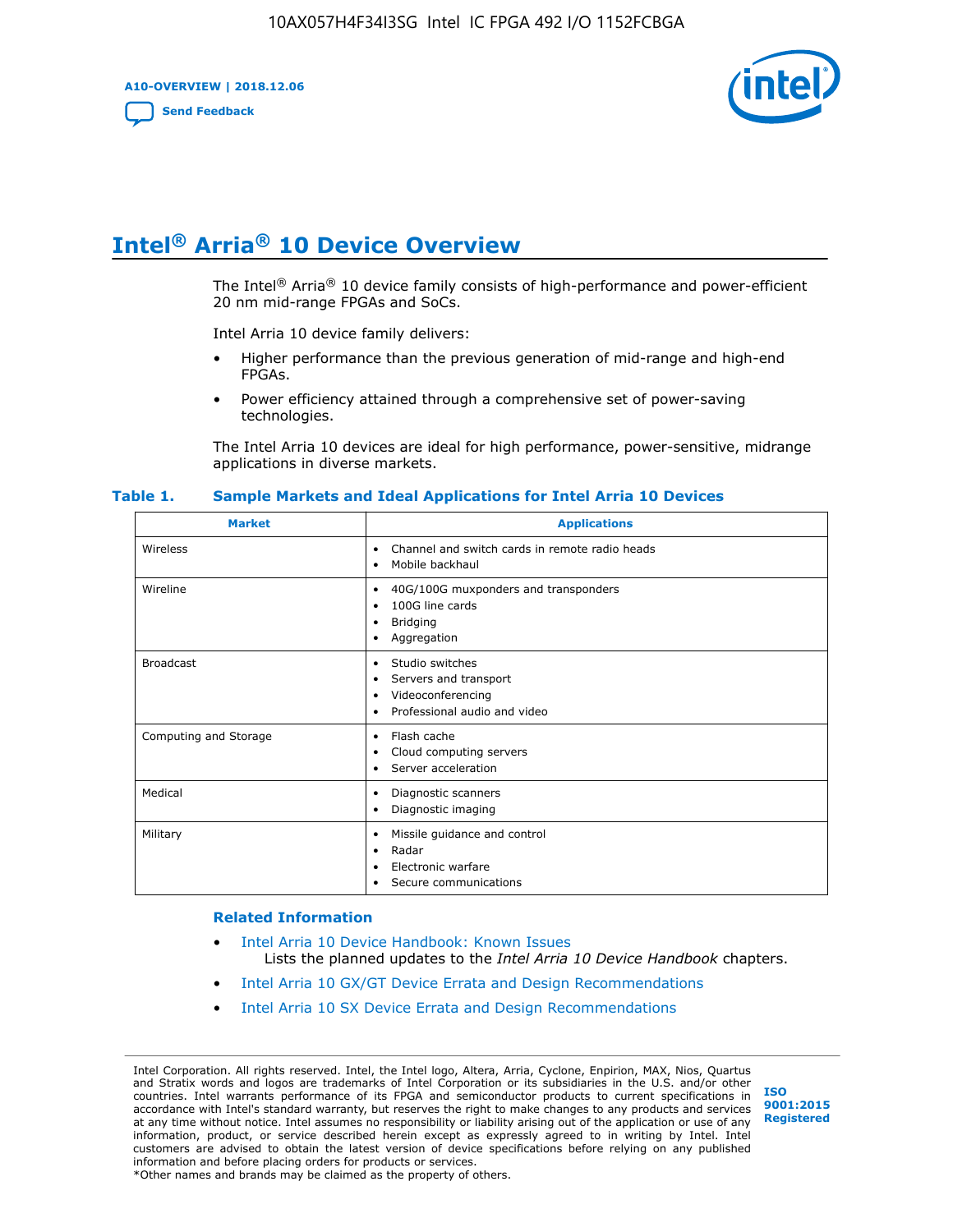# Intel® Arria® 10 Device Overview

The Intel® Arria® 10 device family consists of high-performance and power-efficient 20 nm mid-range FPGAs and SoCs.

Intel Arria 10 device family delivers:

- Higher performance than the previous generation of mid-range and high-end FPGAs.
- Power efficiency attained through a comprehensive set of power-saving technologies.

The Intel Arria 10 devices are ideal for high performance, power-sensitive, midrange applications in diverse markets.

**Table 1. Sample Markets and Ideal Applications for Intel Arria 10 Devices**

| Market | Applications |
|---|---|
| Wireless | • Channel and switch cards in remote radio heads<br>• Mobile backhaul |
| Wireline | • 40G/100G muxponders and transponders<br>• 100G line cards<br>• Bridging<br>• Aggregation |
| Broadcast | • Studio switches<br>• Servers and transport<br>• Videoconferencing<br>• Professional audio and video |
| Computing and Storage | • Flash cache<br>• Cloud computing servers<br>• Server acceleration |
| Medical | • Diagnostic scanners<br>• Diagnostic imaging |
| Military | • Missile guidance and control<br>• Radar<br>• Electronic warfare<br>• Secure communications |

### Related Information

- Intel Arria 10 Device Handbook: Known Issues
  Lists the planned updates to the *Intel Arria 10 Device Handbook* chapters.
- Intel Arria 10 GX/GT Device Errata and Design Recommendations
- Intel Arria 10 SX Device Errata and Design Recommendations

Intel Corporation. All rights reserved. Intel, the Intel logo, Altera, Arria, Cyclone, Enpirion, MAX, Nios, Quartus and Stratix words and logos are trademarks of Intel Corporation or its subsidiaries in the U.S. and/or other countries. Intel warrants performance of its FPGA and semiconductor products to current specifications in accordance with Intel's standard warranty, but reserves the right to make changes to any products and services at any time without notice. Intel assumes no responsibility or liability arising out of the application or use of any information, product, or service described herein except as expressly agreed to in writing by Intel. Intel customers are advised to obtain the latest version of device specifications before relying on any published information and before placing orders for products or services.
*Other names and brands may be claimed as the property of others.

ISO 9001:2015 Registered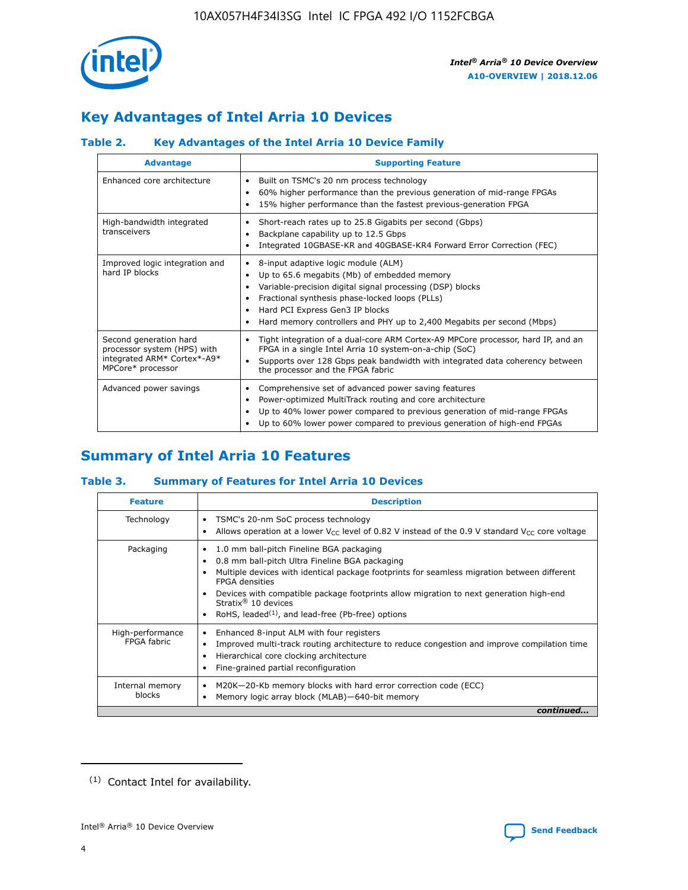## Key Advantages of Intel Arria 10 Devices

### Table 2. Key Advantages of the Intel Arria 10 Device Family

| Advantage | Supporting Feature |
|---|---|
| Enhanced core architecture | • Built on TSMC's 20 nm process technology<br>• 60% higher performance than the previous generation of mid-range FPGAs<br>• 15% higher performance than the fastest previous-generation FPGA |
| High-bandwidth integrated transceivers | • Short-reach rates up to 25.8 Gigabits per second (Gbps)<br>• Backplane capability up to 12.5 Gbps<br>• Integrated 10GBASE-KR and 40GBASE-KR4 Forward Error Correction (FEC) |
| Improved logic integration and hard IP blocks | • 8-input adaptive logic module (ALM)<br>• Up to 65.6 megabits (Mb) of embedded memory<br>• Variable-precision digital signal processing (DSP) blocks<br>• Fractional synthesis phase-locked loops (PLLs)<br>• Hard PCI Express Gen3 IP blocks<br>• Hard memory controllers and PHY up to 2,400 Megabits per second (Mbps) |
| Second generation hard processor system (HPS) with integrated ARM* Cortex*-A9* MPCore* processor | • Tight integration of a dual-core ARM Cortex-A9 MPCore processor, hard IP, and an FPGA in a single Intel Arria 10 system-on-a-chip (SoC)<br>• Supports over 128 Gbps peak bandwidth with integrated data coherency between the processor and the FPGA fabric |
| Advanced power savings | • Comprehensive set of advanced power saving features<br>• Power-optimized MultiTrack routing and core architecture<br>• Up to 40% lower power compared to previous generation of mid-range FPGAs<br>• Up to 60% lower power compared to previous generation of high-end FPGAs |

## Summary of Intel Arria 10 Features

### Table 3. Summary of Features for Intel Arria 10 Devices

| Feature | Description |
|---|---|
| Technology | • TSMC's 20-nm SoC process technology<br>• Allows operation at a lower $V_{CC}$ level of 0.82 V instead of the 0.9 V standard $V_{CC}$ core voltage |
| Packaging | • 1.0 mm ball-pitch Fineline BGA packaging<br>• 0.8 mm ball-pitch Ultra Fineline BGA packaging<br>• Multiple devices with identical package footprints for seamless migration between different FPGA densities<br>• Devices with compatible package footprints allow migration to next generation high-end Stratix® 10 devices<br>• RoHS, leaded[(1)], and lead-free (Pb-free) options |
| High-performance FPGA fabric | • Enhanced 8-input ALM with four registers<br>• Improved multi-track routing architecture to reduce congestion and improve compilation time<br>• Hierarchical core clocking architecture<br>• Fine-grained partial reconfiguration |
| Internal memory blocks | • M20K—20-Kb memory blocks with hard error correction code (ECC)<br>• Memory logic array block (MLAB)—640-bit memory |

*continued...*

(1) Contact Intel for availability.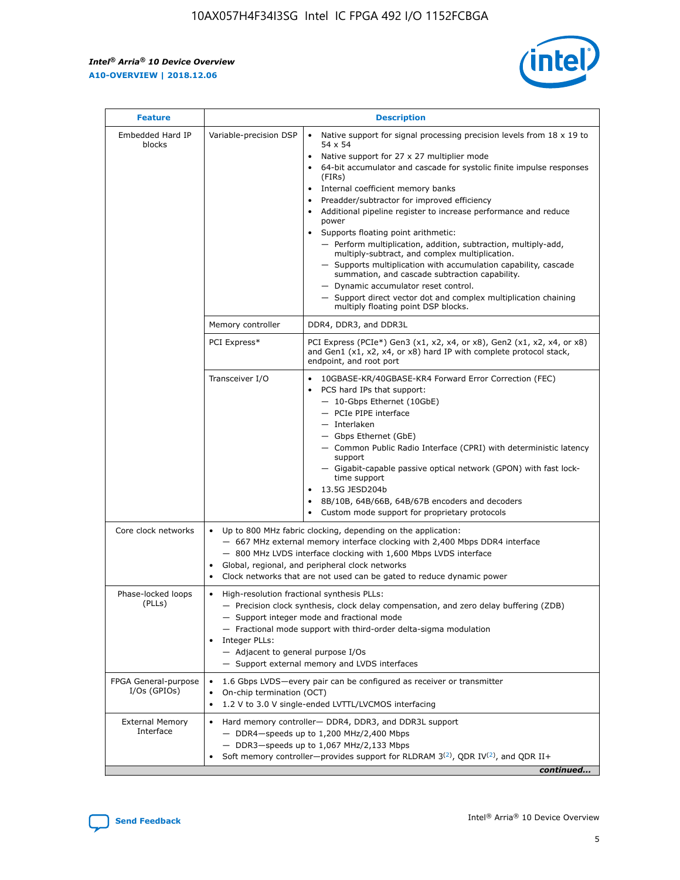| Feature | | Description |
|---|---|---|
| Embedded Hard IP blocks | Variable-precision DSP | • Native support for signal processing precision levels from 18 x 19 to 54 x 54<br>• Native support for 27 x 27 multiplier mode<br>• 64-bit accumulator and cascade for systolic finite impulse responses (FIRs)<br>• Internal coefficient memory banks<br>• Preadder/subtractor for improved efficiency<br>• Additional pipeline register to increase performance and reduce power<br>• Supports floating point arithmetic:<br>— Perform multiplication, addition, subtraction, multiply-add, multiply-subtract, and complex multiplication.<br>— Supports multiplication with accumulation capability, cascade summation, and cascade subtraction capability.<br>— Dynamic accumulator reset control.<br>— Support direct vector dot and complex multiplication chaining multiply floating point DSP blocks. |
| | Memory controller | DDR4, DDR3, and DDR3L |
| | PCI Express* | PCI Express (PCIe*) Gen3 (x1, x2, x4, or x8), Gen2 (x1, x2, x4, or x8) and Gen1 (x1, x2, x4, or x8) hard IP with complete protocol stack, endpoint, and root port |
| | Transceiver I/O | • 10GBASE-KR/40GBASE-KR4 Forward Error Correction (FEC)<br>• PCS hard IPs that support:<br>— 10-Gbps Ethernet (10GbE)<br>— PCIe PIPE interface<br>— Interlaken<br>— Gbps Ethernet (GbE)<br>— Common Public Radio Interface (CPRI) with deterministic latency support<br>— Gigabit-capable passive optical network (GPON) with fast lock-time support<br>• 13.5G JESD204b<br>• 8B/10B, 64B/66B, 64B/67B encoders and decoders<br>• Custom mode support for proprietary protocols |
| Core clock networks | | • Up to 800 MHz fabric clocking, depending on the application:<br>— 667 MHz external memory interface clocking with 2,400 Mbps DDR4 interface<br>— 800 MHz LVDS interface clocking with 1,600 Mbps LVDS interface<br>• Global, regional, and peripheral clock networks<br>• Clock networks that are not used can be gated to reduce dynamic power |
| Phase-locked loops (PLLs) | | • High-resolution fractional synthesis PLLs:<br>— Precision clock synthesis, clock delay compensation, and zero delay buffering (ZDB)<br>— Support integer mode and fractional mode<br>— Fractional mode support with third-order delta-sigma modulation<br>• Integer PLLs:<br>— Adjacent to general purpose I/Os<br>— Support external memory and LVDS interfaces |
| FPGA General-purpose I/Os (GPIOs) | | • 1.6 Gbps LVDS—every pair can be configured as receiver or transmitter<br>• On-chip termination (OCT)<br>• 1.2 V to 3.0 V single-ended LVTTL/LVCMOS interfacing |
| External Memory Interface | | • Hard memory controller— DDR4, DDR3, and DDR3L support<br>— DDR4—speeds up to 1,200 MHz/2,400 Mbps<br>— DDR3—speeds up to 1,067 MHz/2,133 Mbps<br>• Soft memory controller—provides support for RLDRAM 3[(2)], QDR IV[(2)], and QDR II+ |

*continued...*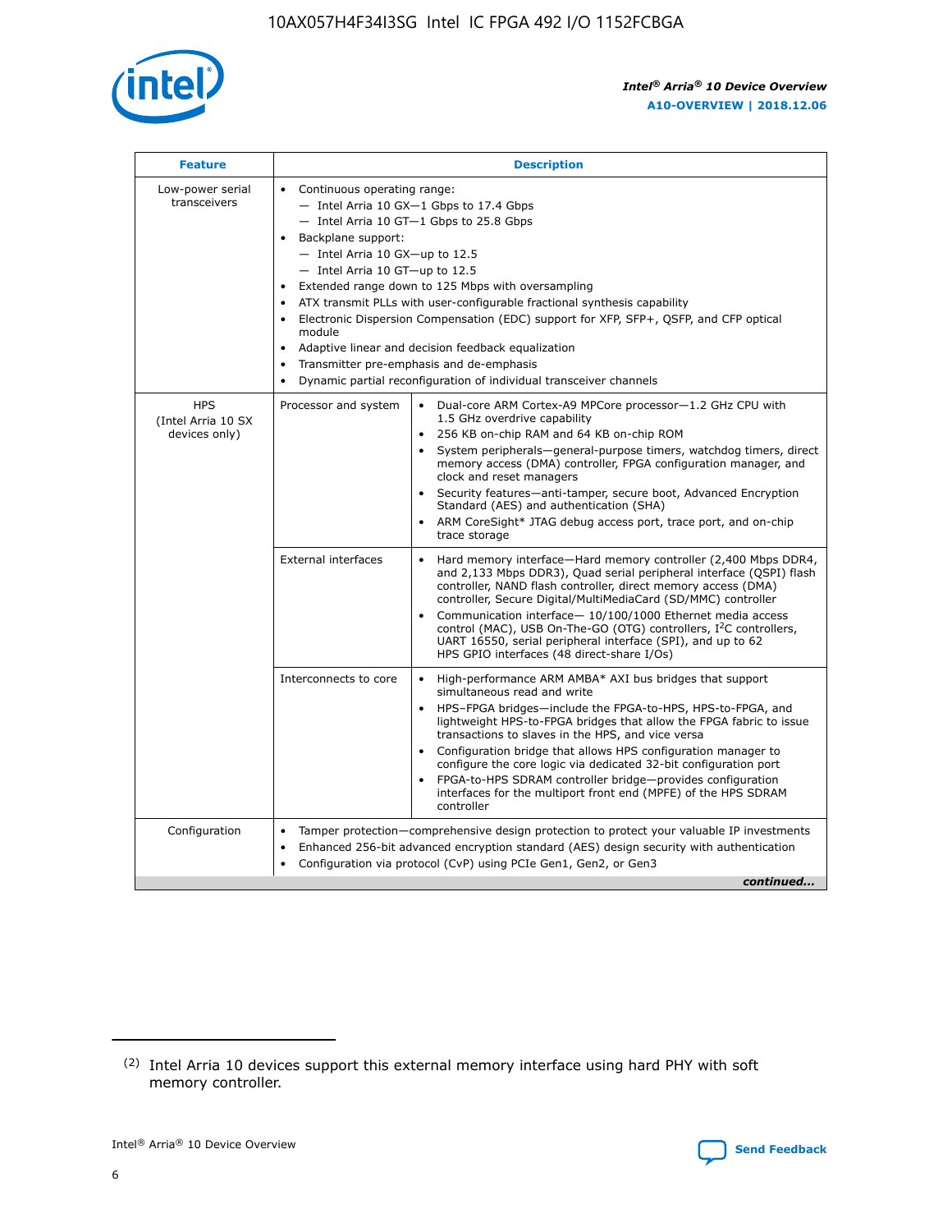| Feature | Description | |
|---|---|---|
| Low-power serial transceivers | • Continuous operating range:<br>— Intel Arria 10 GX—1 Gbps to 17.4 Gbps<br>— Intel Arria 10 GT—1 Gbps to 25.8 Gbps<br>• Backplane support:<br>— Intel Arria 10 GX—up to 12.5<br>— Intel Arria 10 GT—up to 12.5<br>• Extended range down to 125 Mbps with oversampling<br>• ATX transmit PLLs with user-configurable fractional synthesis capability<br>• Electronic Dispersion Compensation (EDC) support for XFP, SFP+, QSFP, and CFP optical module<br>• Adaptive linear and decision feedback equalization<br>• Transmitter pre-emphasis and de-emphasis<br>• Dynamic partial reconfiguration of individual transceiver channels | |
| HPS (Intel Arria 10 SX devices only) | Processor and system | • Dual-core ARM Cortex-A9 MPCore processor—1.2 GHz CPU with 1.5 GHz overdrive capability<br>• 256 KB on-chip RAM and 64 KB on-chip ROM<br>• System peripherals—general-purpose timers, watchdog timers, direct memory access (DMA) controller, FPGA configuration manager, and clock and reset managers<br>• Security features—anti-tamper, secure boot, Advanced Encryption Standard (AES) and authentication (SHA)<br>• ARM CoreSight* JTAG debug access port, trace port, and on-chip trace storage |
| | External interfaces | • Hard memory interface—Hard memory controller (2,400 Mbps DDR4, and 2,133 Mbps DDR3), Quad serial peripheral interface (QSPI) flash controller, NAND flash controller, direct memory access (DMA) controller, Secure Digital/MultiMediaCard (SD/MMC) controller<br>• Communication interface— 10/100/1000 Ethernet media access control (MAC), USB On-The-GO (OTG) controllers, I$^2$C controllers, UART 16550, serial peripheral interface (SPI), and up to 62 HPS GPIO interfaces (48 direct-share I/Os) |
| | Interconnects to core | • High-performance ARM AMBA* AXI bus bridges that support simultaneous read and write<br>• HPS–FPGA bridges—include the FPGA-to-HPS, HPS-to-FPGA, and lightweight HPS-to-FPGA bridges that allow the FPGA fabric to issue transactions to slaves in the HPS, and vice versa<br>• Configuration bridge that allows HPS configuration manager to configure the core logic via dedicated 32-bit configuration port<br>• FPGA-to-HPS SDRAM controller bridge—provides configuration interfaces for the multiport front end (MPFE) of the HPS SDRAM controller |
| Configuration | • Tamper protection—comprehensive design protection to protect your valuable IP investments<br>• Enhanced 256-bit advanced encryption standard (AES) design security with authentication<br>• Configuration via protocol (CvP) using PCIe Gen1, Gen2, or Gen3 | |

*continued...*

(2) Intel Arria 10 devices support this external memory interface using hard PHY with soft memory controller.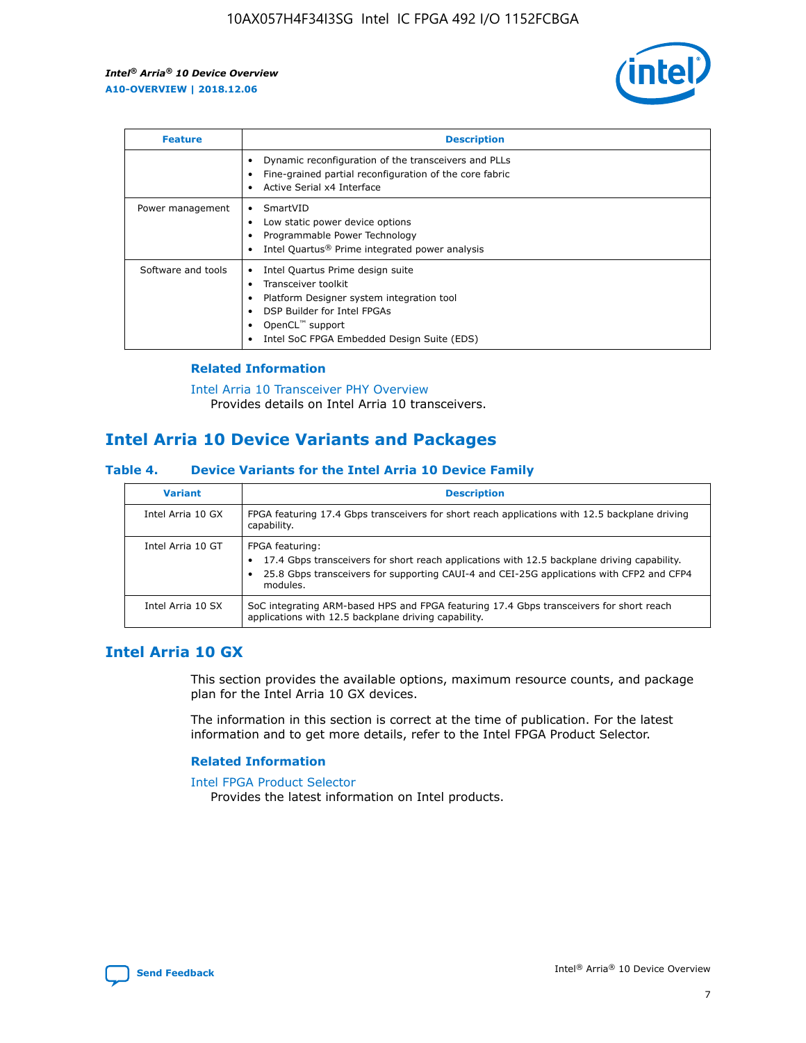| Feature | Description |
| --- | --- |
| | • Dynamic reconfiguration of the transceivers and PLLs<br>• Fine-grained partial reconfiguration of the core fabric<br>• Active Serial x4 Interface |
| Power management | • SmartVID<br>• Low static power device options<br>• Programmable Power Technology<br>• Intel Quartus® Prime integrated power analysis |
| Software and tools | • Intel Quartus Prime design suite<br>• Transceiver toolkit<br>• Platform Designer system integration tool<br>• DSP Builder for Intel FPGAs<br>• OpenCL™ support<br>• Intel SoC FPGA Embedded Design Suite (EDS) |

### Related Information

Intel Arria 10 Transceiver PHY Overview
Provides details on Intel Arria 10 transceivers.

## Intel Arria 10 Device Variants and Packages

### Table 4. Device Variants for the Intel Arria 10 Device Family

| Variant | Description |
| --- | --- |
| Intel Arria 10 GX | FPGA featuring 17.4 Gbps transceivers for short reach applications with 12.5 backplane driving capability. |
| Intel Arria 10 GT | FPGA featuring:<br>• 17.4 Gbps transceivers for short reach applications with 12.5 backplane driving capability.<br>• 25.8 Gbps transceivers for supporting CAUI-4 and CEI-25G applications with CFP2 and CFP4 modules. |
| Intel Arria 10 SX | SoC integrating ARM-based HPS and FPGA featuring 17.4 Gbps transceivers for short reach applications with 12.5 backplane driving capability. |

## Intel Arria 10 GX

This section provides the available options, maximum resource counts, and package plan for the Intel Arria 10 GX devices.

The information in this section is correct at the time of publication. For the latest information and to get more details, refer to the Intel FPGA Product Selector.

### Related Information

Intel FPGA Product Selector
Provides the latest information on Intel products.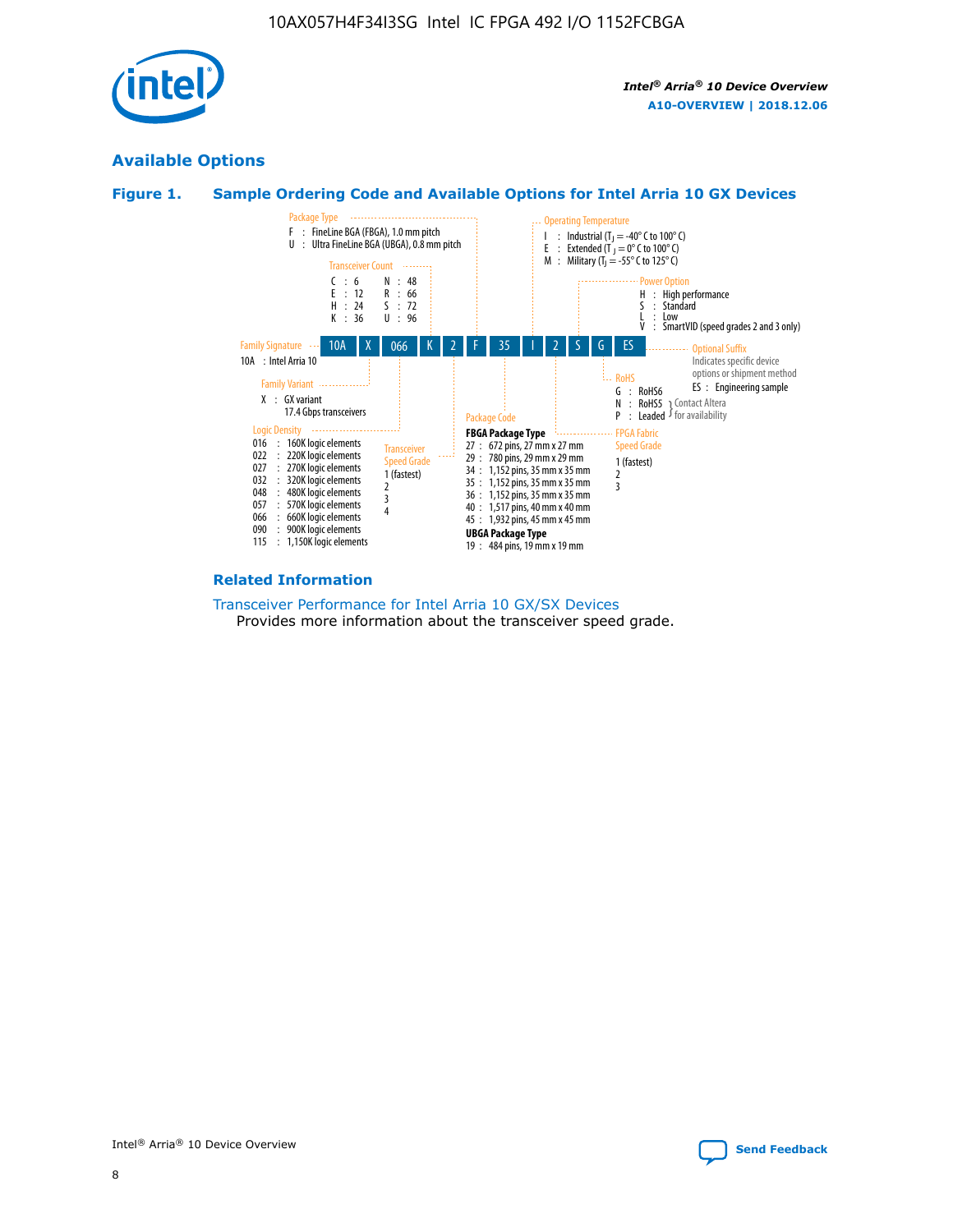## Available Options

### Figure 1. Sample Ordering Code and Available Options for Intel Arria 10 GX Devices

Sample ordering code: 10A X 066 K 2 F 35 I 2 S G ES

**Family Signature**
- 10A : Intel Arria 10

**Family Variant**
- X : GX variant 17.4 Gbps transceivers

**Logic Density**
- 016 : 160K logic elements
- 022 : 220K logic elements
- 027 : 270K logic elements
- 032 : 320K logic elements
- 048 : 480K logic elements
- 057 : 570K logic elements
- 066 : 660K logic elements
- 090 : 900K logic elements
- 115 : 1,150K logic elements

**Transceiver Count**
- C : 6
- E : 12
- H : 24
- K : 36
- N : 48
- R : 66
- S : 72
- U : 96

**Transceiver Speed Grade**
- 1 (fastest)
- 2
- 3
- 4

**Package Type**
- F : FineLine BGA (FBGA), 1.0 mm pitch
- U : Ultra FineLine BGA (UBGA), 0.8 mm pitch

**Package Code**

FBGA Package Type
- 27 : 672 pins, 27 mm x 27 mm
- 29 : 780 pins, 29 mm x 29 mm
- 34 : 1,152 pins, 35 mm x 35 mm
- 35 : 1,152 pins, 35 mm x 35 mm
- 36 : 1,152 pins, 35 mm x 35 mm
- 40 : 1,517 pins, 40 mm x 40 mm
- 45 : 1,932 pins, 45 mm x 45 mm

UBGA Package Type
- 19 : 484 pins, 19 mm x 19 mm

**Operating Temperature**
- I : Industrial ($T_J$ = -40° C to 100° C)
- E : Extended ($T_J$ = 0° C to 100° C)
- M : Military ($T_J$ = -55° C to 125° C)

**FPGA Fabric Speed Grade**
- 1 (fastest)
- 2
- 3

**Power Option**
- H : High performance
- S : Standard
- L : Low
- V : SmartVID (speed grades 2 and 3 only)

**RoHS**
- G : RoHS6
- N : RoHS5 (Contact Altera for availability)
- P : Leaded (Contact Altera for availability)

**Optional Suffix**

Indicates specific device options or shipment method
- ES : Engineering sample

### Related Information

Transceiver Performance for Intel Arria 10 GX/SX Devices
Provides more information about the transceiver speed grade.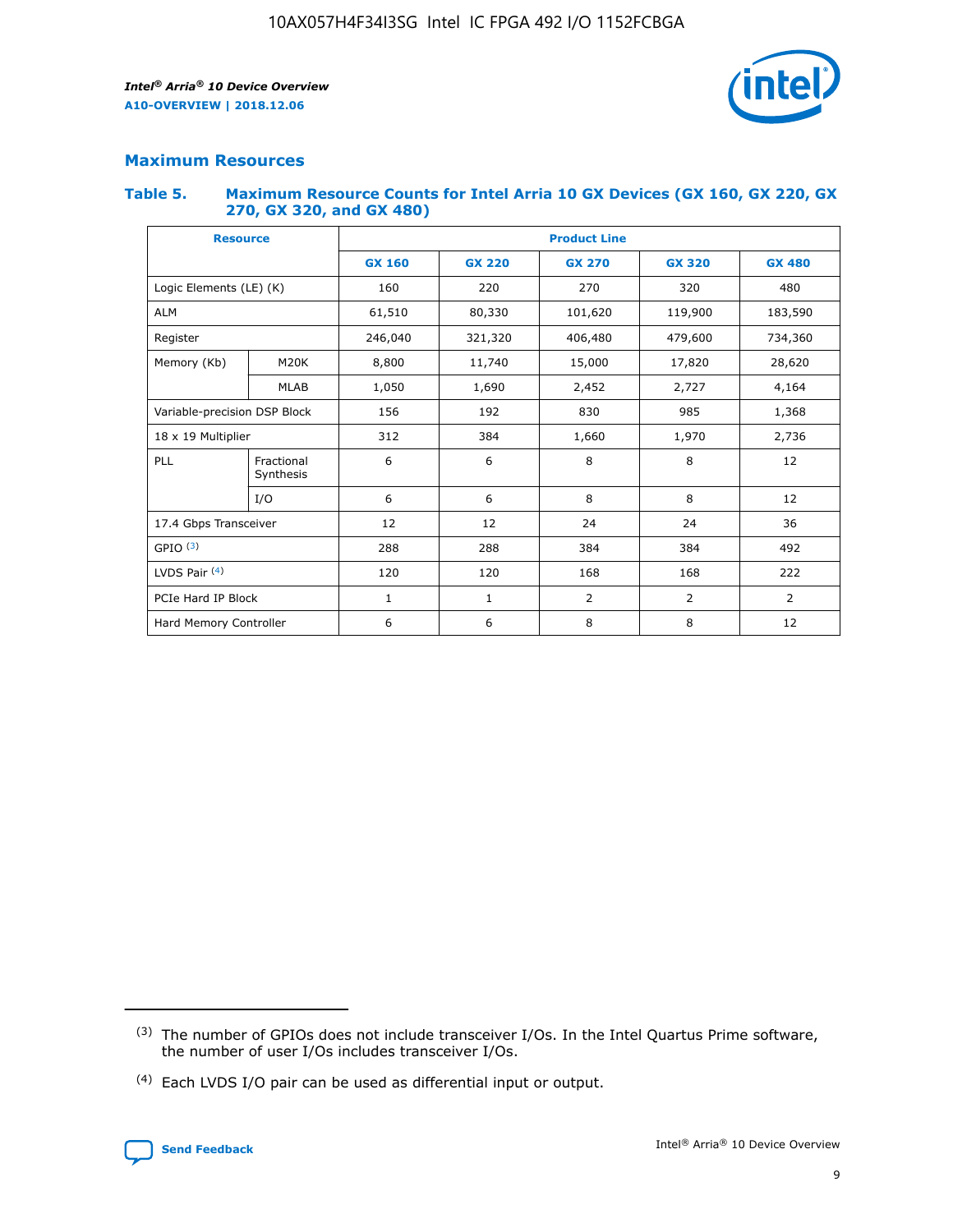## Maximum Resources

### Table 5. Maximum Resource Counts for Intel Arria 10 GX Devices (GX 160, GX 220, GX 270, GX 320, and GX 480)

| Resource | | Product Line | | | | |
|---|---|---|---|---|---|---|
| | | GX 160 | GX 220 | GX 270 | GX 320 | GX 480 |
| Logic Elements (LE) (K) | | 160 | 220 | 270 | 320 | 480 |
| ALM | | 61,510 | 80,330 | 101,620 | 119,900 | 183,590 |
| Register | | 246,040 | 321,320 | 406,480 | 479,600 | 734,360 |
| Memory (Kb) | M20K | 8,800 | 11,740 | 15,000 | 17,820 | 28,620 |
| | MLAB | 1,050 | 1,690 | 2,452 | 2,727 | 4,164 |
| Variable-precision DSP Block | | 156 | 192 | 830 | 985 | 1,368 |
| 18 x 19 Multiplier | | 312 | 384 | 1,660 | 1,970 | 2,736 |
| PLL | Fractional Synthesis | 6 | 6 | 8 | 8 | 12 |
| | I/O | 6 | 6 | 8 | 8 | 12 |
| 17.4 Gbps Transceiver | | 12 | 12 | 24 | 24 | 36 |
| GPIO (3) | | 288 | 288 | 384 | 384 | 492 |
| LVDS Pair (4) | | 120 | 120 | 168 | 168 | 222 |
| PCIe Hard IP Block | | 1 | 1 | 2 | 2 | 2 |
| Hard Memory Controller | | 6 | 6 | 8 | 8 | 12 |

(3) The number of GPIOs does not include transceiver I/Os. In the Intel Quartus Prime software, the number of user I/Os includes transceiver I/Os.

(4) Each LVDS I/O pair can be used as differential input or output.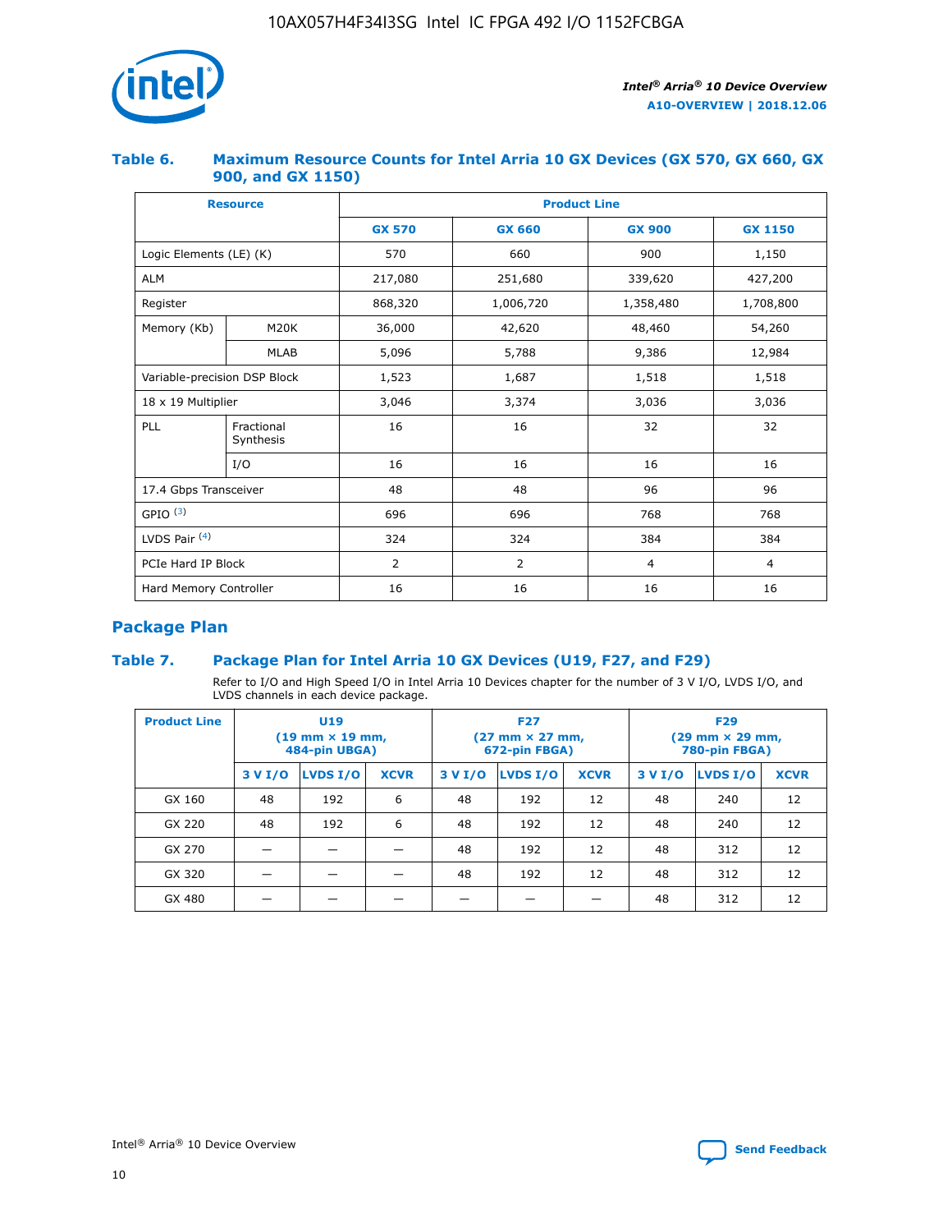### Table 6. Maximum Resource Counts for Intel Arria 10 GX Devices (GX 570, GX 660, GX 900, and GX 1150)

| Resource | | Product Line | | | |
|---|---|---|---|---|---|
| | | GX 570 | GX 660 | GX 900 | GX 1150 |
| Logic Elements (LE) (K) | | 570 | 660 | 900 | 1,150 |
| ALM | | 217,080 | 251,680 | 339,620 | 427,200 |
| Register | | 868,320 | 1,006,720 | 1,358,480 | 1,708,800 |
| Memory (Kb) | M20K | 36,000 | 42,620 | 48,460 | 54,260 |
| | MLAB | 5,096 | 5,788 | 9,386 | 12,984 |
| Variable-precision DSP Block | | 1,523 | 1,687 | 1,518 | 1,518 |
| 18 x 19 Multiplier | | 3,046 | 3,374 | 3,036 | 3,036 |
| PLL | Fractional Synthesis | 16 | 16 | 32 | 32 |
| | I/O | 16 | 16 | 16 | 16 |
| 17.4 Gbps Transceiver | | 48 | 48 | 96 | 96 |
| GPIO [(3)] | | 696 | 696 | 768 | 768 |
| LVDS Pair [(4)] | | 324 | 324 | 384 | 384 |
| PCIe Hard IP Block | | 2 | 2 | 4 | 4 |
| Hard Memory Controller | | 16 | 16 | 16 | 16 |

## Package Plan

### Table 7. Package Plan for Intel Arria 10 GX Devices (U19, F27, and F29)

Refer to I/O and High Speed I/O in Intel Arria 10 Devices chapter for the number of 3 V I/O, LVDS I/O, and LVDS channels in each device package.

| Product Line | U19 (19 mm × 19 mm, 484-pin UBGA) | | | F27 (27 mm × 27 mm, 672-pin FBGA) | | | F29 (29 mm × 29 mm, 780-pin FBGA) | | |
|---|---|---|---|---|---|---|---|---|---|
| | 3 V I/O | LVDS I/O | XCVR | 3 V I/O | LVDS I/O | XCVR | 3 V I/O | LVDS I/O | XCVR |
| GX 160 | 48 | 192 | 6 | 48 | 192 | 12 | 48 | 240 | 12 |
| GX 220 | 48 | 192 | 6 | 48 | 192 | 12 | 48 | 240 | 12 |
| GX 270 | — | — | — | 48 | 192 | 12 | 48 | 312 | 12 |
| GX 320 | — | — | — | 48 | 192 | 12 | 48 | 312 | 12 |
| GX 480 | — | — | — | — | — | — | 48 | 312 | 12 |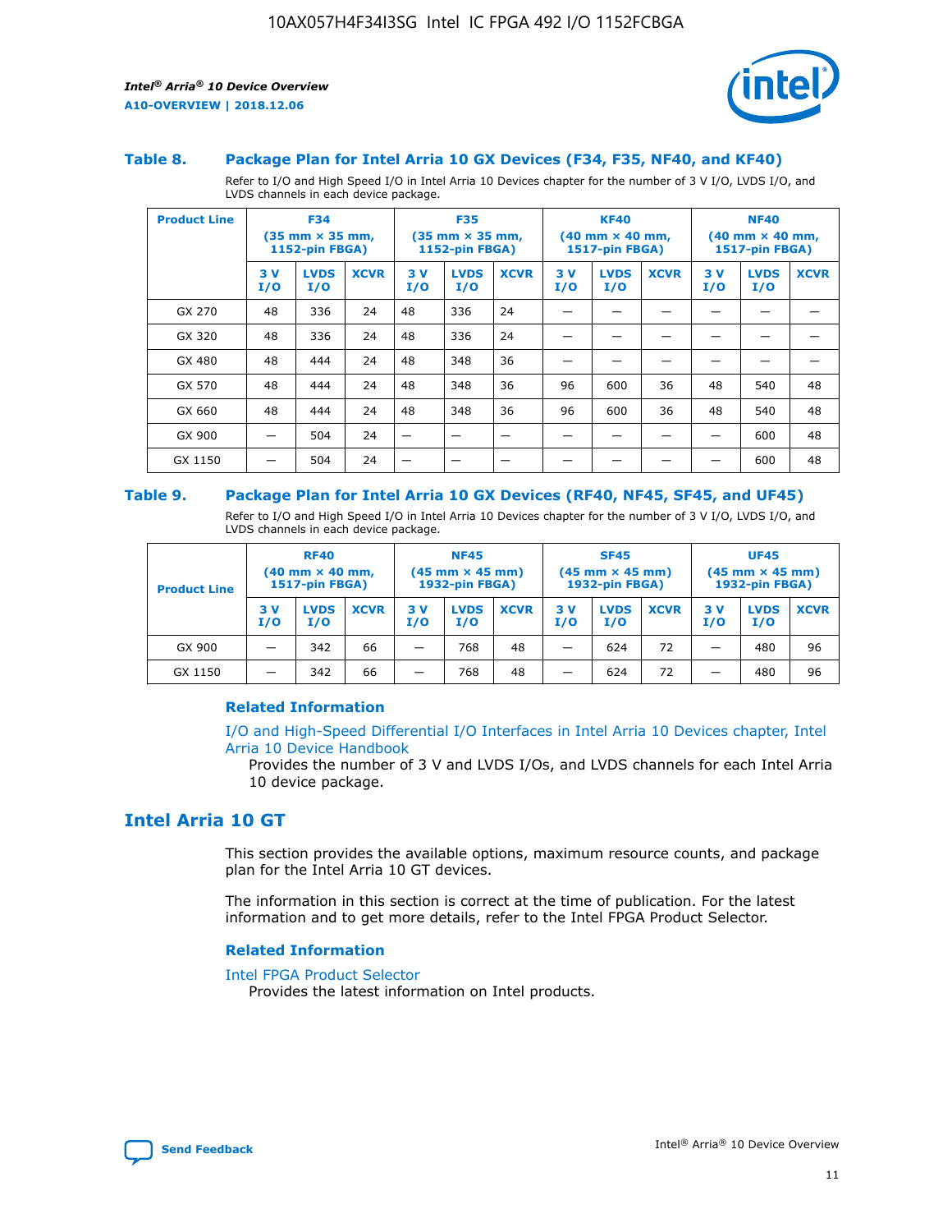### Table 8. Package Plan for Intel Arria 10 GX Devices (F34, F35, NF40, and KF40)

Refer to I/O and High Speed I/O in Intel Arria 10 Devices chapter for the number of 3 V I/O, LVDS I/O, and LVDS channels in each device package.

| Product Line | F34 (35 mm × 35 mm, 1152-pin FBGA) | | | F35 (35 mm × 35 mm, 1152-pin FBGA) | | | KF40 (40 mm × 40 mm, 1517-pin FBGA) | | | NF40 (40 mm × 40 mm, 1517-pin FBGA) | | |
|---|---|---|---|---|---|---|---|---|---|---|---|---|
| | 3 V I/O | LVDS I/O | XCVR | 3 V I/O | LVDS I/O | XCVR | 3 V I/O | LVDS I/O | XCVR | 3 V I/O | LVDS I/O | XCVR |
| GX 270 | 48 | 336 | 24 | 48 | 336 | 24 | — | — | — | — | — | — |
| GX 320 | 48 | 336 | 24 | 48 | 336 | 24 | — | — | — | — | — | — |
| GX 480 | 48 | 444 | 24 | 48 | 348 | 36 | — | — | — | — | — | — |
| GX 570 | 48 | 444 | 24 | 48 | 348 | 36 | 96 | 600 | 36 | 48 | 540 | 48 |
| GX 660 | 48 | 444 | 24 | 48 | 348 | 36 | 96 | 600 | 36 | 48 | 540 | 48 |
| GX 900 | — | 504 | 24 | — | — | — | — | — | — | — | 600 | 48 |
| GX 1150 | — | 504 | 24 | — | — | — | — | — | — | — | 600 | 48 |

### Table 9. Package Plan for Intel Arria 10 GX Devices (RF40, NF45, SF45, and UF45)

Refer to I/O and High Speed I/O in Intel Arria 10 Devices chapter for the number of 3 V I/O, LVDS I/O, and LVDS channels in each device package.

| Product Line | RF40 (40 mm × 40 mm, 1517-pin FBGA) | | | NF45 (45 mm × 45 mm) 1932-pin FBGA) | | | SF45 (45 mm × 45 mm) 1932-pin FBGA) | | | UF45 (45 mm × 45 mm) 1932-pin FBGA) | | |
|---|---|---|---|---|---|---|---|---|---|---|---|---|
| | 3 V I/O | LVDS I/O | XCVR | 3 V I/O | LVDS I/O | XCVR | 3 V I/O | LVDS I/O | XCVR | 3 V I/O | LVDS I/O | XCVR |
| GX 900 | — | 342 | 66 | — | 768 | 48 | — | 624 | 72 | — | 480 | 96 |
| GX 1150 | — | 342 | 66 | — | 768 | 48 | — | 624 | 72 | — | 480 | 96 |

#### Related Information

I/O and High-Speed Differential I/O Interfaces in Intel Arria 10 Devices chapter, Intel Arria 10 Device Handbook

Provides the number of 3 V and LVDS I/Os, and LVDS channels for each Intel Arria 10 device package.

## Intel Arria 10 GT

This section provides the available options, maximum resource counts, and package plan for the Intel Arria 10 GT devices.

The information in this section is correct at the time of publication. For the latest information and to get more details, refer to the Intel FPGA Product Selector.

#### Related Information

Intel FPGA Product Selector

Provides the latest information on Intel products.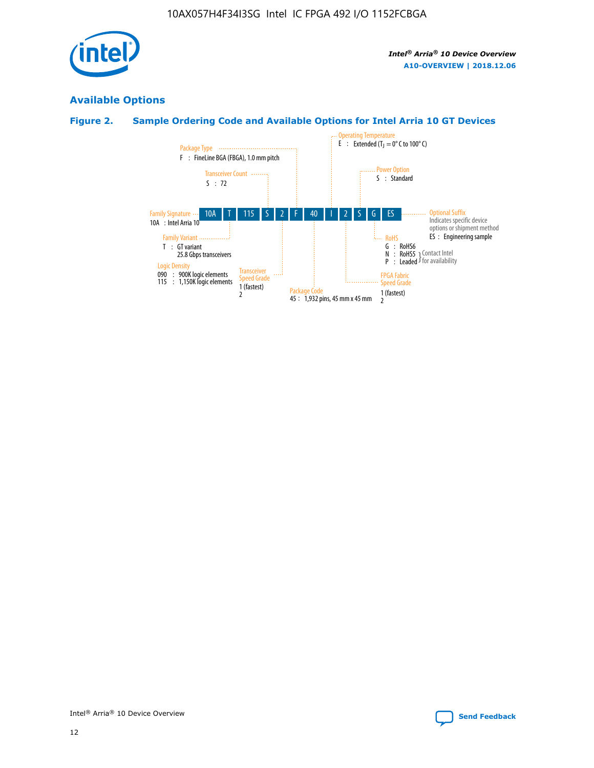## Available Options

### Figure 2. Sample Ordering Code and Available Options for Intel Arria 10 GT Devices

| 10A | T | 115 | S | 2 | F | 40 | I | 2 | S | G | ES |
|---|---|---|---|---|---|---|---|---|---|---|---|

**Family Signature**
10A : Intel Arria 10

**Family Variant**
T : GT variant
25.8 Gbps transceivers

**Logic Density**
090 : 900K logic elements
115 : 1,150K logic elements

**Transceiver Count**
S : 72

**Transceiver Speed Grade**
1 (fastest)
2

**Package Type**
F : FineLine BGA (FBGA), 1.0 mm pitch

**Package Code**
45 : 1,932 pins, 45 mm x 45 mm

**Operating Temperature**
E : Extended ($T_J$ = 0° C to 100° C)

**FPGA Fabric Speed Grade**
1 (fastest)
2

**Power Option**
S : Standard

**RoHS**
G : RoHS6
N : RoHS5 } Contact Intel for availability
P : Leaded } Contact Intel for availability

**Optional Suffix**
Indicates specific device options or shipment method
ES : Engineering sample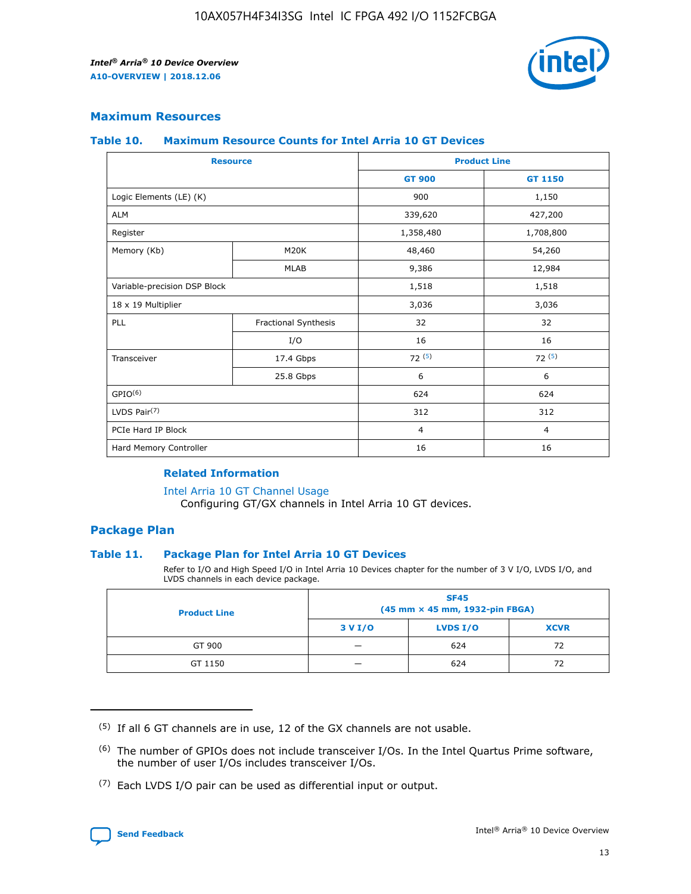## Maximum Resources

### Table 10. Maximum Resource Counts for Intel Arria 10 GT Devices

| Resource | | Product Line | |
|---|---|---|---|
| | | GT 900 | GT 1150 |
| Logic Elements (LE) (K) | | 900 | 1,150 |
| ALM | | 339,620 | 427,200 |
| Register | | 1,358,480 | 1,708,800 |
| Memory (Kb) | M20K | 48,460 | 54,260 |
| | MLAB | 9,386 | 12,984 |
| Variable-precision DSP Block | | 1,518 | 1,518 |
| 18 x 19 Multiplier | | 3,036 | 3,036 |
| PLL | Fractional Synthesis | 32 | 32 |
| | I/O | 16 | 16 |
| Transceiver | 17.4 Gbps | 72 (5) | 72 (5) |
| | 25.8 Gbps | 6 | 6 |
| GPIO(6) | | 624 | 624 |
| LVDS Pair(7) | | 312 | 312 |
| PCIe Hard IP Block | | 4 | 4 |
| Hard Memory Controller | | 16 | 16 |

#### Related Information

Intel Arria 10 GT Channel Usage
Configuring GT/GX channels in Intel Arria 10 GT devices.

## Package Plan

### Table 11. Package Plan for Intel Arria 10 GT Devices

Refer to I/O and High Speed I/O in Intel Arria 10 Devices chapter for the number of 3 V I/O, LVDS I/O, and LVDS channels in each device package.

| Product Line | SF45 (45 mm × 45 mm, 1932-pin FBGA) | | |
|---|---|---|---|
| | 3 V I/O | LVDS I/O | XCVR |
| GT 900 | — | 624 | 72 |
| GT 1150 | — | 624 | 72 |

(5) If all 6 GT channels are in use, 12 of the GX channels are not usable.

(6) The number of GPIOs does not include transceiver I/Os. In the Intel Quartus Prime software, the number of user I/Os includes transceiver I/Os.

(7) Each LVDS I/O pair can be used as differential input or output.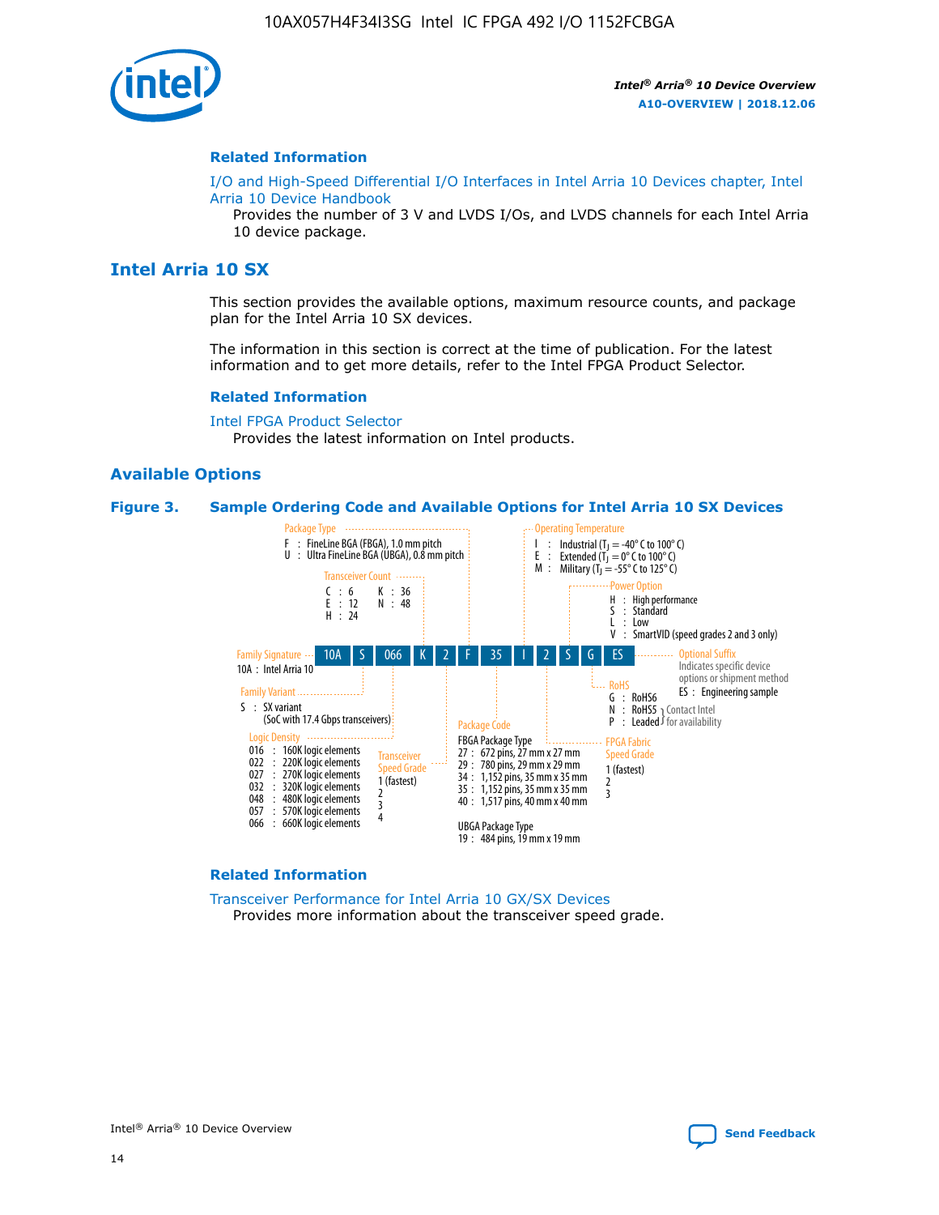#### Related Information

I/O and High-Speed Differential I/O Interfaces in Intel Arria 10 Devices chapter, Intel Arria 10 Device Handbook

Provides the number of 3 V and LVDS I/Os, and LVDS channels for each Intel Arria 10 device package.

## Intel Arria 10 SX

This section provides the available options, maximum resource counts, and package plan for the Intel Arria 10 SX devices.

The information in this section is correct at the time of publication. For the latest information and to get more details, refer to the Intel FPGA Product Selector.

#### Related Information

Intel FPGA Product Selector

Provides the latest information on Intel products.

### Available Options

**Figure 3. Sample Ordering Code and Available Options for Intel Arria 10 SX Devices**

Sample ordering code: 10A | S | 066 | K | 2 | F | 35 | I | 2 | S | G | ES

- **Family Signature**
  - 10A : Intel Arria 10
- **Family Variant**
  - S : SX variant (SoC with 17.4 Gbps transceivers)
- **Logic Density**
  - 016 : 160K logic elements
  - 022 : 220K logic elements
  - 027 : 270K logic elements
  - 032 : 320K logic elements
  - 048 : 480K logic elements
  - 057 : 570K logic elements
  - 066 : 660K logic elements
- **Transceiver Count**
  - C : 6
  - E : 12
  - H : 24
  - K : 36
  - N : 48
- **Transceiver Speed Grade**
  - 1 (fastest)
  - 2
  - 3
  - 4
- **Package Type**
  - F : FineLine BGA (FBGA), 1.0 mm pitch
  - U : Ultra FineLine BGA (UBGA), 0.8 mm pitch
- **Package Code**
  - FBGA Package Type
    - 27 : 672 pins, 27 mm x 27 mm
    - 29 : 780 pins, 29 mm x 29 mm
    - 34 : 1,152 pins, 35 mm x 35 mm
    - 35 : 1,152 pins, 35 mm x 35 mm
    - 40 : 1,517 pins, 40 mm x 40 mm
  - UBGA Package Type
    - 19 : 484 pins, 19 mm x 19 mm
- **Operating Temperature**
  - I : Industrial ($T_J$ = -40° C to 100° C)
  - E : Extended ($T_J$ = 0° C to 100° C)
  - M : Military ($T_J$ = -55° C to 125° C)
- **FPGA Fabric Speed Grade**
  - 1 (fastest)
  - 2
  - 3
- **Power Option**
  - H : High performance
  - S : Standard
  - L : Low
  - V : SmartVID (speed grades 2 and 3 only)
- **RoHS**
  - G : RoHS6
  - N : RoHS5 (Contact Intel for availability)
  - P : Leaded (Contact Intel for availability)
- **Optional Suffix**
  - Indicates specific device options or shipment method
  - ES : Engineering sample

#### Related Information

Transceiver Performance for Intel Arria 10 GX/SX Devices

Provides more information about the transceiver speed grade.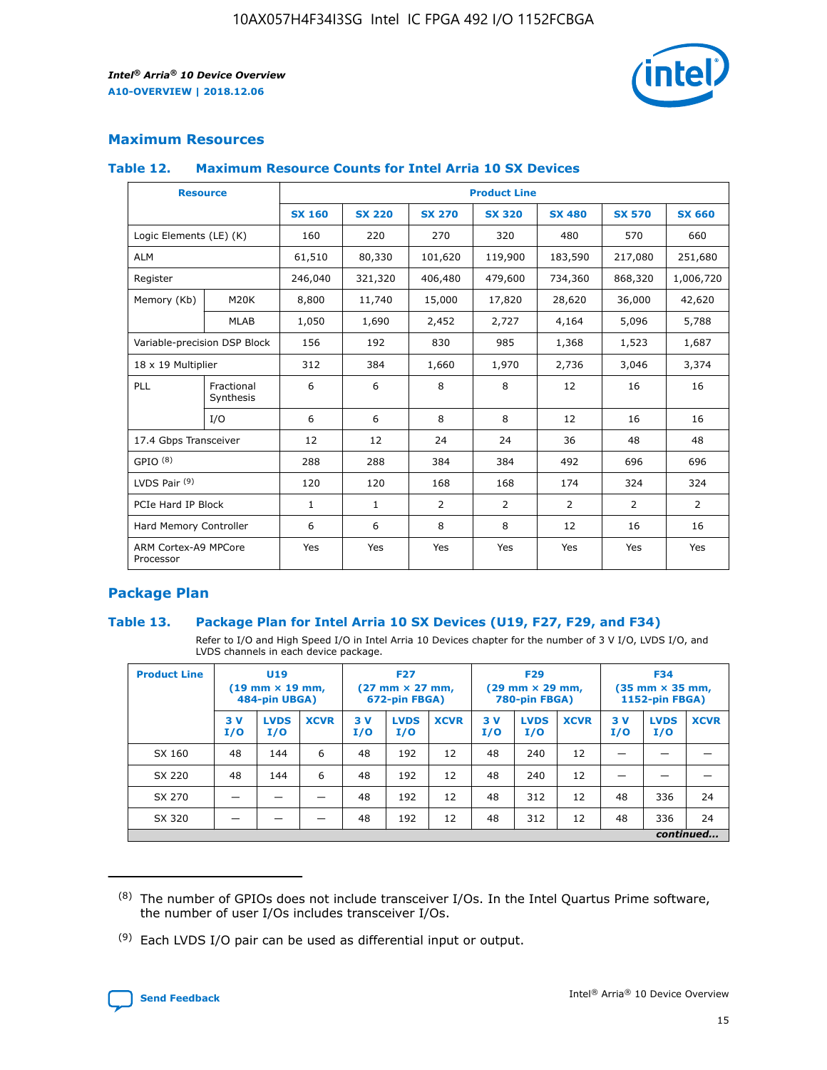## Maximum Resources

### Table 12. Maximum Resource Counts for Intel Arria 10 SX Devices

| Resource | | Product Line | | | | | | |
|---|---|---|---|---|---|---|---|---|
| | | SX 160 | SX 220 | SX 270 | SX 320 | SX 480 | SX 570 | SX 660 |
| Logic Elements (LE) (K) | | 160 | 220 | 270 | 320 | 480 | 570 | 660 |
| ALM | | 61,510 | 80,330 | 101,620 | 119,900 | 183,590 | 217,080 | 251,680 |
| Register | | 246,040 | 321,320 | 406,480 | 479,600 | 734,360 | 868,320 | 1,006,720 |
| Memory (Kb) | M20K | 8,800 | 11,740 | 15,000 | 17,820 | 28,620 | 36,000 | 42,620 |
| | MLAB | 1,050 | 1,690 | 2,452 | 2,727 | 4,164 | 5,096 | 5,788 |
| Variable-precision DSP Block | | 156 | 192 | 830 | 985 | 1,368 | 1,523 | 1,687 |
| 18 x 19 Multiplier | | 312 | 384 | 1,660 | 1,970 | 2,736 | 3,046 | 3,374 |
| PLL | Fractional Synthesis | 6 | 6 | 8 | 8 | 12 | 16 | 16 |
| | I/O | 6 | 6 | 8 | 8 | 12 | 16 | 16 |
| 17.4 Gbps Transceiver | | 12 | 12 | 24 | 24 | 36 | 48 | 48 |
| GPIO [(8)] | | 288 | 288 | 384 | 384 | 492 | 696 | 696 |
| LVDS Pair [(9)] | | 120 | 120 | 168 | 168 | 174 | 324 | 324 |
| PCIe Hard IP Block | | 1 | 1 | 2 | 2 | 2 | 2 | 2 |
| Hard Memory Controller | | 6 | 6 | 8 | 8 | 12 | 16 | 16 |
| ARM Cortex-A9 MPCore Processor | | Yes | Yes | Yes | Yes | Yes | Yes | Yes |

## Package Plan

### Table 13. Package Plan for Intel Arria 10 SX Devices (U19, F27, F29, and F34)

Refer to I/O and High Speed I/O in Intel Arria 10 Devices chapter for the number of 3 V I/O, LVDS I/O, and LVDS channels in each device package.

| Product Line | U19 (19 mm × 19 mm, 484-pin UBGA) | | | F27 (27 mm × 27 mm, 672-pin FBGA) | | | F29 (29 mm × 29 mm, 780-pin FBGA) | | | F34 (35 mm × 35 mm, 1152-pin FBGA) | | |
|---|---|---|---|---|---|---|---|---|---|---|---|---|
| | 3 V I/O | LVDS I/O | XCVR | 3 V I/O | LVDS I/O | XCVR | 3 V I/O | LVDS I/O | XCVR | 3 V I/O | LVDS I/O | XCVR |
| SX 160 | 48 | 144 | 6 | 48 | 192 | 12 | 48 | 240 | 12 | — | — | — |
| SX 220 | 48 | 144 | 6 | 48 | 192 | 12 | 48 | 240 | 12 | — | — | — |
| SX 270 | — | — | — | 48 | 192 | 12 | 48 | 312 | 12 | 48 | 336 | 24 |
| SX 320 | — | — | — | 48 | 192 | 12 | 48 | 312 | 12 | 48 | 336 | 24 |

*continued...*

(8) The number of GPIOs does not include transceiver I/Os. In the Intel Quartus Prime software, the number of user I/Os includes transceiver I/Os.

(9) Each LVDS I/O pair can be used as differential input or output.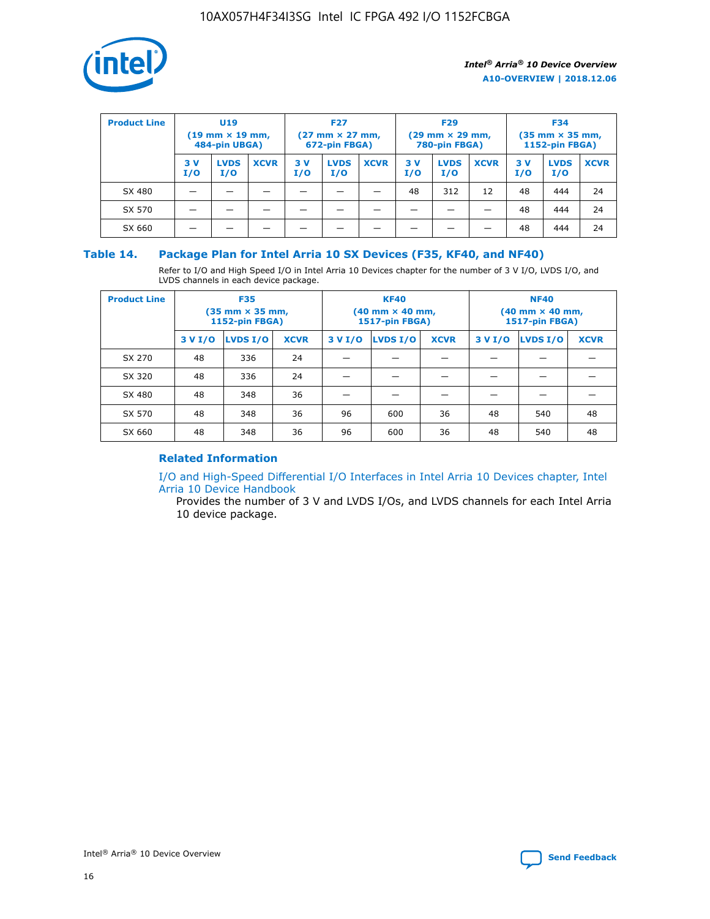| Product Line | U19 (19 mm × 19 mm, 484-pin UBGA) | | | F27 (27 mm × 27 mm, 672-pin FBGA) | | | F29 (29 mm × 29 mm, 780-pin FBGA) | | | F34 (35 mm × 35 mm, 1152-pin FBGA) | | |
|---|---|---|---|---|---|---|---|---|---|---|---|---|
| | 3 V I/O | LVDS I/O | XCVR | 3 V I/O | LVDS I/O | XCVR | 3 V I/O | LVDS I/O | XCVR | 3 V I/O | LVDS I/O | XCVR |
| SX 480 | — | — | — | — | — | — | 48 | 312 | 12 | 48 | 444 | 24 |
| SX 570 | — | — | — | — | — | — | — | — | — | 48 | 444 | 24 |
| SX 660 | — | — | — | — | — | — | — | — | — | 48 | 444 | 24 |

## Table 14. Package Plan for Intel Arria 10 SX Devices (F35, KF40, and NF40)

Refer to I/O and High Speed I/O in Intel Arria 10 Devices chapter for the number of 3 V I/O, LVDS I/O, and LVDS channels in each device package.

| Product Line | F35 (35 mm × 35 mm, 1152-pin FBGA) | | | KF40 (40 mm × 40 mm, 1517-pin FBGA) | | | NF40 (40 mm × 40 mm, 1517-pin FBGA) | | |
|---|---|---|---|---|---|---|---|---|---|
| | 3 V I/O | LVDS I/O | XCVR | 3 V I/O | LVDS I/O | XCVR | 3 V I/O | LVDS I/O | XCVR |
| SX 270 | 48 | 336 | 24 | — | — | — | — | — | — |
| SX 320 | 48 | 336 | 24 | — | — | — | — | — | — |
| SX 480 | 48 | 348 | 36 | — | — | — | — | — | — |
| SX 570 | 48 | 348 | 36 | 96 | 600 | 36 | 48 | 540 | 48 |
| SX 660 | 48 | 348 | 36 | 96 | 600 | 36 | 48 | 540 | 48 |

### Related Information

I/O and High-Speed Differential I/O Interfaces in Intel Arria 10 Devices chapter, Intel Arria 10 Device Handbook

Provides the number of 3 V and LVDS I/Os, and LVDS channels for each Intel Arria 10 device package.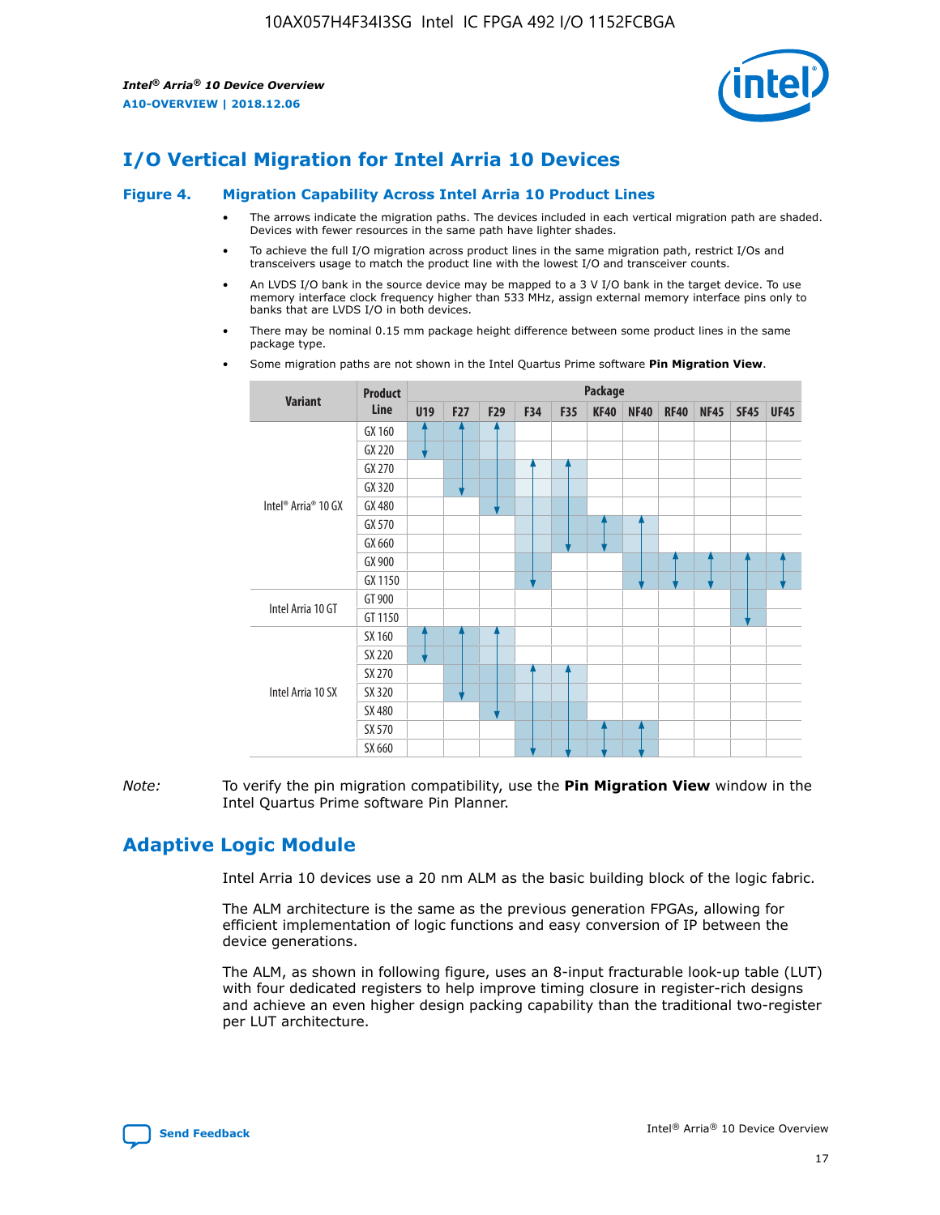# I/O Vertical Migration for Intel Arria 10 Devices

**Figure 4. Migration Capability Across Intel Arria 10 Product Lines**

- The arrows indicate the migration paths. The devices included in each vertical migration path are shaded. Devices with fewer resources in the same path have lighter shades.
- To achieve the full I/O migration across product lines in the same migration path, restrict I/Os and transceivers usage to match the product line with the lowest I/O and transceiver counts.
- An LVDS I/O bank in the source device may be mapped to a 3 V I/O bank in the target device. To use memory interface clock frequency higher than 533 MHz, assign external memory interface pins only to banks that are LVDS I/O in both devices.
- There may be nominal 0.15 mm package height difference between some product lines in the same package type.
- Some migration paths are not shown in the Intel Quartus Prime software **Pin Migration View**.

| Variant | Product Line | Package | | | | | | | | | | |
|---|---|---|---|---|---|---|---|---|---|---|---|---|
| | | U19 | F27 | F29 | F34 | F35 | KF40 | NF40 | RF40 | NF45 | SF45 | UF45 |
| Intel® Arria® 10 GX | GX 160 | | | | | | | | | | | |
| | GX 220 | | | | | | | | | | | |
| | GX 270 | | | | | | | | | | | |
| | GX 320 | | | | | | | | | | | |
| | GX 480 | | | | | | | | | | | |
| | GX 570 | | | | | | | | | | | |
| | GX 660 | | | | | | | | | | | |
| | GX 900 | | | | | | | | | | | |
| | GX 1150 | | | | | | | | | | | |
| Intel Arria 10 GT | GT 900 | | | | | | | | | | | |
| | GT 1150 | | | | | | | | | | | |
| Intel Arria 10 SX | SX 160 | | | | | | | | | | | |
| | SX 220 | | | | | | | | | | | |
| | SX 270 | | | | | | | | | | | |
| | SX 320 | | | | | | | | | | | |
| | SX 480 | | | | | | | | | | | |
| | SX 570 | | | | | | | | | | | |
| | SX 660 | | | | | | | | | | | |

*Note:* To verify the pin migration compatibility, use the **Pin Migration View** window in the Intel Quartus Prime software Pin Planner.

# Adaptive Logic Module

Intel Arria 10 devices use a 20 nm ALM as the basic building block of the logic fabric.

The ALM architecture is the same as the previous generation FPGAs, allowing for efficient implementation of logic functions and easy conversion of IP between the device generations.

The ALM, as shown in following figure, uses an 8-input fracturable look-up table (LUT) with four dedicated registers to help improve timing closure in register-rich designs and achieve an even higher design packing capability than the traditional two-register per LUT architecture.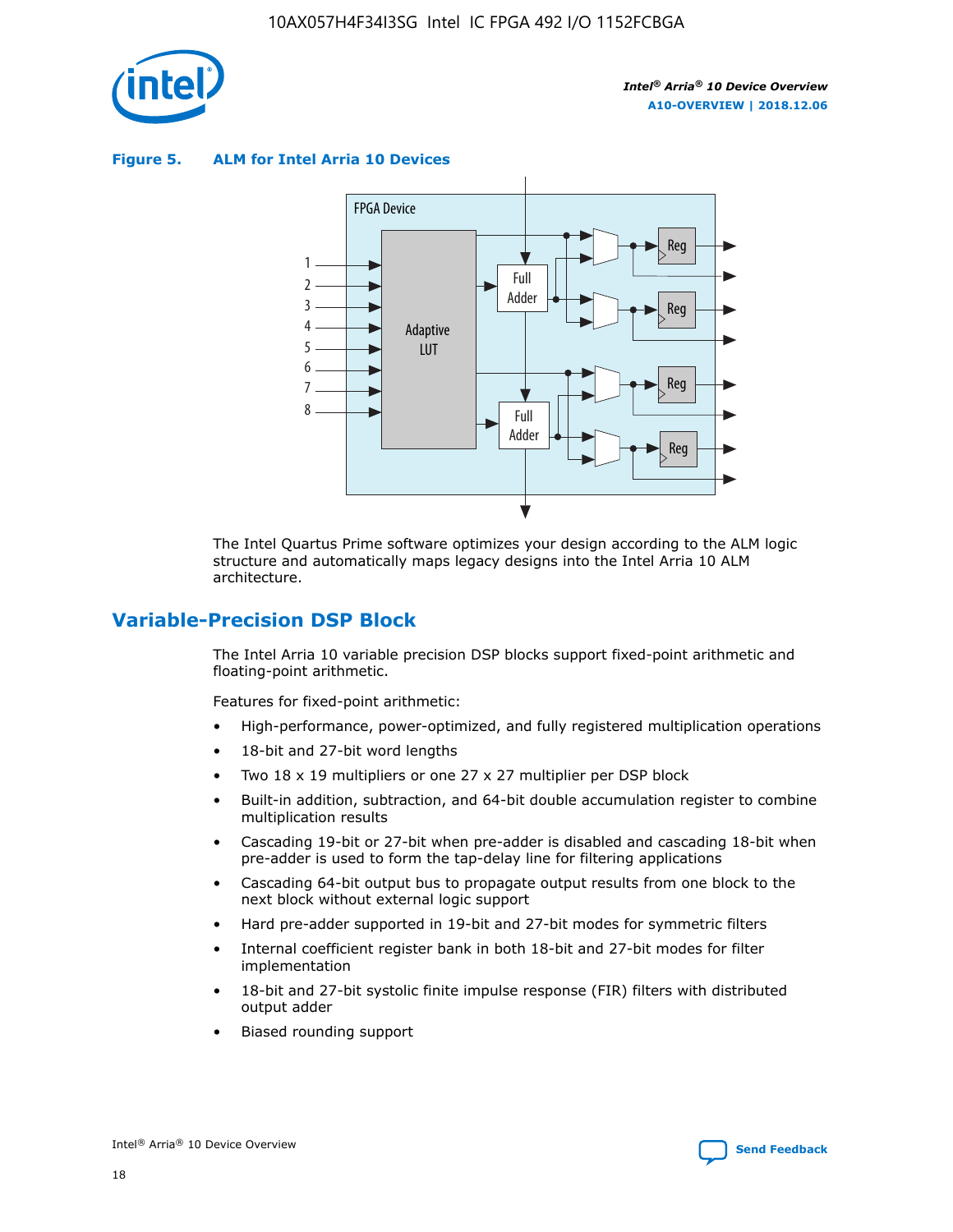**Figure 5. ALM for Intel Arria 10 Devices**

The Intel Quartus Prime software optimizes your design according to the ALM logic structure and automatically maps legacy designs into the Intel Arria 10 ALM architecture.

## Variable-Precision DSP Block

The Intel Arria 10 variable precision DSP blocks support fixed-point arithmetic and floating-point arithmetic.

Features for fixed-point arithmetic:

- High-performance, power-optimized, and fully registered multiplication operations
- 18-bit and 27-bit word lengths
- Two 18 x 19 multipliers or one 27 x 27 multiplier per DSP block
- Built-in addition, subtraction, and 64-bit double accumulation register to combine multiplication results
- Cascading 19-bit or 27-bit when pre-adder is disabled and cascading 18-bit when pre-adder is used to form the tap-delay line for filtering applications
- Cascading 64-bit output bus to propagate output results from one block to the next block without external logic support
- Hard pre-adder supported in 19-bit and 27-bit modes for symmetric filters
- Internal coefficient register bank in both 18-bit and 27-bit modes for filter implementation
- 18-bit and 27-bit systolic finite impulse response (FIR) filters with distributed output adder
- Biased rounding support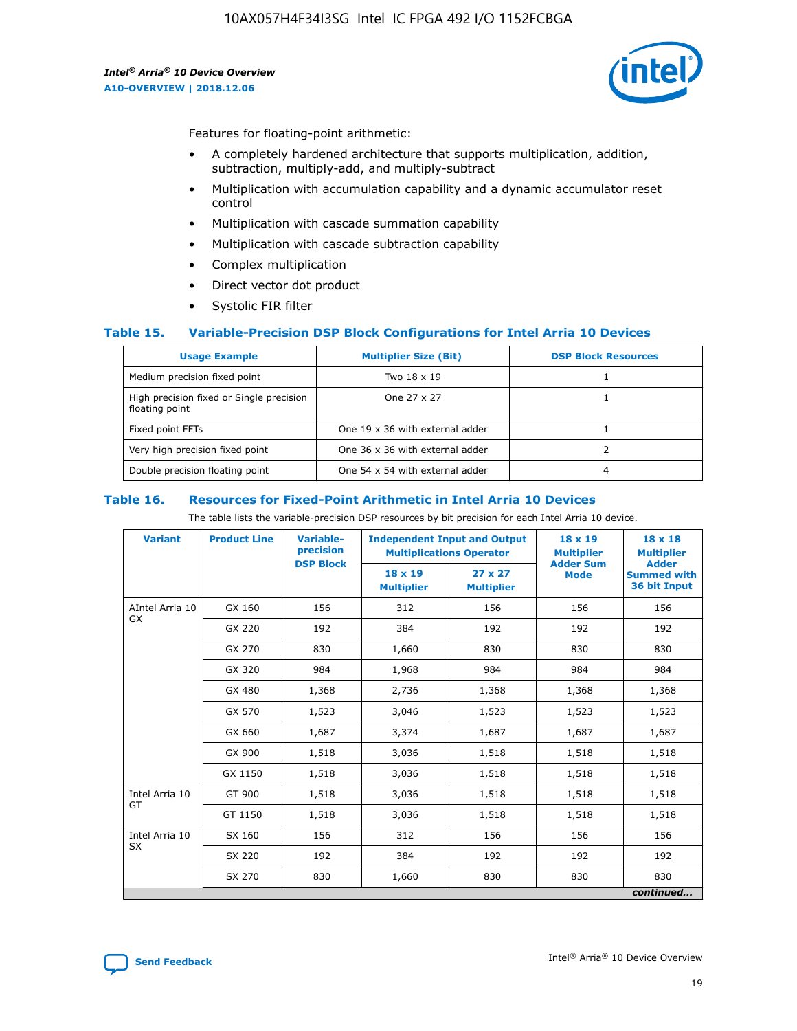Features for floating-point arithmetic:

- A completely hardened architecture that supports multiplication, addition, subtraction, multiply-add, and multiply-subtract
- Multiplication with accumulation capability and a dynamic accumulator reset control
- Multiplication with cascade summation capability
- Multiplication with cascade subtraction capability
- Complex multiplication
- Direct vector dot product
- Systolic FIR filter

### Table 15. Variable-Precision DSP Block Configurations for Intel Arria 10 Devices

| Usage Example | Multiplier Size (Bit) | DSP Block Resources |
|---|---|---|
| Medium precision fixed point | Two 18 x 19 | 1 |
| High precision fixed or Single precision floating point | One 27 x 27 | 1 |
| Fixed point FFTs | One 19 x 36 with external adder | 1 |
| Very high precision fixed point | One 36 x 36 with external adder | 2 |
| Double precision floating point | One 54 x 54 with external adder | 4 |

### Table 16. Resources for Fixed-Point Arithmetic in Intel Arria 10 Devices

The table lists the variable-precision DSP resources by bit precision for each Intel Arria 10 device.

| Variant | Product Line | Variable-precision DSP Block | Independent Input and Output Multiplications Operator | | 18 x 19 Multiplier Adder Sum Mode | 18 x 18 Multiplier Adder Summed with 36 bit Input |
|---|---|---|---|---|---|---|
| | | | 18 x 19 Multiplier | 27 x 27 Multiplier | | |
| AIntel Arria 10 GX | GX 160 | 156 | 312 | 156 | 156 | 156 |
| | GX 220 | 192 | 384 | 192 | 192 | 192 |
| | GX 270 | 830 | 1,660 | 830 | 830 | 830 |
| | GX 320 | 984 | 1,968 | 984 | 984 | 984 |
| | GX 480 | 1,368 | 2,736 | 1,368 | 1,368 | 1,368 |
| | GX 570 | 1,523 | 3,046 | 1,523 | 1,523 | 1,523 |
| | GX 660 | 1,687 | 3,374 | 1,687 | 1,687 | 1,687 |
| | GX 900 | 1,518 | 3,036 | 1,518 | 1,518 | 1,518 |
| | GX 1150 | 1,518 | 3,036 | 1,518 | 1,518 | 1,518 |
| Intel Arria 10 GT | GT 900 | 1,518 | 3,036 | 1,518 | 1,518 | 1,518 |
| | GT 1150 | 1,518 | 3,036 | 1,518 | 1,518 | 1,518 |
| Intel Arria 10 SX | SX 160 | 156 | 312 | 156 | 156 | 156 |
| | SX 220 | 192 | 384 | 192 | 192 | 192 |
| | SX 270 | 830 | 1,660 | 830 | 830 | 830 |

*continued...*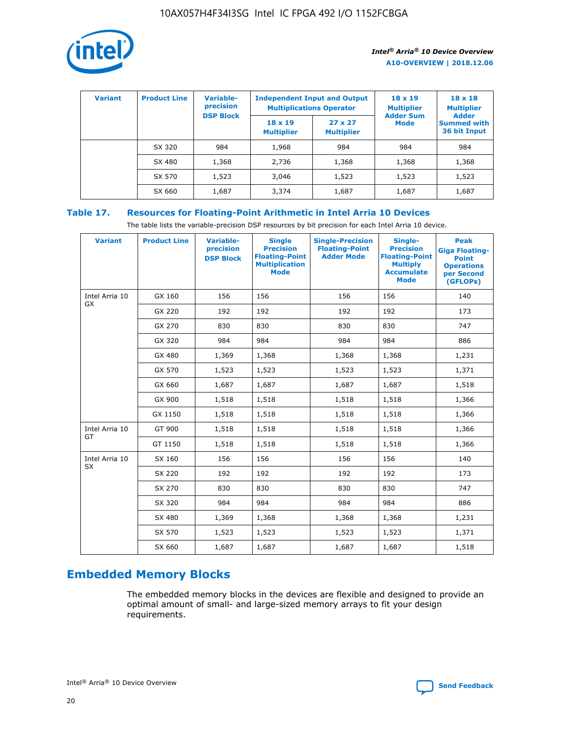| Variant | Product Line | Variable-precision DSP Block | Independent Input and Output Multiplications Operator | | 18 x 19 Multiplier Adder Sum Mode | 18 x 18 Multiplier Adder Summed with 36 bit Input |
|---|---|---|---|---|---|---|
| | | | 18 x 19 Multiplier | 27 x 27 Multiplier | | |
| | SX 320 | 984 | 1,968 | 984 | 984 | 984 |
| | SX 480 | 1,368 | 2,736 | 1,368 | 1,368 | 1,368 |
| | SX 570 | 1,523 | 3,046 | 1,523 | 1,523 | 1,523 |
| | SX 660 | 1,687 | 3,374 | 1,687 | 1,687 | 1,687 |

## Table 17. Resources for Floating-Point Arithmetic in Intel Arria 10 Devices

The table lists the variable-precision DSP resources by bit precision for each Intel Arria 10 device.

| Variant | Product Line | Variable-precision DSP Block | Single Precision Floating-Point Multiplication Mode | Single-Precision Floating-Point Adder Mode | Single-Precision Floating-Point Multiply Accumulate Mode | Peak Giga Floating-Point Operations per Second (GFLOPs) |
|---|---|---|---|---|---|---|
| Intel Arria 10 GX | GX 160 | 156 | 156 | 156 | 156 | 140 |
| | GX 220 | 192 | 192 | 192 | 192 | 173 |
| | GX 270 | 830 | 830 | 830 | 830 | 747 |
| | GX 320 | 984 | 984 | 984 | 984 | 886 |
| | GX 480 | 1,369 | 1,368 | 1,368 | 1,368 | 1,231 |
| | GX 570 | 1,523 | 1,523 | 1,523 | 1,523 | 1,371 |
| | GX 660 | 1,687 | 1,687 | 1,687 | 1,687 | 1,518 |
| | GX 900 | 1,518 | 1,518 | 1,518 | 1,518 | 1,366 |
| | GX 1150 | 1,518 | 1,518 | 1,518 | 1,518 | 1,366 |
| Intel Arria 10 GT | GT 900 | 1,518 | 1,518 | 1,518 | 1,518 | 1,366 |
| | GT 1150 | 1,518 | 1,518 | 1,518 | 1,518 | 1,366 |
| Intel Arria 10 SX | SX 160 | 156 | 156 | 156 | 156 | 140 |
| | SX 220 | 192 | 192 | 192 | 192 | 173 |
| | SX 270 | 830 | 830 | 830 | 830 | 747 |
| | SX 320 | 984 | 984 | 984 | 984 | 886 |
| | SX 480 | 1,369 | 1,368 | 1,368 | 1,368 | 1,231 |
| | SX 570 | 1,523 | 1,523 | 1,523 | 1,523 | 1,371 |
| | SX 660 | 1,687 | 1,687 | 1,687 | 1,687 | 1,518 |

## Embedded Memory Blocks

The embedded memory blocks in the devices are flexible and designed to provide an optimal amount of small- and large-sized memory arrays to fit your design requirements.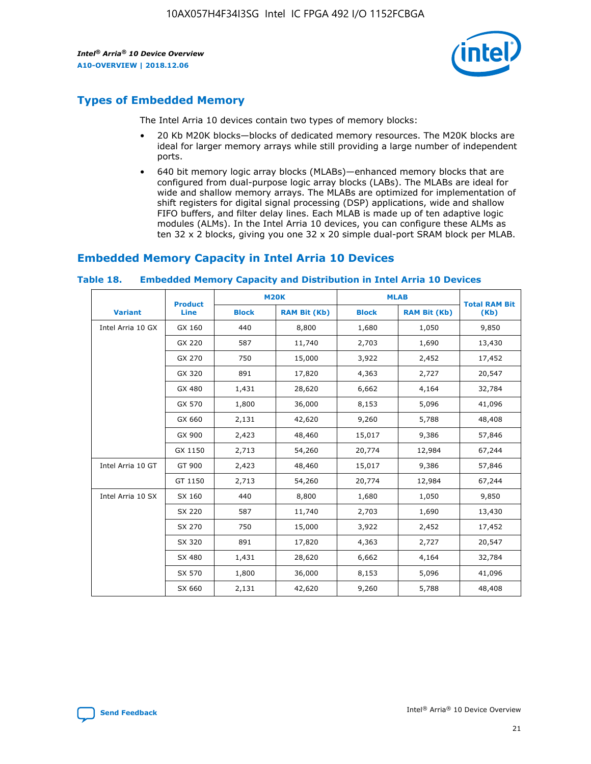## Types of Embedded Memory

The Intel Arria 10 devices contain two types of memory blocks:

- 20 Kb M20K blocks—blocks of dedicated memory resources. The M20K blocks are ideal for larger memory arrays while still providing a large number of independent ports.
- 640 bit memory logic array blocks (MLABs)—enhanced memory blocks that are configured from dual-purpose logic array blocks (LABs). The MLABs are ideal for wide and shallow memory arrays. The MLABs are optimized for implementation of shift registers for digital signal processing (DSP) applications, wide and shallow FIFO buffers, and filter delay lines. Each MLAB is made up of ten adaptive logic modules (ALMs). In the Intel Arria 10 devices, you can configure these ALMs as ten 32 x 2 blocks, giving you one 32 x 20 simple dual-port SRAM block per MLAB.

## Embedded Memory Capacity in Intel Arria 10 Devices

### Table 18. Embedded Memory Capacity and Distribution in Intel Arria 10 Devices

| Variant | Product Line | M20K | | MLAB | | Total RAM Bit (Kb) |
|---|---|---|---|---|---|---|
| | | Block | RAM Bit (Kb) | Block | RAM Bit (Kb) | |
| Intel Arria 10 GX | GX 160 | 440 | 8,800 | 1,680 | 1,050 | 9,850 |
| | GX 220 | 587 | 11,740 | 2,703 | 1,690 | 13,430 |
| | GX 270 | 750 | 15,000 | 3,922 | 2,452 | 17,452 |
| | GX 320 | 891 | 17,820 | 4,363 | 2,727 | 20,547 |
| | GX 480 | 1,431 | 28,620 | 6,662 | 4,164 | 32,784 |
| | GX 570 | 1,800 | 36,000 | 8,153 | 5,096 | 41,096 |
| | GX 660 | 2,131 | 42,620 | 9,260 | 5,788 | 48,408 |
| | GX 900 | 2,423 | 48,460 | 15,017 | 9,386 | 57,846 |
| | GX 1150 | 2,713 | 54,260 | 20,774 | 12,984 | 67,244 |
| Intel Arria 10 GT | GT 900 | 2,423 | 48,460 | 15,017 | 9,386 | 57,846 |
| | GT 1150 | 2,713 | 54,260 | 20,774 | 12,984 | 67,244 |
| Intel Arria 10 SX | SX 160 | 440 | 8,800 | 1,680 | 1,050 | 9,850 |
| | SX 220 | 587 | 11,740 | 2,703 | 1,690 | 13,430 |
| | SX 270 | 750 | 15,000 | 3,922 | 2,452 | 17,452 |
| | SX 320 | 891 | 17,820 | 4,363 | 2,727 | 20,547 |
| | SX 480 | 1,431 | 28,620 | 6,662 | 4,164 | 32,784 |
| | SX 570 | 1,800 | 36,000 | 8,153 | 5,096 | 41,096 |
| | SX 660 | 2,131 | 42,620 | 9,260 | 5,788 | 48,408 |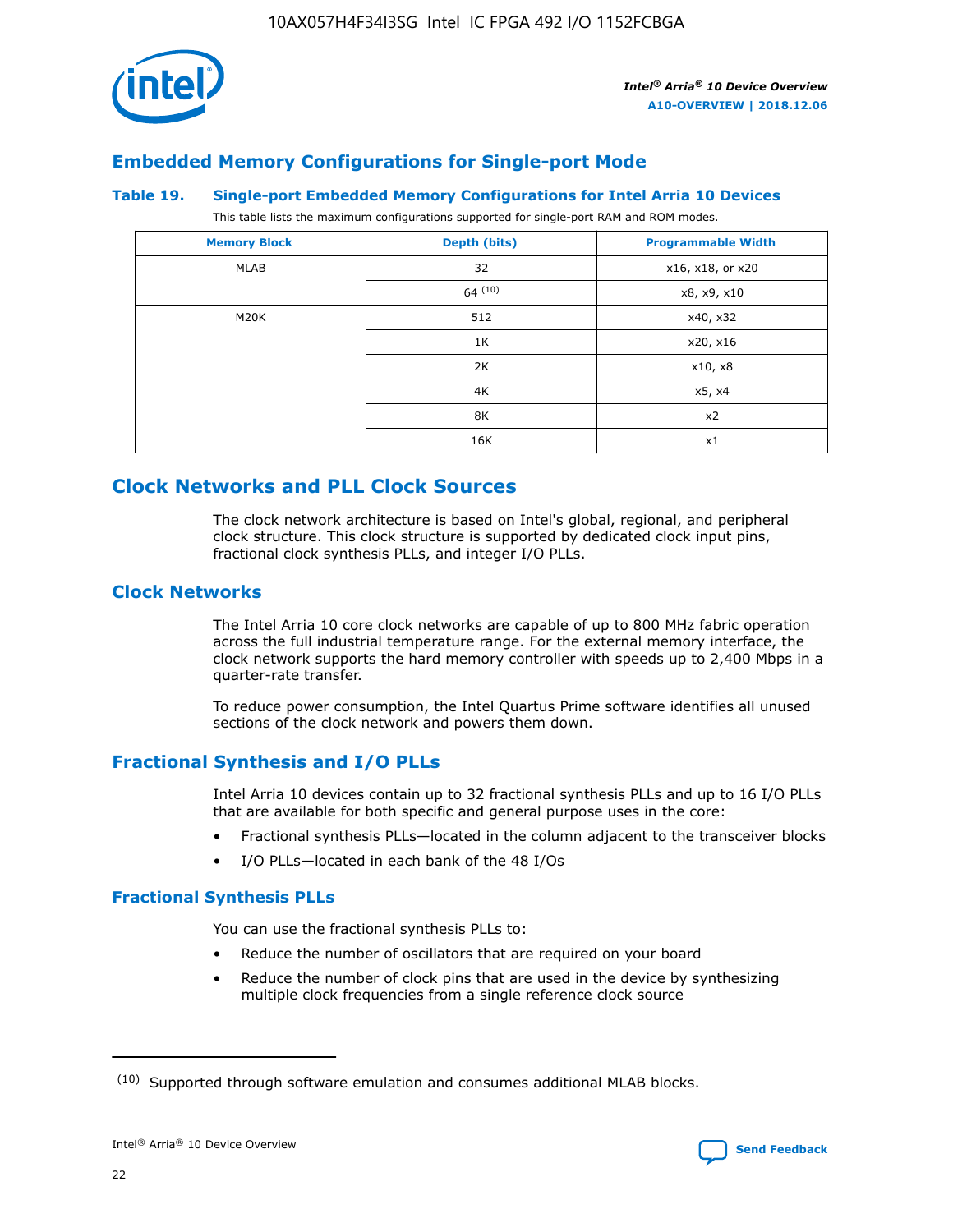## Embedded Memory Configurations for Single-port Mode

### Table 19. Single-port Embedded Memory Configurations for Intel Arria 10 Devices

This table lists the maximum configurations supported for single-port RAM and ROM modes.

| Memory Block | Depth (bits) | Programmable Width |
| --- | --- | --- |
| MLAB | 32 | x16, x18, or x20 |
| | 64 [(10)] | x8, x9, x10 |
| M20K | 512 | x40, x32 |
| | 1K | x20, x16 |
| | 2K | x10, x8 |
| | 4K | x5, x4 |
| | 8K | x2 |
| | 16K | x1 |

## Clock Networks and PLL Clock Sources

The clock network architecture is based on Intel's global, regional, and peripheral clock structure. This clock structure is supported by dedicated clock input pins, fractional clock synthesis PLLs, and integer I/O PLLs.

### Clock Networks

The Intel Arria 10 core clock networks are capable of up to 800 MHz fabric operation across the full industrial temperature range. For the external memory interface, the clock network supports the hard memory controller with speeds up to 2,400 Mbps in a quarter-rate transfer.

To reduce power consumption, the Intel Quartus Prime software identifies all unused sections of the clock network and powers them down.

### Fractional Synthesis and I/O PLLs

Intel Arria 10 devices contain up to 32 fractional synthesis PLLs and up to 16 I/O PLLs that are available for both specific and general purpose uses in the core:

- Fractional synthesis PLLs—located in the column adjacent to the transceiver blocks
- I/O PLLs—located in each bank of the 48 I/Os

#### Fractional Synthesis PLLs

You can use the fractional synthesis PLLs to:

- Reduce the number of oscillators that are required on your board
- Reduce the number of clock pins that are used in the device by synthesizing multiple clock frequencies from a single reference clock source

(10) Supported through software emulation and consumes additional MLAB blocks.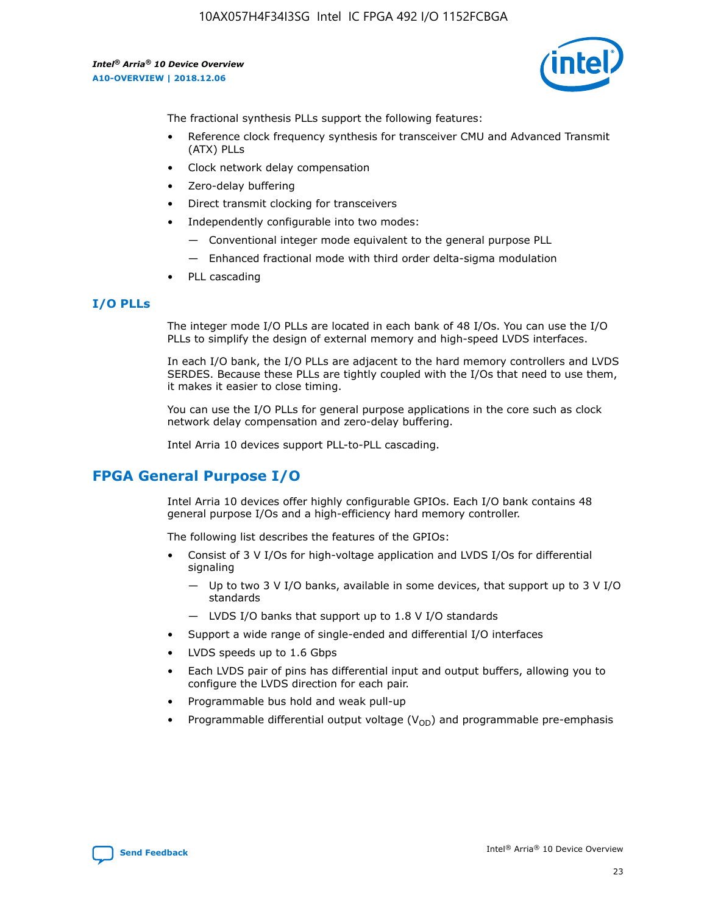The fractional synthesis PLLs support the following features:

- Reference clock frequency synthesis for transceiver CMU and Advanced Transmit (ATX) PLLs
- Clock network delay compensation
- Zero-delay buffering
- Direct transmit clocking for transceivers
- Independently configurable into two modes:
  - Conventional integer mode equivalent to the general purpose PLL
  - Enhanced fractional mode with third order delta-sigma modulation
- PLL cascading

## I/O PLLs

The integer mode I/O PLLs are located in each bank of 48 I/Os. You can use the I/O PLLs to simplify the design of external memory and high-speed LVDS interfaces.

In each I/O bank, the I/O PLLs are adjacent to the hard memory controllers and LVDS SERDES. Because these PLLs are tightly coupled with the I/Os that need to use them, it makes it easier to close timing.

You can use the I/O PLLs for general purpose applications in the core such as clock network delay compensation and zero-delay buffering.

Intel Arria 10 devices support PLL-to-PLL cascading.

# FPGA General Purpose I/O

Intel Arria 10 devices offer highly configurable GPIOs. Each I/O bank contains 48 general purpose I/Os and a high-efficiency hard memory controller.

The following list describes the features of the GPIOs:

- Consist of 3 V I/Os for high-voltage application and LVDS I/Os for differential signaling
  - Up to two 3 V I/O banks, available in some devices, that support up to 3 V I/O standards
  - LVDS I/O banks that support up to 1.8 V I/O standards
- Support a wide range of single-ended and differential I/O interfaces
- LVDS speeds up to 1.6 Gbps
- Each LVDS pair of pins has differential input and output buffers, allowing you to configure the LVDS direction for each pair.
- Programmable bus hold and weak pull-up
- Programmable differential output voltage ($V_{OD}$) and programmable pre-emphasis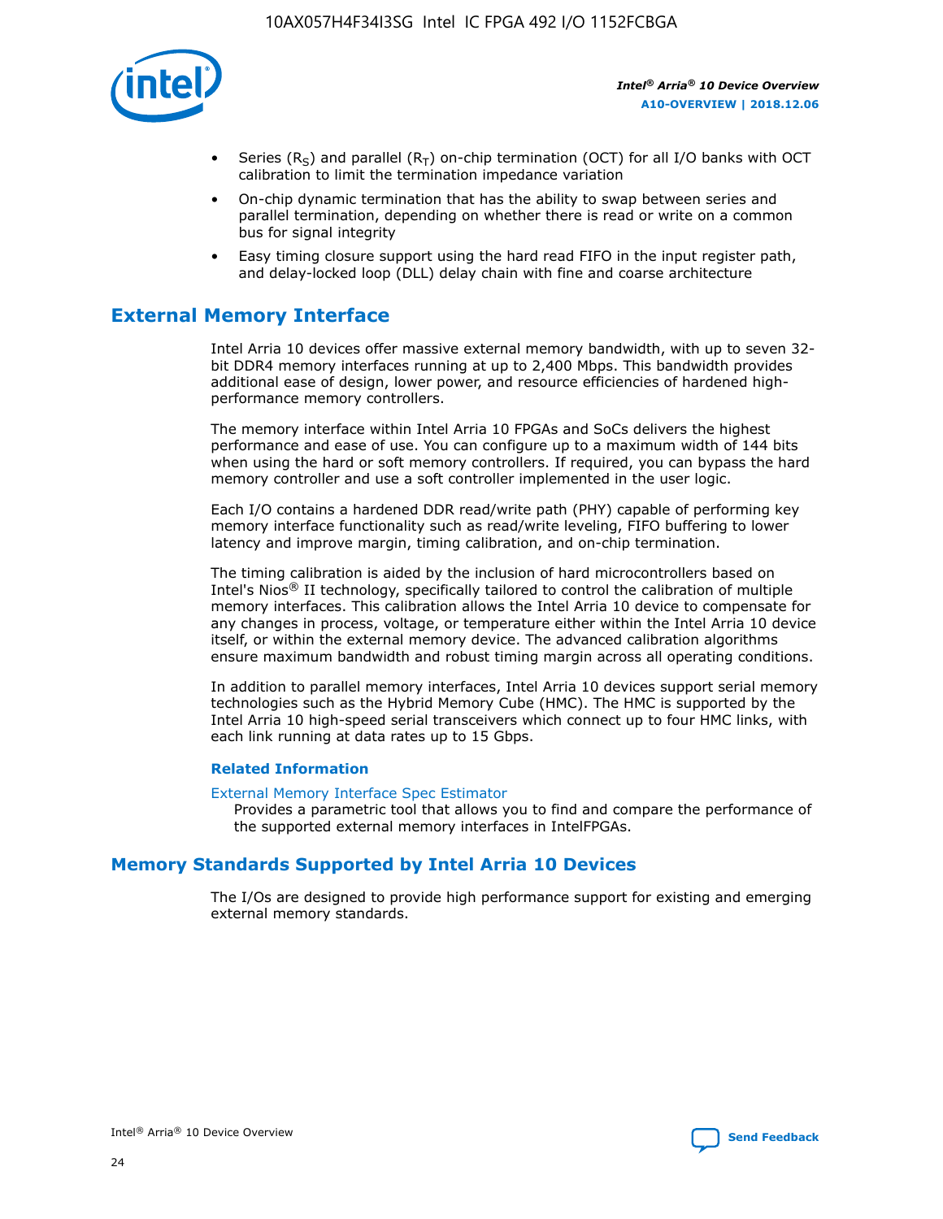- Series ($R_S$) and parallel ($R_T$) on-chip termination (OCT) for all I/O banks with OCT calibration to limit the termination impedance variation
- On-chip dynamic termination that has the ability to swap between series and parallel termination, depending on whether there is read or write on a common bus for signal integrity
- Easy timing closure support using the hard read FIFO in the input register path, and delay-locked loop (DLL) delay chain with fine and coarse architecture

## External Memory Interface

Intel Arria 10 devices offer massive external memory bandwidth, with up to seven 32-bit DDR4 memory interfaces running at up to 2,400 Mbps. This bandwidth provides additional ease of design, lower power, and resource efficiencies of hardened high-performance memory controllers.

The memory interface within Intel Arria 10 FPGAs and SoCs delivers the highest performance and ease of use. You can configure up to a maximum width of 144 bits when using the hard or soft memory controllers. If required, you can bypass the hard memory controller and use a soft controller implemented in the user logic.

Each I/O contains a hardened DDR read/write path (PHY) capable of performing key memory interface functionality such as read/write leveling, FIFO buffering to lower latency and improve margin, timing calibration, and on-chip termination.

The timing calibration is aided by the inclusion of hard microcontrollers based on Intel's Nios® II technology, specifically tailored to control the calibration of multiple memory interfaces. This calibration allows the Intel Arria 10 device to compensate for any changes in process, voltage, or temperature either within the Intel Arria 10 device itself, or within the external memory device. The advanced calibration algorithms ensure maximum bandwidth and robust timing margin across all operating conditions.

In addition to parallel memory interfaces, Intel Arria 10 devices support serial memory technologies such as the Hybrid Memory Cube (HMC). The HMC is supported by the Intel Arria 10 high-speed serial transceivers which connect up to four HMC links, with each link running at data rates up to 15 Gbps.

### Related Information

External Memory Interface Spec Estimator
Provides a parametric tool that allows you to find and compare the performance of the supported external memory interfaces in IntelFPGAs.

## Memory Standards Supported by Intel Arria 10 Devices

The I/Os are designed to provide high performance support for existing and emerging external memory standards.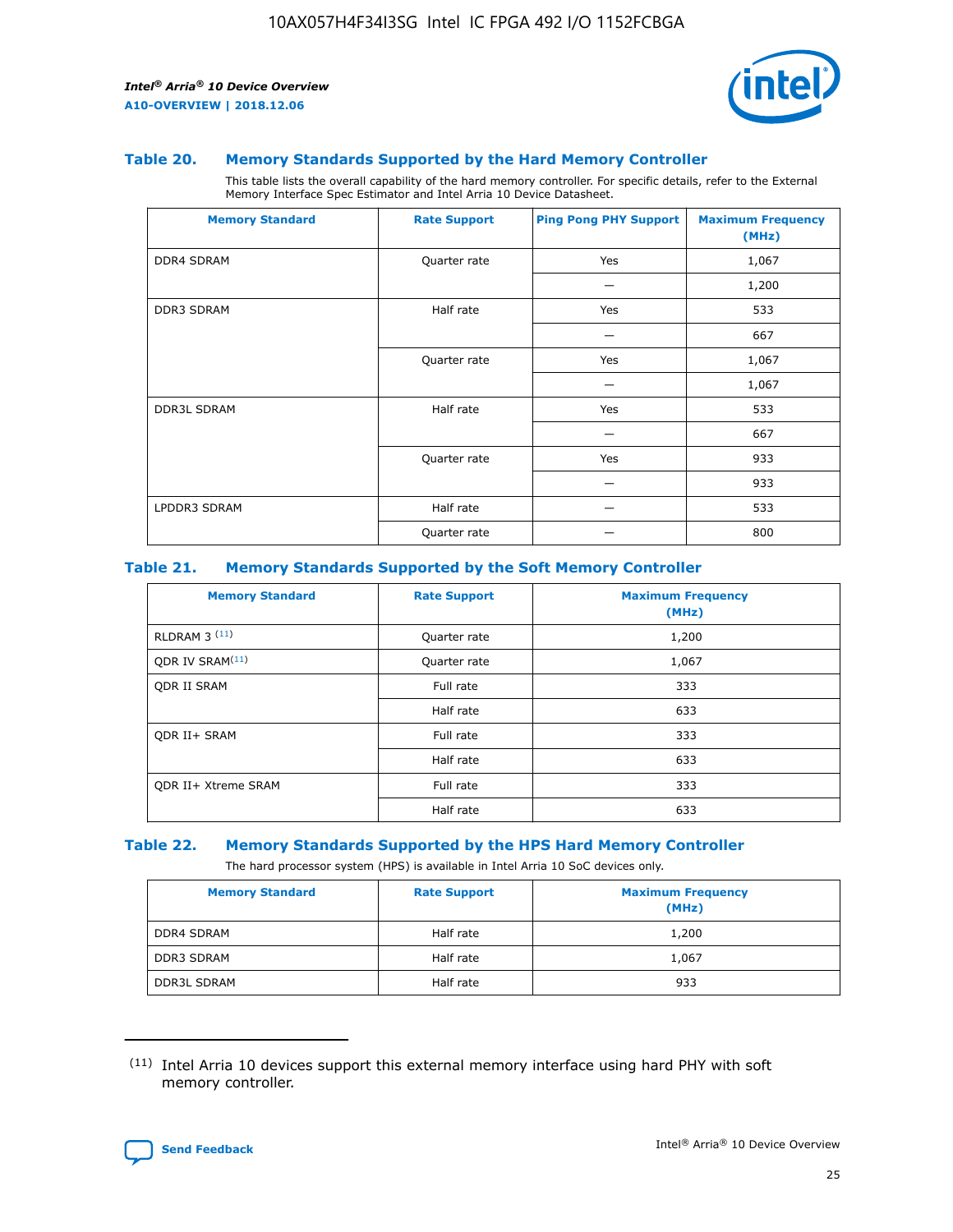### Table 20. Memory Standards Supported by the Hard Memory Controller

This table lists the overall capability of the hard memory controller. For specific details, refer to the External Memory Interface Spec Estimator and Intel Arria 10 Device Datasheet.

| Memory Standard | Rate Support | Ping Pong PHY Support | Maximum Frequency (MHz) |
|---|---|---|---|
| DDR4 SDRAM | Quarter rate | Yes | 1,067 |
| | | — | 1,200 |
| DDR3 SDRAM | Half rate | Yes | 533 |
| | | — | 667 |
| | Quarter rate | Yes | 1,067 |
| | | — | 1,067 |
| DDR3L SDRAM | Half rate | Yes | 533 |
| | | — | 667 |
| | Quarter rate | Yes | 933 |
| | | — | 933 |
| LPDDR3 SDRAM | Half rate | — | 533 |
| | Quarter rate | — | 800 |

### Table 21. Memory Standards Supported by the Soft Memory Controller

| Memory Standard | Rate Support | Maximum Frequency (MHz) |
|---|---|---|
| RLDRAM 3 (11) | Quarter rate | 1,200 |
| QDR IV SRAM(11) | Quarter rate | 1,067 |
| QDR II SRAM | Full rate | 333 |
| | Half rate | 633 |
| QDR II+ SRAM | Full rate | 333 |
| | Half rate | 633 |
| QDR II+ Xtreme SRAM | Full rate | 333 |
| | Half rate | 633 |

### Table 22. Memory Standards Supported by the HPS Hard Memory Controller

The hard processor system (HPS) is available in Intel Arria 10 SoC devices only.

| Memory Standard | Rate Support | Maximum Frequency (MHz) |
|---|---|---|
| DDR4 SDRAM | Half rate | 1,200 |
| DDR3 SDRAM | Half rate | 1,067 |
| DDR3L SDRAM | Half rate | 933 |

(11) Intel Arria 10 devices support this external memory interface using hard PHY with soft memory controller.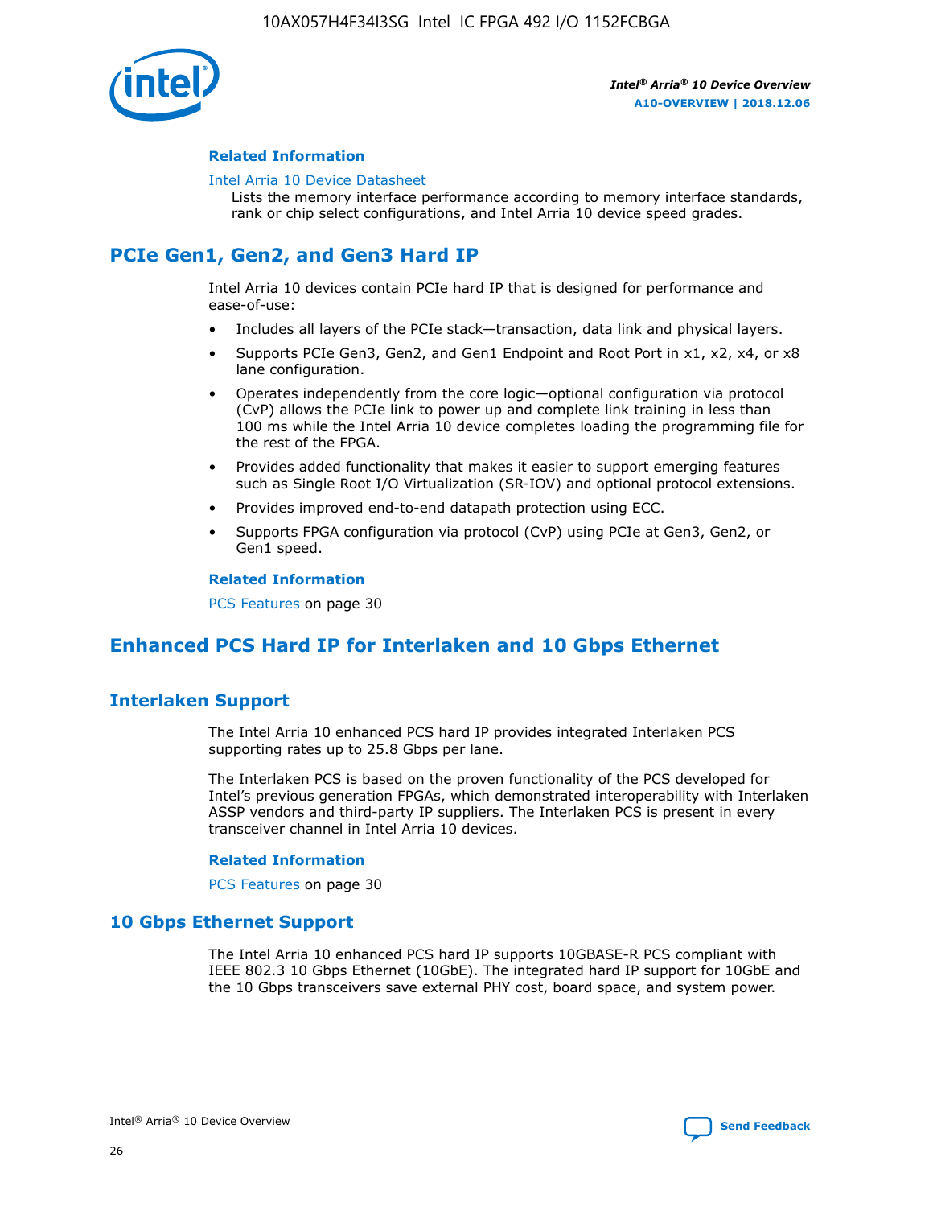#### Related Information

Intel Arria 10 Device Datasheet

Lists the memory interface performance according to memory interface standards, rank or chip select configurations, and Intel Arria 10 device speed grades.

## PCIe Gen1, Gen2, and Gen3 Hard IP

Intel Arria 10 devices contain PCIe hard IP that is designed for performance and ease-of-use:

- Includes all layers of the PCIe stack—transaction, data link and physical layers.
- Supports PCIe Gen3, Gen2, and Gen1 Endpoint and Root Port in x1, x2, x4, or x8 lane configuration.
- Operates independently from the core logic—optional configuration via protocol (CvP) allows the PCIe link to power up and complete link training in less than 100 ms while the Intel Arria 10 device completes loading the programming file for the rest of the FPGA.
- Provides added functionality that makes it easier to support emerging features such as Single Root I/O Virtualization (SR-IOV) and optional protocol extensions.
- Provides improved end-to-end datapath protection using ECC.
- Supports FPGA configuration via protocol (CvP) using PCIe at Gen3, Gen2, or Gen1 speed.

#### Related Information

PCS Features on page 30

## Enhanced PCS Hard IP for Interlaken and 10 Gbps Ethernet

### Interlaken Support

The Intel Arria 10 enhanced PCS hard IP provides integrated Interlaken PCS supporting rates up to 25.8 Gbps per lane.

The Interlaken PCS is based on the proven functionality of the PCS developed for Intel's previous generation FPGAs, which demonstrated interoperability with Interlaken ASSP vendors and third-party IP suppliers. The Interlaken PCS is present in every transceiver channel in Intel Arria 10 devices.

#### Related Information

PCS Features on page 30

### 10 Gbps Ethernet Support

The Intel Arria 10 enhanced PCS hard IP supports 10GBASE-R PCS compliant with IEEE 802.3 10 Gbps Ethernet (10GbE). The integrated hard IP support for 10GbE and the 10 Gbps transceivers save external PHY cost, board space, and system power.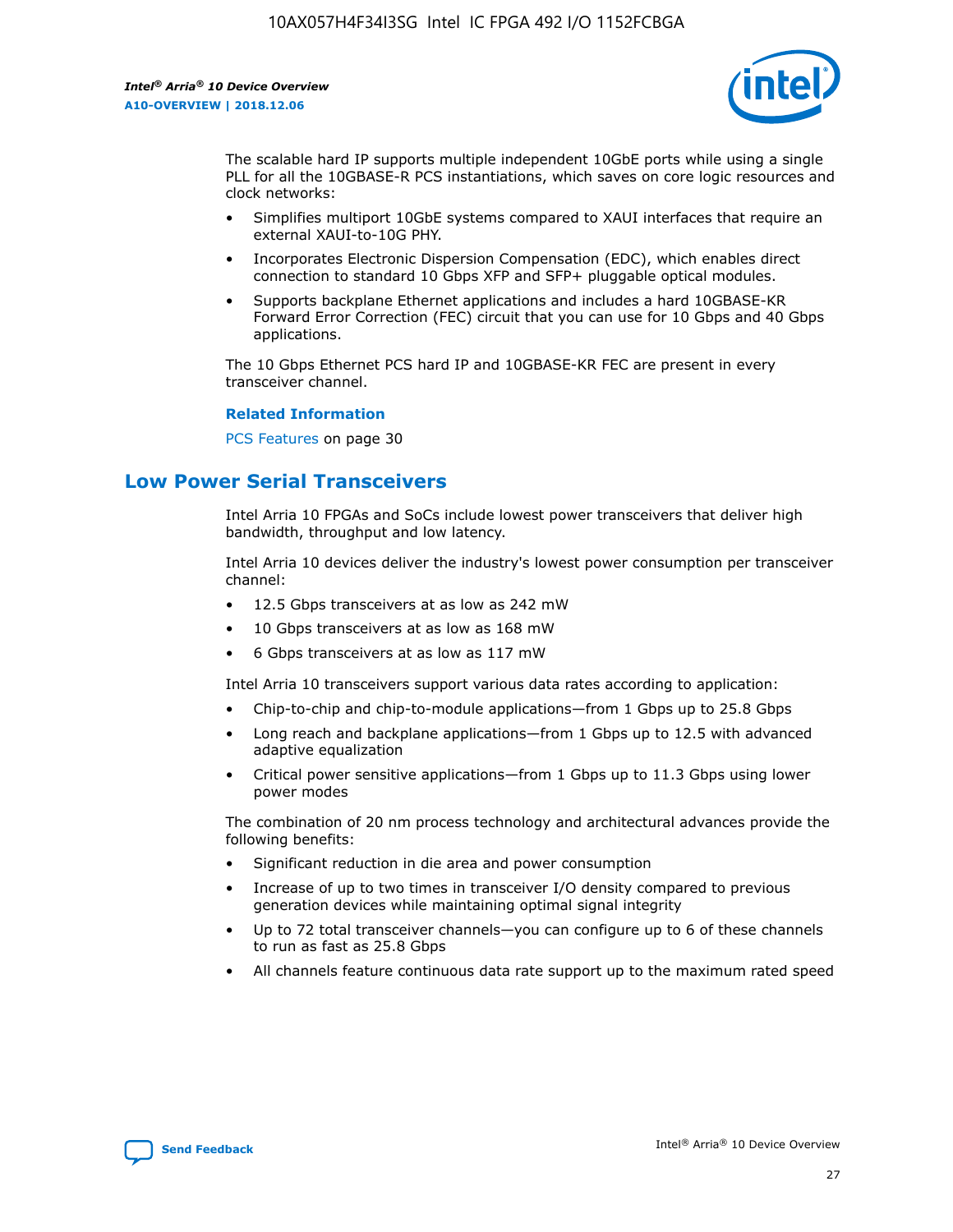The scalable hard IP supports multiple independent 10GbE ports while using a single PLL for all the 10GBASE-R PCS instantiations, which saves on core logic resources and clock networks:

- Simplifies multiport 10GbE systems compared to XAUI interfaces that require an external XAUI-to-10G PHY.
- Incorporates Electronic Dispersion Compensation (EDC), which enables direct connection to standard 10 Gbps XFP and SFP+ pluggable optical modules.
- Supports backplane Ethernet applications and includes a hard 10GBASE-KR Forward Error Correction (FEC) circuit that you can use for 10 Gbps and 40 Gbps applications.

The 10 Gbps Ethernet PCS hard IP and 10GBASE-KR FEC are present in every transceiver channel.

**Related Information**

PCS Features on page 30

## Low Power Serial Transceivers

Intel Arria 10 FPGAs and SoCs include lowest power transceivers that deliver high bandwidth, throughput and low latency.

Intel Arria 10 devices deliver the industry's lowest power consumption per transceiver channel:

- 12.5 Gbps transceivers at as low as 242 mW
- 10 Gbps transceivers at as low as 168 mW
- 6 Gbps transceivers at as low as 117 mW

Intel Arria 10 transceivers support various data rates according to application:

- Chip-to-chip and chip-to-module applications—from 1 Gbps up to 25.8 Gbps
- Long reach and backplane applications—from 1 Gbps up to 12.5 with advanced adaptive equalization
- Critical power sensitive applications—from 1 Gbps up to 11.3 Gbps using lower power modes

The combination of 20 nm process technology and architectural advances provide the following benefits:

- Significant reduction in die area and power consumption
- Increase of up to two times in transceiver I/O density compared to previous generation devices while maintaining optimal signal integrity
- Up to 72 total transceiver channels—you can configure up to 6 of these channels to run as fast as 25.8 Gbps
- All channels feature continuous data rate support up to the maximum rated speed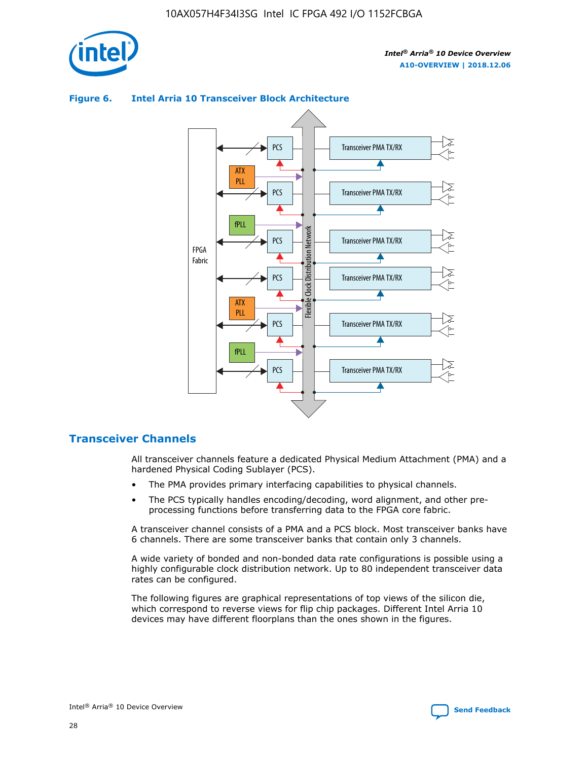**Figure 6. Intel Arria 10 Transceiver Block Architecture**

## Transceiver Channels

All transceiver channels feature a dedicated Physical Medium Attachment (PMA) and a hardened Physical Coding Sublayer (PCS).

- The PMA provides primary interfacing capabilities to physical channels.
- The PCS typically handles encoding/decoding, word alignment, and other pre-processing functions before transferring data to the FPGA core fabric.

A transceiver channel consists of a PMA and a PCS block. Most transceiver banks have 6 channels. There are some transceiver banks that contain only 3 channels.

A wide variety of bonded and non-bonded data rate configurations is possible using a highly configurable clock distribution network. Up to 80 independent transceiver data rates can be configured.

The following figures are graphical representations of top views of the silicon die, which correspond to reverse views for flip chip packages. Different Intel Arria 10 devices may have different floorplans than the ones shown in the figures.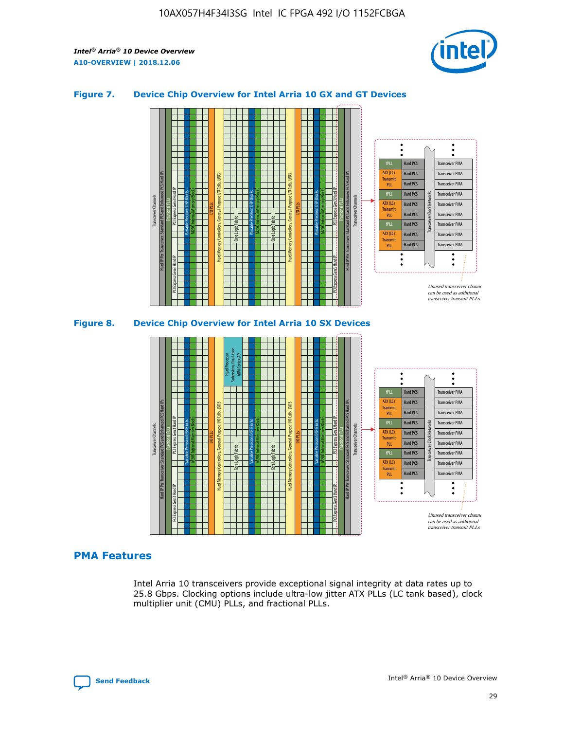### Figure 7. Device Chip Overview for Intel Arria 10 GX and GT Devices

### Figure 8. Device Chip Overview for Intel Arria 10 SX Devices

## PMA Features

Intel Arria 10 transceivers provide exceptional signal integrity at data rates up to 25.8 Gbps. Clocking options include ultra-low jitter ATX PLLs (LC tank based), clock multiplier unit (CMU) PLLs, and fractional PLLs.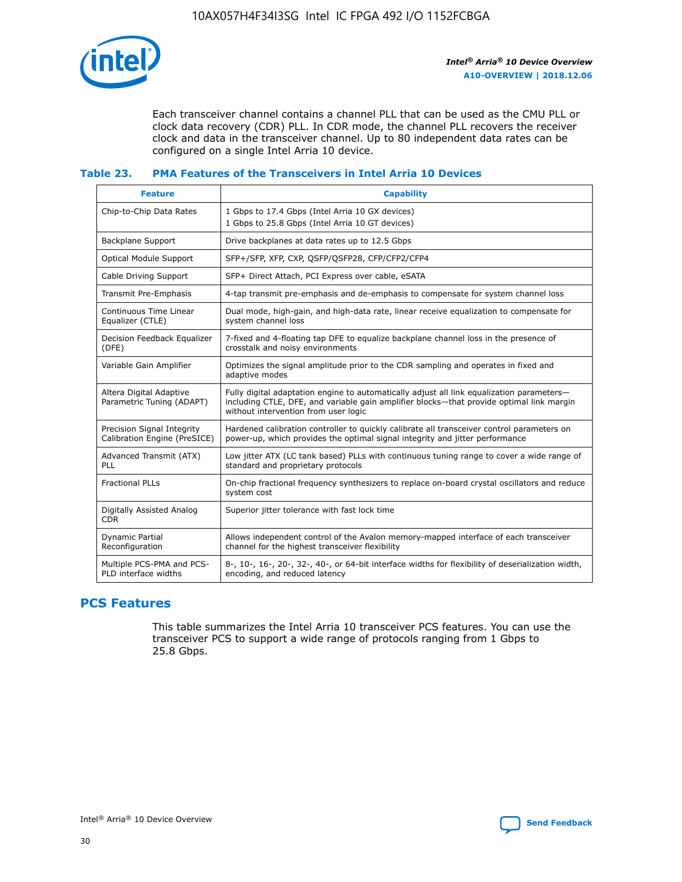Each transceiver channel contains a channel PLL that can be used as the CMU PLL or clock data recovery (CDR) PLL. In CDR mode, the channel PLL recovers the receiver clock and data in the transceiver channel. Up to 80 independent data rates can be configured on a single Intel Arria 10 device.

### Table 23. PMA Features of the Transceivers in Intel Arria 10 Devices

| Feature | Capability |
| --- | --- |
| Chip-to-Chip Data Rates | 1 Gbps to 17.4 Gbps (Intel Arria 10 GX devices)<br>1 Gbps to 25.8 Gbps (Intel Arria 10 GT devices) |
| Backplane Support | Drive backplanes at data rates up to 12.5 Gbps |
| Optical Module Support | SFP+/SFP, XFP, CXP, QSFP/QSFP28, CFP/CFP2/CFP4 |
| Cable Driving Support | SFP+ Direct Attach, PCI Express over cable, eSATA |
| Transmit Pre-Emphasis | 4-tap transmit pre-emphasis and de-emphasis to compensate for system channel loss |
| Continuous Time Linear Equalizer (CTLE) | Dual mode, high-gain, and high-data rate, linear receive equalization to compensate for system channel loss |
| Decision Feedback Equalizer (DFE) | 7-fixed and 4-floating tap DFE to equalize backplane channel loss in the presence of crosstalk and noisy environments |
| Variable Gain Amplifier | Optimizes the signal amplitude prior to the CDR sampling and operates in fixed and adaptive modes |
| Altera Digital Adaptive Parametric Tuning (ADAPT) | Fully digital adaptation engine to automatically adjust all link equalization parameters—including CTLE, DFE, and variable gain amplifier blocks—that provide optimal link margin without intervention from user logic |
| Precision Signal Integrity Calibration Engine (PreSICE) | Hardened calibration controller to quickly calibrate all transceiver control parameters on power-up, which provides the optimal signal integrity and jitter performance |
| Advanced Transmit (ATX) PLL | Low jitter ATX (LC tank based) PLLs with continuous tuning range to cover a wide range of standard and proprietary protocols |
| Fractional PLLs | On-chip fractional frequency synthesizers to replace on-board crystal oscillators and reduce system cost |
| Digitally Assisted Analog CDR | Superior jitter tolerance with fast lock time |
| Dynamic Partial Reconfiguration | Allows independent control of the Avalon memory-mapped interface of each transceiver channel for the highest transceiver flexibility |
| Multiple PCS-PMA and PCS-PLD interface widths | 8-, 10-, 16-, 20-, 32-, 40-, or 64-bit interface widths for flexibility of deserialization width, encoding, and reduced latency |

## PCS Features

This table summarizes the Intel Arria 10 transceiver PCS features. You can use the transceiver PCS to support a wide range of protocols ranging from 1 Gbps to 25.8 Gbps.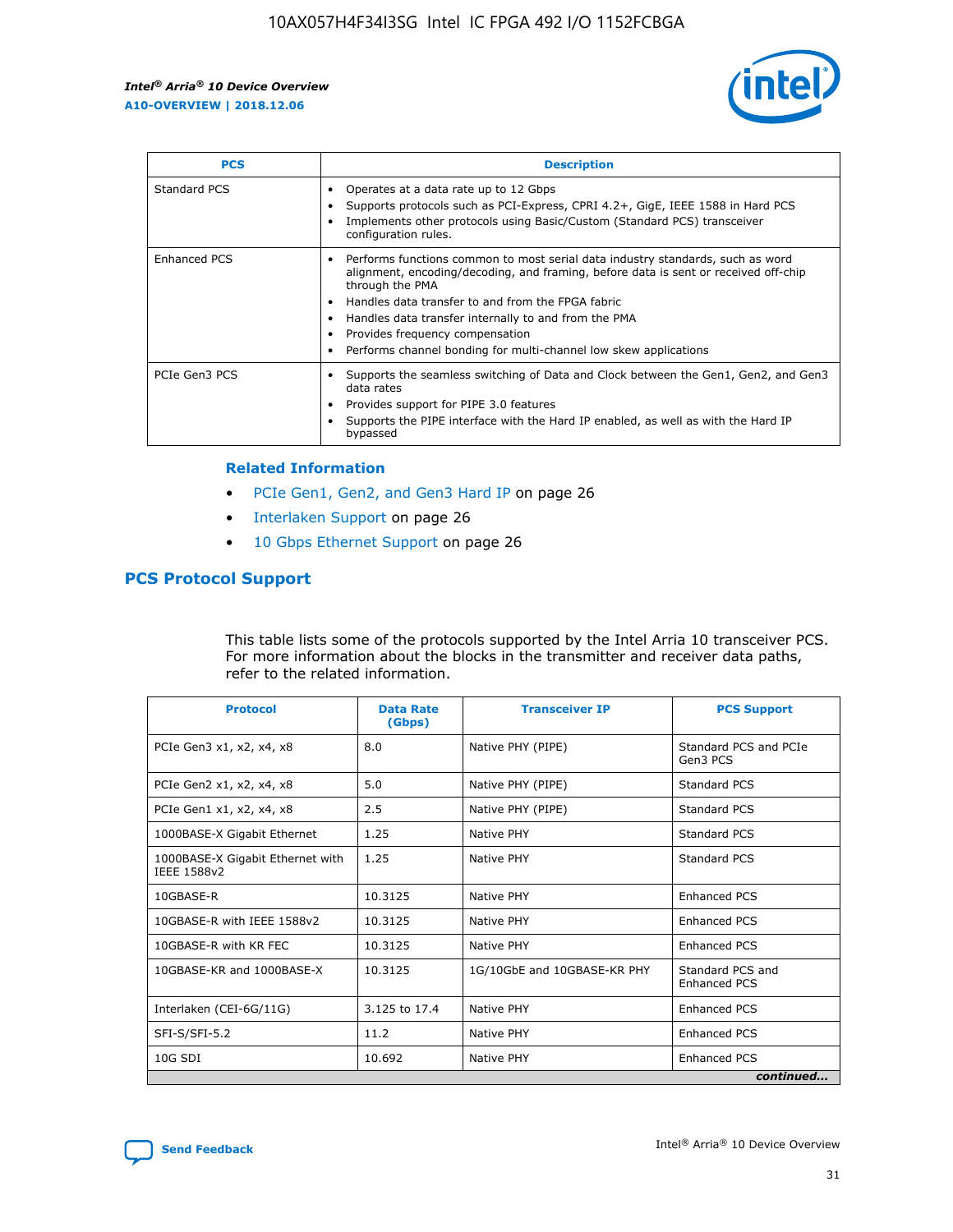| PCS | Description |
| --- | --- |
| Standard PCS | • Operates at a data rate up to 12 Gbps<br>• Supports protocols such as PCI-Express, CPRI 4.2+, GigE, IEEE 1588 in Hard PCS<br>• Implements other protocols using Basic/Custom (Standard PCS) transceiver configuration rules. |
| Enhanced PCS | • Performs functions common to most serial data industry standards, such as word alignment, encoding/decoding, and framing, before data is sent or received off-chip through the PMA<br>• Handles data transfer to and from the FPGA fabric<br>• Handles data transfer internally to and from the PMA<br>• Provides frequency compensation<br>• Performs channel bonding for multi-channel low skew applications |
| PCIe Gen3 PCS | • Supports the seamless switching of Data and Clock between the Gen1, Gen2, and Gen3 data rates<br>• Provides support for PIPE 3.0 features<br>• Supports the PIPE interface with the Hard IP enabled, as well as with the Hard IP bypassed |

### Related Information

- PCIe Gen1, Gen2, and Gen3 Hard IP on page 26
- Interlaken Support on page 26
- 10 Gbps Ethernet Support on page 26

## PCS Protocol Support

This table lists some of the protocols supported by the Intel Arria 10 transceiver PCS. For more information about the blocks in the transmitter and receiver data paths, refer to the related information.

| Protocol | Data Rate (Gbps) | Transceiver IP | PCS Support |
| --- | --- | --- | --- |
| PCIe Gen3 x1, x2, x4, x8 | 8.0 | Native PHY (PIPE) | Standard PCS and PCIe Gen3 PCS |
| PCIe Gen2 x1, x2, x4, x8 | 5.0 | Native PHY (PIPE) | Standard PCS |
| PCIe Gen1 x1, x2, x4, x8 | 2.5 | Native PHY (PIPE) | Standard PCS |
| 1000BASE-X Gigabit Ethernet | 1.25 | Native PHY | Standard PCS |
| 1000BASE-X Gigabit Ethernet with IEEE 1588v2 | 1.25 | Native PHY | Standard PCS |
| 10GBASE-R | 10.3125 | Native PHY | Enhanced PCS |
| 10GBASE-R with IEEE 1588v2 | 10.3125 | Native PHY | Enhanced PCS |
| 10GBASE-R with KR FEC | 10.3125 | Native PHY | Enhanced PCS |
| 10GBASE-KR and 1000BASE-X | 10.3125 | 1G/10GbE and 10GBASE-KR PHY | Standard PCS and Enhanced PCS |
| Interlaken (CEI-6G/11G) | 3.125 to 17.4 | Native PHY | Enhanced PCS |
| SFI-S/SFI-5.2 | 11.2 | Native PHY | Enhanced PCS |
| 10G SDI | 10.692 | Native PHY | Enhanced PCS |

*continued...*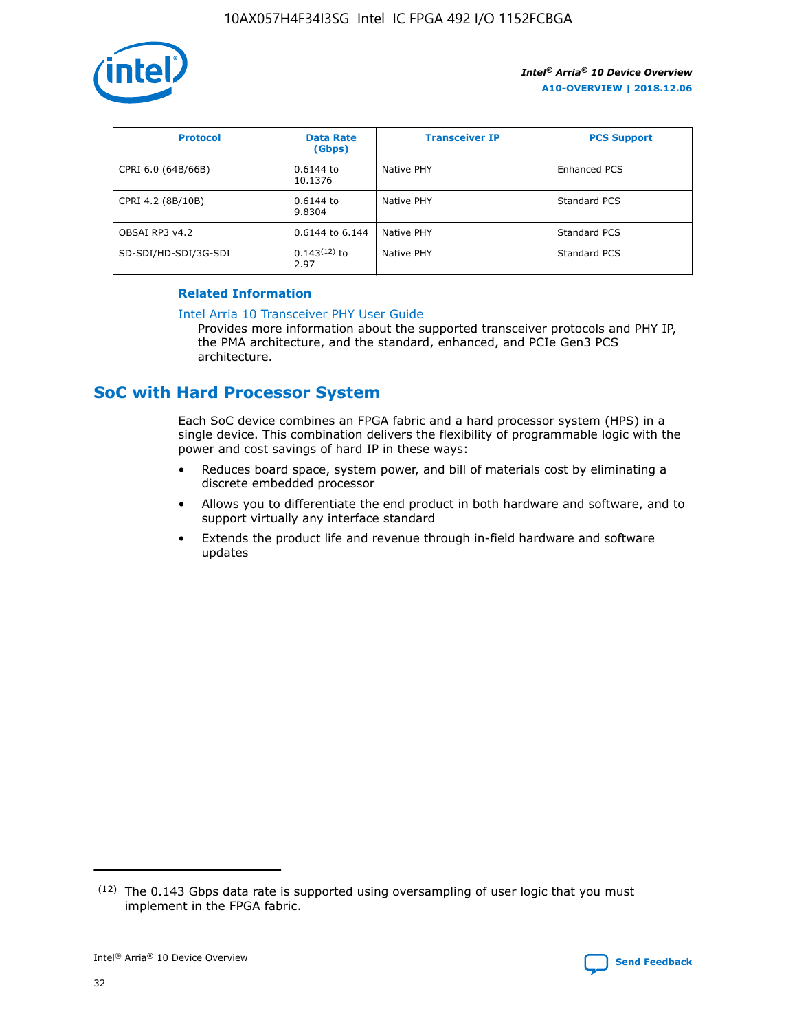| Protocol | Data Rate (Gbps) | Transceiver IP | PCS Support |
|---|---|---|---|
| CPRI 6.0 (64B/66B) | 0.6144 to 10.1376 | Native PHY | Enhanced PCS |
| CPRI 4.2 (8B/10B) | 0.6144 to 9.8304 | Native PHY | Standard PCS |
| OBSAI RP3 v4.2 | 0.6144 to 6.144 | Native PHY | Standard PCS |
| SD-SDI/HD-SDI/3G-SDI | 0.143[12] to 2.97 | Native PHY | Standard PCS |

### Related Information

Intel Arria 10 Transceiver PHY User Guide
Provides more information about the supported transceiver protocols and PHY IP, the PMA architecture, and the standard, enhanced, and PCIe Gen3 PCS architecture.

## SoC with Hard Processor System

Each SoC device combines an FPGA fabric and a hard processor system (HPS) in a single device. This combination delivers the flexibility of programmable logic with the power and cost savings of hard IP in these ways:

- Reduces board space, system power, and bill of materials cost by eliminating a discrete embedded processor
- Allows you to differentiate the end product in both hardware and software, and to support virtually any interface standard
- Extends the product life and revenue through in-field hardware and software updates

(12) The 0.143 Gbps data rate is supported using oversampling of user logic that you must implement in the FPGA fabric.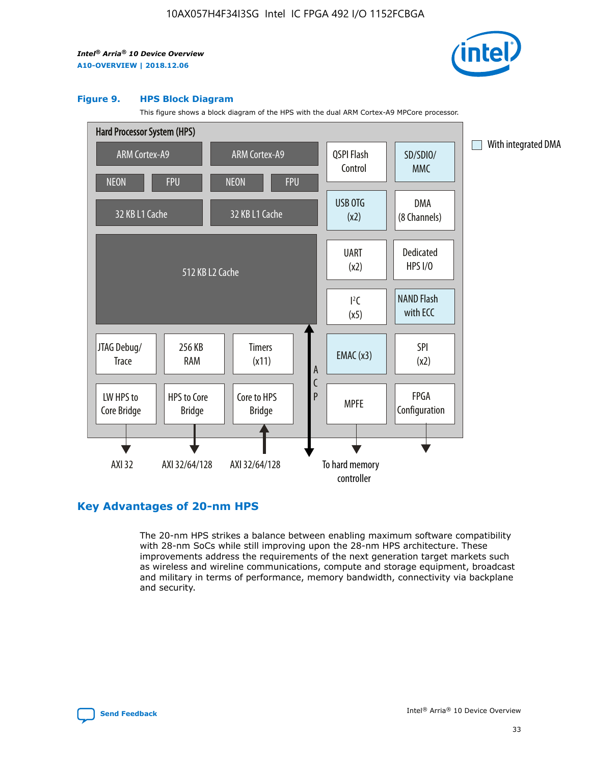**Figure 9. HPS Block Diagram**

This figure shows a block diagram of the HPS with the dual ARM Cortex-A9 MPCore processor.

Hard Processor System (HPS)

ARM Cortex-A9 | ARM Cortex-A9
NEON | FPU | NEON | FPU
32 KB L1 Cache | 32 KB L1 Cache
512 KB L2 Cache

QSPI Flash Control | SD/SDIO/MMC
USB OTG (x2) | DMA (8 Channels)
UART (x2) | Dedicated HPS I/O
I²C (x5) | NAND Flash with ECC
JTAG Debug/Trace | 256 KB RAM | Timers (x11) | ACP | EMAC (x3) | SPI (x2)
LW HPS to Core Bridge | HPS to Core Bridge | Core to HPS Bridge | MPFE | FPGA Configuration

AXI 32 | AXI 32/64/128 | AXI 32/64/128 | To hard memory controller

With integrated DMA

## Key Advantages of 20-nm HPS

The 20-nm HPS strikes a balance between enabling maximum software compatibility with 28-nm SoCs while still improving upon the 28-nm HPS architecture. These improvements address the requirements of the next generation target markets such as wireless and wireline communications, compute and storage equipment, broadcast and military in terms of performance, memory bandwidth, connectivity via backplane and security.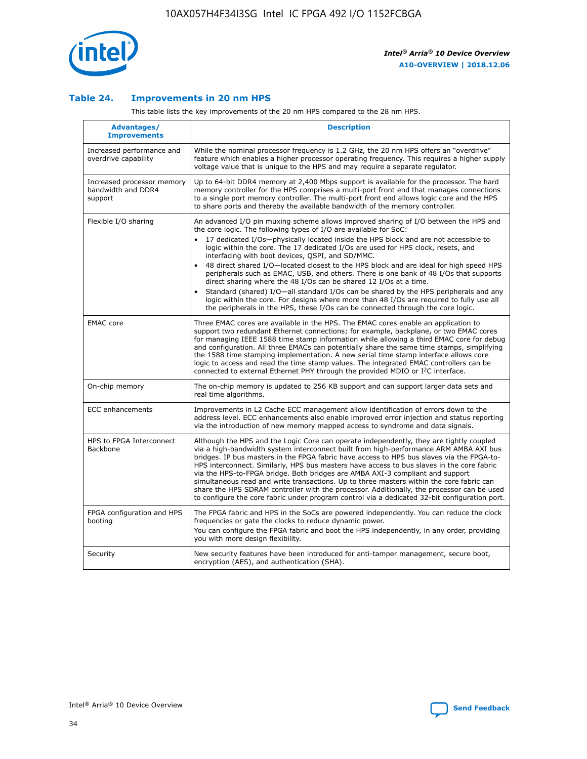### Table 24. Improvements in 20 nm HPS

This table lists the key improvements of the 20 nm HPS compared to the 28 nm HPS.

| Advantages/ Improvements | Description |
| --- | --- |
| Increased performance and overdrive capability | While the nominal processor frequency is 1.2 GHz, the 20 nm HPS offers an "overdrive" feature which enables a higher processor operating frequency. This requires a higher supply voltage value that is unique to the HPS and may require a separate regulator. |
| Increased processor memory bandwidth and DDR4 support | Up to 64-bit DDR4 memory at 2,400 Mbps support is available for the processor. The hard memory controller for the HPS comprises a multi-port front end that manages connections to a single port memory controller. The multi-port front end allows logic core and the HPS to share ports and thereby the available bandwidth of the memory controller. |
| Flexible I/O sharing | An advanced I/O pin muxing scheme allows improved sharing of I/O between the HPS and the core logic. The following types of I/O are available for SoC:<br>• 17 dedicated I/Os—physically located inside the HPS block and are not accessible to logic within the core. The 17 dedicated I/Os are used for HPS clock, resets, and interfacing with boot devices, QSPI, and SD/MMC.<br>• 48 direct shared I/O—located closest to the HPS block and are ideal for high speed HPS peripherals such as EMAC, USB, and others. There is one bank of 48 I/Os that supports direct sharing where the 48 I/Os can be shared 12 I/Os at a time.<br>• Standard (shared) I/O—all standard I/Os can be shared by the HPS peripherals and any logic within the core. For designs where more than 48 I/Os are required to fully use all the peripherals in the HPS, these I/Os can be connected through the core logic. |
| EMAC core | Three EMAC cores are available in the HPS. The EMAC cores enable an application to support two redundant Ethernet connections; for example, backplane, or two EMAC cores for managing IEEE 1588 time stamp information while allowing a third EMAC core for debug and configuration. All three EMACs can potentially share the same time stamps, simplifying the 1588 time stamping implementation. A new serial time stamp interface allows core logic to access and read the time stamp values. The integrated EMAC controllers can be connected to external Ethernet PHY through the provided MDIO or I²C interface. |
| On-chip memory | The on-chip memory is updated to 256 KB support and can support larger data sets and real time algorithms. |
| ECC enhancements | Improvements in L2 Cache ECC management allow identification of errors down to the address level. ECC enhancements also enable improved error injection and status reporting via the introduction of new memory mapped access to syndrome and data signals. |
| HPS to FPGA Interconnect Backbone | Although the HPS and the Logic Core can operate independently, they are tightly coupled via a high-bandwidth system interconnect built from high-performance ARM AMBA AXI bus bridges. IP bus masters in the FPGA fabric have access to HPS bus slaves via the FPGA-to-HPS interconnect. Similarly, HPS bus masters have access to bus slaves in the core fabric via the HPS-to-FPGA bridge. Both bridges are AMBA AXI-3 compliant and support simultaneous read and write transactions. Up to three masters within the core fabric can share the HPS SDRAM controller with the processor. Additionally, the processor can be used to configure the core fabric under program control via a dedicated 32-bit configuration port. |
| FPGA configuration and HPS booting | The FPGA fabric and HPS in the SoCs are powered independently. You can reduce the clock frequencies or gate the clocks to reduce dynamic power.<br>You can configure the FPGA fabric and boot the HPS independently, in any order, providing you with more design flexibility. |
| Security | New security features have been introduced for anti-tamper management, secure boot, encryption (AES), and authentication (SHA). |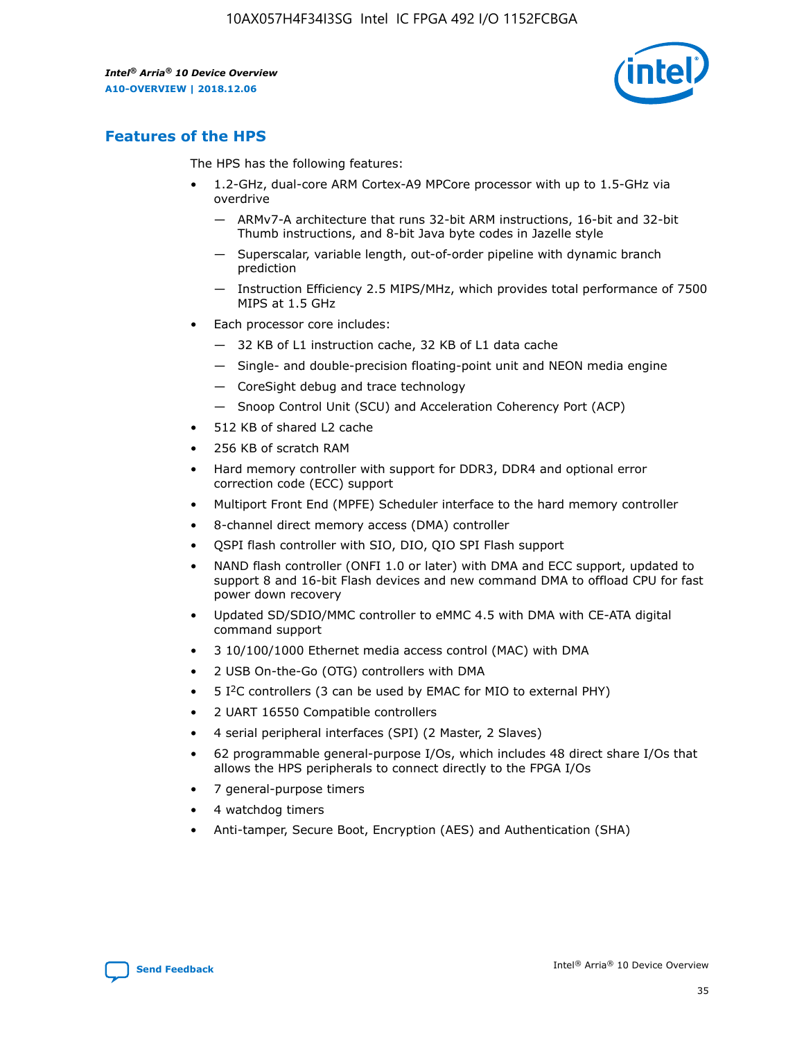## Features of the HPS

The HPS has the following features:

- 1.2-GHz, dual-core ARM Cortex-A9 MPCore processor with up to 1.5-GHz via overdrive
  - — ARMv7-A architecture that runs 32-bit ARM instructions, 16-bit and 32-bit Thumb instructions, and 8-bit Java byte codes in Jazelle style
  - — Superscalar, variable length, out-of-order pipeline with dynamic branch prediction
  - — Instruction Efficiency 2.5 MIPS/MHz, which provides total performance of 7500 MIPS at 1.5 GHz
- Each processor core includes:
  - — 32 KB of L1 instruction cache, 32 KB of L1 data cache
  - — Single- and double-precision floating-point unit and NEON media engine
  - — CoreSight debug and trace technology
  - — Snoop Control Unit (SCU) and Acceleration Coherency Port (ACP)
- 512 KB of shared L2 cache
- 256 KB of scratch RAM
- Hard memory controller with support for DDR3, DDR4 and optional error correction code (ECC) support
- Multiport Front End (MPFE) Scheduler interface to the hard memory controller
- 8-channel direct memory access (DMA) controller
- QSPI flash controller with SIO, DIO, QIO SPI Flash support
- NAND flash controller (ONFI 1.0 or later) with DMA and ECC support, updated to support 8 and 16-bit Flash devices and new command DMA to offload CPU for fast power down recovery
- Updated SD/SDIO/MMC controller to eMMC 4.5 with DMA with CE-ATA digital command support
- 3 10/100/1000 Ethernet media access control (MAC) with DMA
- 2 USB On-the-Go (OTG) controllers with DMA
- 5 I²C controllers (3 can be used by EMAC for MIO to external PHY)
- 2 UART 16550 Compatible controllers
- 4 serial peripheral interfaces (SPI) (2 Master, 2 Slaves)
- 62 programmable general-purpose I/Os, which includes 48 direct share I/Os that allows the HPS peripherals to connect directly to the FPGA I/Os
- 7 general-purpose timers
- 4 watchdog timers
- Anti-tamper, Secure Boot, Encryption (AES) and Authentication (SHA)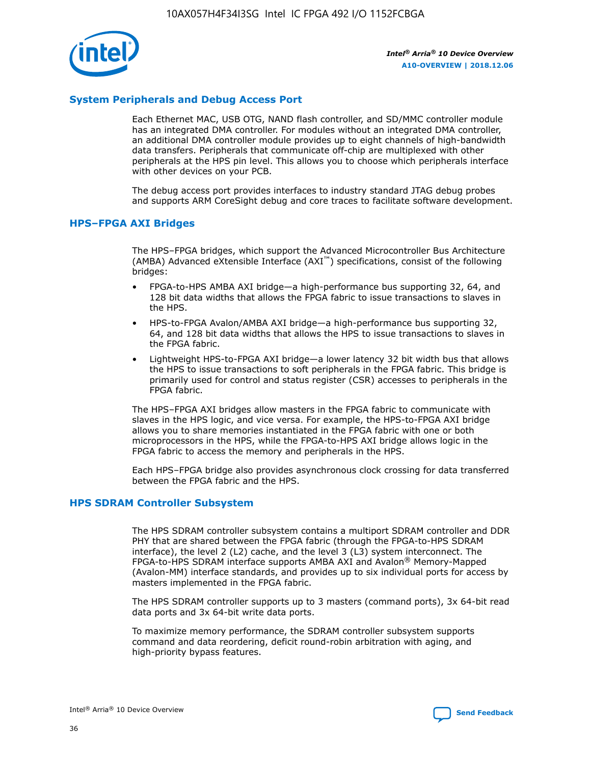## System Peripherals and Debug Access Port

Each Ethernet MAC, USB OTG, NAND flash controller, and SD/MMC controller module has an integrated DMA controller. For modules without an integrated DMA controller, an additional DMA controller module provides up to eight channels of high-bandwidth data transfers. Peripherals that communicate off-chip are multiplexed with other peripherals at the HPS pin level. This allows you to choose which peripherals interface with other devices on your PCB.

The debug access port provides interfaces to industry standard JTAG debug probes and supports ARM CoreSight debug and core traces to facilitate software development.

## HPS–FPGA AXI Bridges

The HPS–FPGA bridges, which support the Advanced Microcontroller Bus Architecture (AMBA) Advanced eXtensible Interface (AXI™) specifications, consist of the following bridges:

- FPGA-to-HPS AMBA AXI bridge—a high-performance bus supporting 32, 64, and 128 bit data widths that allows the FPGA fabric to issue transactions to slaves in the HPS.
- HPS-to-FPGA Avalon/AMBA AXI bridge—a high-performance bus supporting 32, 64, and 128 bit data widths that allows the HPS to issue transactions to slaves in the FPGA fabric.
- Lightweight HPS-to-FPGA AXI bridge—a lower latency 32 bit width bus that allows the HPS to issue transactions to soft peripherals in the FPGA fabric. This bridge is primarily used for control and status register (CSR) accesses to peripherals in the FPGA fabric.

The HPS–FPGA AXI bridges allow masters in the FPGA fabric to communicate with slaves in the HPS logic, and vice versa. For example, the HPS-to-FPGA AXI bridge allows you to share memories instantiated in the FPGA fabric with one or both microprocessors in the HPS, while the FPGA-to-HPS AXI bridge allows logic in the FPGA fabric to access the memory and peripherals in the HPS.

Each HPS–FPGA bridge also provides asynchronous clock crossing for data transferred between the FPGA fabric and the HPS.

## HPS SDRAM Controller Subsystem

The HPS SDRAM controller subsystem contains a multiport SDRAM controller and DDR PHY that are shared between the FPGA fabric (through the FPGA-to-HPS SDRAM interface), the level 2 (L2) cache, and the level 3 (L3) system interconnect. The FPGA-to-HPS SDRAM interface supports AMBA AXI and Avalon® Memory-Mapped (Avalon-MM) interface standards, and provides up to six individual ports for access by masters implemented in the FPGA fabric.

The HPS SDRAM controller supports up to 3 masters (command ports), 3x 64-bit read data ports and 3x 64-bit write data ports.

To maximize memory performance, the SDRAM controller subsystem supports command and data reordering, deficit round-robin arbitration with aging, and high-priority bypass features.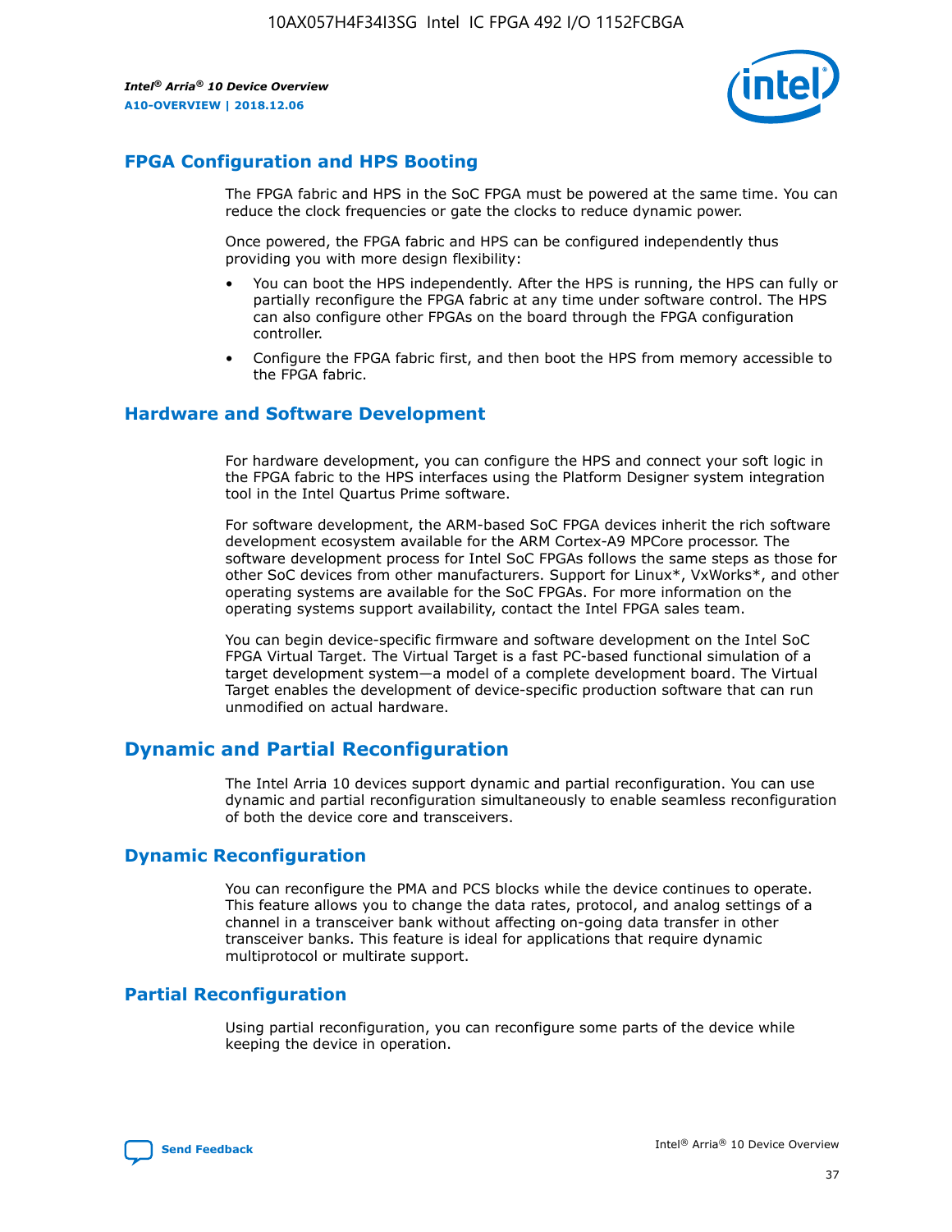## FPGA Configuration and HPS Booting

The FPGA fabric and HPS in the SoC FPGA must be powered at the same time. You can reduce the clock frequencies or gate the clocks to reduce dynamic power.

Once powered, the FPGA fabric and HPS can be configured independently thus providing you with more design flexibility:

- You can boot the HPS independently. After the HPS is running, the HPS can fully or partially reconfigure the FPGA fabric at any time under software control. The HPS can also configure other FPGAs on the board through the FPGA configuration controller.
- Configure the FPGA fabric first, and then boot the HPS from memory accessible to the FPGA fabric.

## Hardware and Software Development

For hardware development, you can configure the HPS and connect your soft logic in the FPGA fabric to the HPS interfaces using the Platform Designer system integration tool in the Intel Quartus Prime software.

For software development, the ARM-based SoC FPGA devices inherit the rich software development ecosystem available for the ARM Cortex-A9 MPCore processor. The software development process for Intel SoC FPGAs follows the same steps as those for other SoC devices from other manufacturers. Support for Linux*, VxWorks*, and other operating systems are available for the SoC FPGAs. For more information on the operating systems support availability, contact the Intel FPGA sales team.

You can begin device-specific firmware and software development on the Intel SoC FPGA Virtual Target. The Virtual Target is a fast PC-based functional simulation of a target development system—a model of a complete development board. The Virtual Target enables the development of device-specific production software that can run unmodified on actual hardware.

# Dynamic and Partial Reconfiguration

The Intel Arria 10 devices support dynamic and partial reconfiguration. You can use dynamic and partial reconfiguration simultaneously to enable seamless reconfiguration of both the device core and transceivers.

## Dynamic Reconfiguration

You can reconfigure the PMA and PCS blocks while the device continues to operate. This feature allows you to change the data rates, protocol, and analog settings of a channel in a transceiver bank without affecting on-going data transfer in other transceiver banks. This feature is ideal for applications that require dynamic multiprotocol or multirate support.

## Partial Reconfiguration

Using partial reconfiguration, you can reconfigure some parts of the device while keeping the device in operation.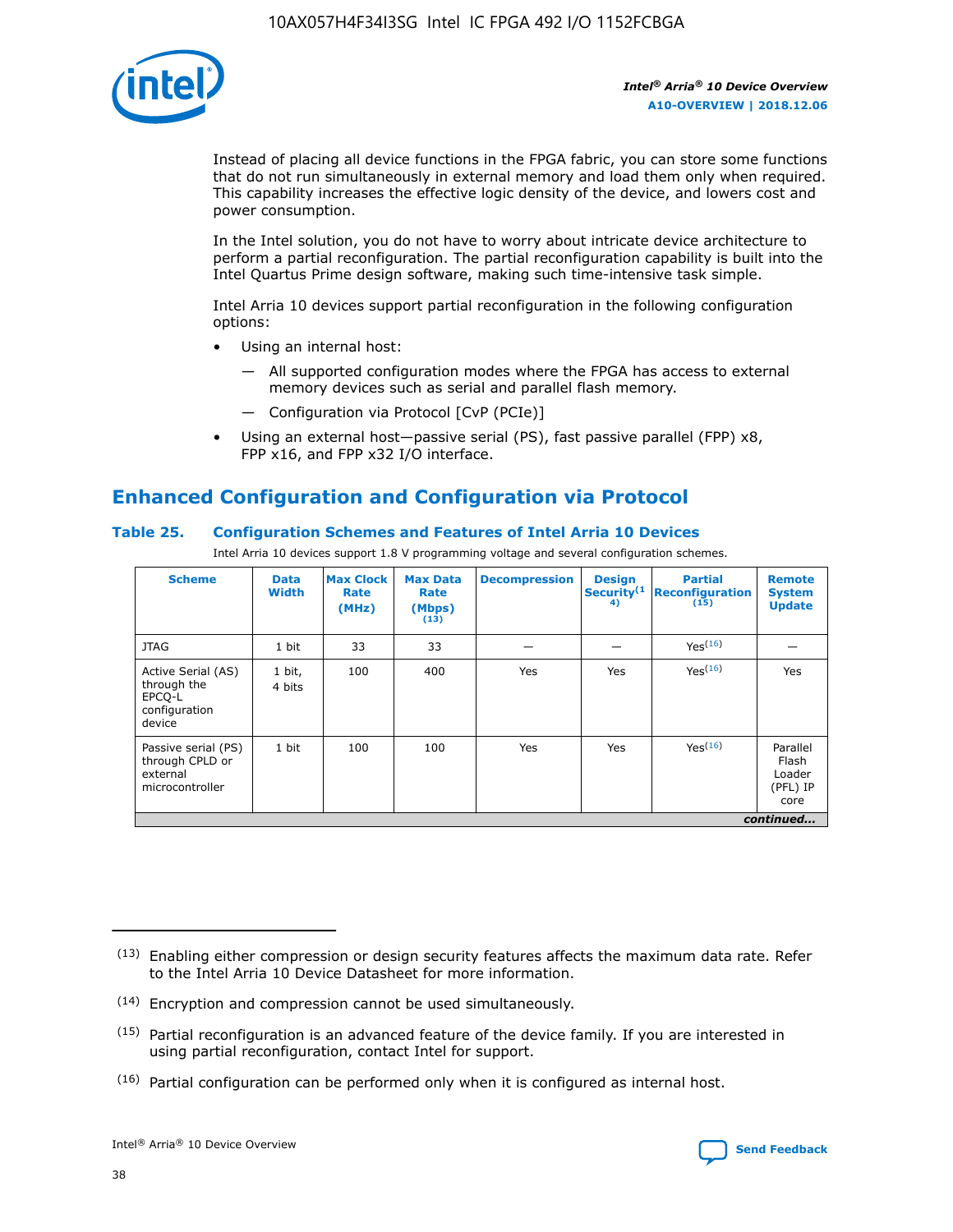Instead of placing all device functions in the FPGA fabric, you can store some functions that do not run simultaneously in external memory and load them only when required. This capability increases the effective logic density of the device, and lowers cost and power consumption.

In the Intel solution, you do not have to worry about intricate device architecture to perform a partial reconfiguration. The partial reconfiguration capability is built into the Intel Quartus Prime design software, making such time-intensive task simple.

Intel Arria 10 devices support partial reconfiguration in the following configuration options:

- Using an internal host:
  - — All supported configuration modes where the FPGA has access to external memory devices such as serial and parallel flash memory.
  - — Configuration via Protocol [CvP (PCIe)]
- Using an external host—passive serial (PS), fast passive parallel (FPP) x8, FPP x16, and FPP x32 I/O interface.

## Enhanced Configuration and Configuration via Protocol

### Table 25. Configuration Schemes and Features of Intel Arria 10 Devices

Intel Arria 10 devices support 1.8 V programming voltage and several configuration schemes.

| Scheme | Data Width | Max Clock Rate (MHz) | Max Data Rate (Mbps) (13) | Decompression | Design Security(14) | Partial Reconfiguration (15) | Remote System Update |
|---|---|---|---|---|---|---|---|
| JTAG | 1 bit | 33 | 33 | — | — | Yes(16) | — |
| Active Serial (AS) through the EPCQ-L configuration device | 1 bit, 4 bits | 100 | 400 | Yes | Yes | Yes(16) | Yes |
| Passive serial (PS) through CPLD or external microcontroller | 1 bit | 100 | 100 | Yes | Yes | Yes(16) | Parallel Flash Loader (PFL) IP core |

*continued...*

(13) Enabling either compression or design security features affects the maximum data rate. Refer to the Intel Arria 10 Device Datasheet for more information.

(14) Encryption and compression cannot be used simultaneously.

(15) Partial reconfiguration is an advanced feature of the device family. If you are interested in using partial reconfiguration, contact Intel for support.

(16) Partial configuration can be performed only when it is configured as internal host.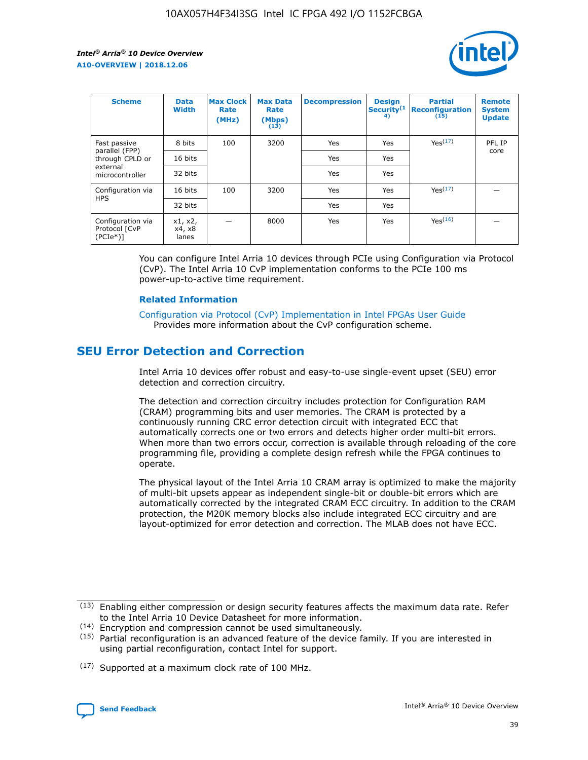| Scheme | Data Width | Max Clock Rate (MHz) | Max Data Rate (Mbps) (13) | Decompression | Design Security(14) | Partial Reconfiguration (15) | Remote System Update |
|---|---|---|---|---|---|---|---|
| Fast passive parallel (FPP) through CPLD or external microcontroller | 8 bits | 100 | 3200 | Yes | Yes | Yes(17) | PFL IP core |
| | 16 bits | | | Yes | Yes | | |
| | 32 bits | | | Yes | Yes | | |
| Configuration via HPS | 16 bits | 100 | 3200 | Yes | Yes | Yes(17) | — |
| | 32 bits | | | Yes | Yes | | |
| Configuration via Protocol [CvP (PCIe*)] | x1, x2, x4, x8 lanes | — | 8000 | Yes | Yes | Yes(16) | — |

You can configure Intel Arria 10 devices through PCIe using Configuration via Protocol (CvP). The Intel Arria 10 CvP implementation conforms to the PCIe 100 ms power-up-to-active time requirement.

### Related Information

Configuration via Protocol (CvP) Implementation in Intel FPGAs User Guide
Provides more information about the CvP configuration scheme.

## SEU Error Detection and Correction

Intel Arria 10 devices offer robust and easy-to-use single-event upset (SEU) error detection and correction circuitry.

The detection and correction circuitry includes protection for Configuration RAM (CRAM) programming bits and user memories. The CRAM is protected by a continuously running CRC error detection circuit with integrated ECC that automatically corrects one or two errors and detects higher order multi-bit errors. When more than two errors occur, correction is available through reloading of the core programming file, providing a complete design refresh while the FPGA continues to operate.

The physical layout of the Intel Arria 10 CRAM array is optimized to make the majority of multi-bit upsets appear as independent single-bit or double-bit errors which are automatically corrected by the integrated CRAM ECC circuitry. In addition to the CRAM protection, the M20K memory blocks also include integrated ECC circuitry and are layout-optimized for error detection and correction. The MLAB does not have ECC.

(13) Enabling either compression or design security features affects the maximum data rate. Refer to the Intel Arria 10 Device Datasheet for more information.

(14) Encryption and compression cannot be used simultaneously.

(15) Partial reconfiguration is an advanced feature of the device family. If you are interested in using partial reconfiguration, contact Intel for support.

(17) Supported at a maximum clock rate of 100 MHz.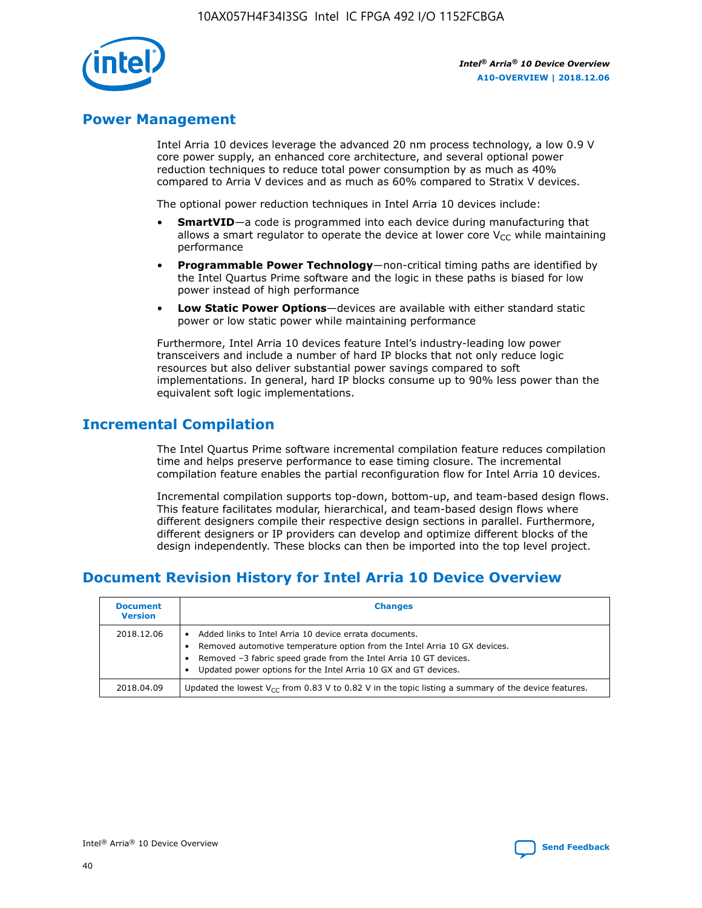## Power Management

Intel Arria 10 devices leverage the advanced 20 nm process technology, a low 0.9 V core power supply, an enhanced core architecture, and several optional power reduction techniques to reduce total power consumption by as much as 40% compared to Arria V devices and as much as 60% compared to Stratix V devices.

The optional power reduction techniques in Intel Arria 10 devices include:

- **SmartVID**—a code is programmed into each device during manufacturing that allows a smart regulator to operate the device at lower core $V_{CC}$ while maintaining performance
- **Programmable Power Technology**—non-critical timing paths are identified by the Intel Quartus Prime software and the logic in these paths is biased for low power instead of high performance
- **Low Static Power Options**—devices are available with either standard static power or low static power while maintaining performance

Furthermore, Intel Arria 10 devices feature Intel's industry-leading low power transceivers and include a number of hard IP blocks that not only reduce logic resources but also deliver substantial power savings compared to soft implementations. In general, hard IP blocks consume up to 90% less power than the equivalent soft logic implementations.

## Incremental Compilation

The Intel Quartus Prime software incremental compilation feature reduces compilation time and helps preserve performance to ease timing closure. The incremental compilation feature enables the partial reconfiguration flow for Intel Arria 10 devices.

Incremental compilation supports top-down, bottom-up, and team-based design flows. This feature facilitates modular, hierarchical, and team-based design flows where different designers compile their respective design sections in parallel. Furthermore, different designers or IP providers can develop and optimize different blocks of the design independently. These blocks can then be imported into the top level project.

## Document Revision History for Intel Arria 10 Device Overview

| Document Version | Changes |
| --- | --- |
| 2018.12.06 | • Added links to Intel Arria 10 device errata documents.<br>• Removed automotive temperature option from the Intel Arria 10 GX devices.<br>• Removed –3 fabric speed grade from the Intel Arria 10 GT devices.<br>• Updated power options for the Intel Arria 10 GX and GT devices. |
| 2018.04.09 | Updated the lowest $V_{CC}$ from 0.83 V to 0.82 V in the topic listing a summary of the device features. |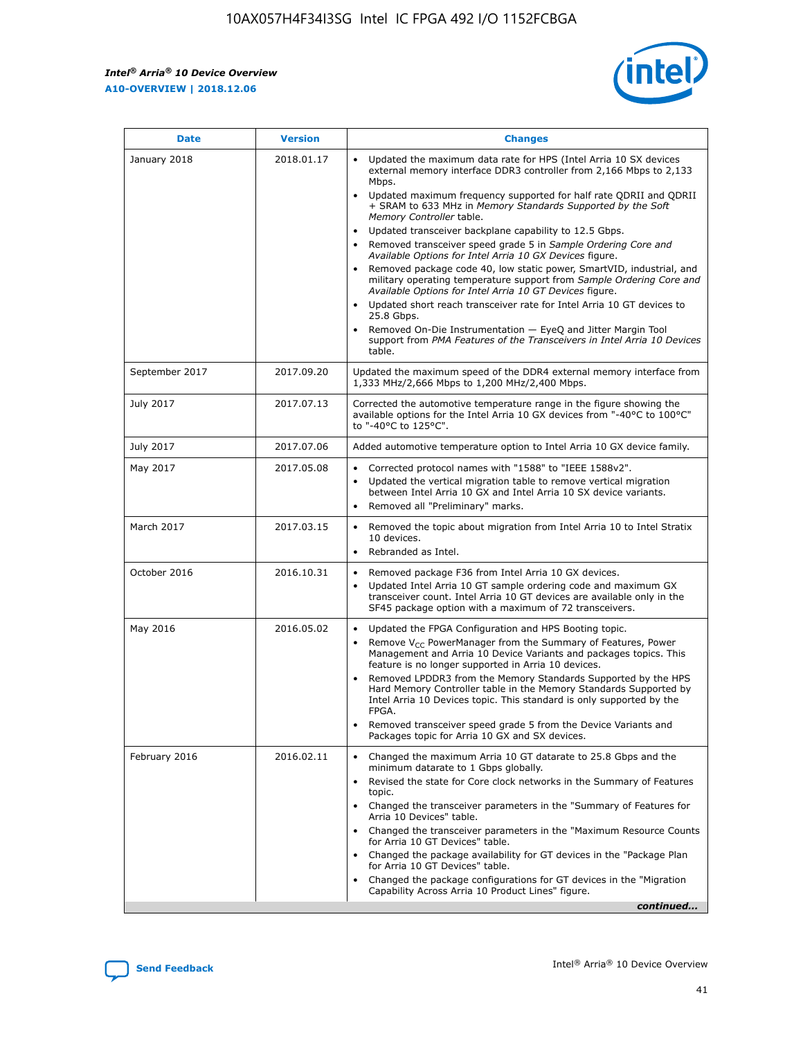| Date | Version | Changes |
| --- | --- | --- |
| January 2018 | 2018.01.17 | • Updated the maximum data rate for HPS (Intel Arria 10 SX devices external memory interface DDR3 controller from 2,166 Mbps to 2,133 Mbps.<br>• Updated maximum frequency supported for half rate QDRII and QDRII + SRAM to 633 MHz in *Memory Standards Supported by the Soft Memory Controller* table.<br>• Updated transceiver backplane capability to 12.5 Gbps.<br>• Removed transceiver speed grade 5 in *Sample Ordering Core and Available Options for Intel Arria 10 GX Devices* figure.<br>• Removed package code 40, low static power, SmartVID, industrial, and military operating temperature support from *Sample Ordering Core and Available Options for Intel Arria 10 GT Devices* figure.<br>• Updated short reach transceiver rate for Intel Arria 10 GT devices to 25.8 Gbps.<br>• Removed On-Die Instrumentation — EyeQ and Jitter Margin Tool support from *PMA Features of the Transceivers in Intel Arria 10 Devices* table. |
| September 2017 | 2017.09.20 | Updated the maximum speed of the DDR4 external memory interface from 1,333 MHz/2,666 Mbps to 1,200 MHz/2,400 Mbps. |
| July 2017 | 2017.07.13 | Corrected the automotive temperature range in the figure showing the available options for the Intel Arria 10 GX devices from "-40°C to 100°C" to "-40°C to 125°C". |
| July 2017 | 2017.07.06 | Added automotive temperature option to Intel Arria 10 GX device family. |
| May 2017 | 2017.05.08 | • Corrected protocol names with "1588" to "IEEE 1588v2".<br>• Updated the vertical migration table to remove vertical migration between Intel Arria 10 GX and Intel Arria 10 SX device variants.<br>• Removed all "Preliminary" marks. |
| March 2017 | 2017.03.15 | • Removed the topic about migration from Intel Arria 10 to Intel Stratix 10 devices.<br>• Rebranded as Intel. |
| October 2016 | 2016.10.31 | • Removed package F36 from Intel Arria 10 GX devices.<br>• Updated Intel Arria 10 GT sample ordering code and maximum GX transceiver count. Intel Arria 10 GT devices are available only in the SF45 package option with a maximum of 72 transceivers. |
| May 2016 | 2016.05.02 | • Updated the FPGA Configuration and HPS Booting topic.<br>• Remove $V_{CC}$ PowerManager from the Summary of Features, Power Management and Arria 10 Device Variants and packages topics. This feature is no longer supported in Arria 10 devices.<br>• Removed LPDDR3 from the Memory Standards Supported by the HPS Hard Memory Controller table in the Memory Standards Supported by Intel Arria 10 Devices topic. This standard is only supported by the FPGA.<br>• Removed transceiver speed grade 5 from the Device Variants and Packages topic for Arria 10 GX and SX devices. |
| February 2016 | 2016.02.11 | • Changed the maximum Arria 10 GT datarate to 25.8 Gbps and the minimum datarate to 1 Gbps globally.<br>• Revised the state for Core clock networks in the Summary of Features topic.<br>• Changed the transceiver parameters in the "Summary of Features for Arria 10 Devices" table.<br>• Changed the transceiver parameters in the "Maximum Resource Counts for Arria 10 GT Devices" table.<br>• Changed the package availability for GT devices in the "Package Plan for Arria 10 GT Devices" table.<br>• Changed the package configurations for GT devices in the "Migration Capability Across Arria 10 Product Lines" figure. |

*continued...*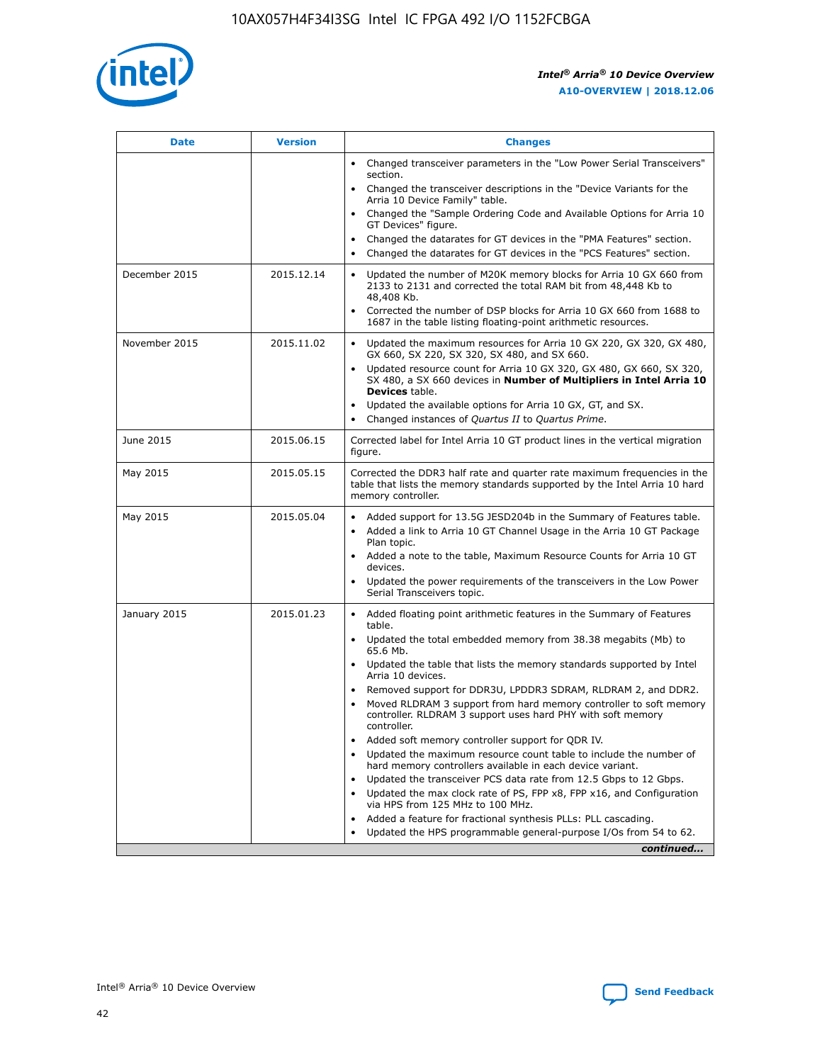| Date | Version | Changes |
| --- | --- | --- |
|  |  | • Changed transceiver parameters in the "Low Power Serial Transceivers" section.<br>• Changed the transceiver descriptions in the "Device Variants for the Arria 10 Device Family" table.<br>• Changed the "Sample Ordering Code and Available Options for Arria 10 GT Devices" figure.<br>• Changed the datarates for GT devices in the "PMA Features" section.<br>• Changed the datarates for GT devices in the "PCS Features" section. |
| December 2015 | 2015.12.14 | • Updated the number of M20K memory blocks for Arria 10 GX 660 from 2133 to 2131 and corrected the total RAM bit from 48,448 Kb to 48,408 Kb.<br>• Corrected the number of DSP blocks for Arria 10 GX 660 from 1688 to 1687 in the table listing floating-point arithmetic resources. |
| November 2015 | 2015.11.02 | • Updated the maximum resources for Arria 10 GX 220, GX 320, GX 480, GX 660, SX 220, SX 320, SX 480, and SX 660.<br>• Updated resource count for Arria 10 GX 320, GX 480, GX 660, SX 320, SX 480, a SX 660 devices in **Number of Multipliers in Intel Arria 10 Devices** table.<br>• Updated the available options for Arria 10 GX, GT, and SX.<br>• Changed instances of *Quartus II* to *Quartus Prime*. |
| June 2015 | 2015.06.15 | Corrected label for Intel Arria 10 GT product lines in the vertical migration figure. |
| May 2015 | 2015.05.15 | Corrected the DDR3 half rate and quarter rate maximum frequencies in the table that lists the memory standards supported by the Intel Arria 10 hard memory controller. |
| May 2015 | 2015.05.04 | • Added support for 13.5G JESD204b in the Summary of Features table.<br>• Added a link to Arria 10 GT Channel Usage in the Arria 10 GT Package Plan topic.<br>• Added a note to the table, Maximum Resource Counts for Arria 10 GT devices.<br>• Updated the power requirements of the transceivers in the Low Power Serial Transceivers topic. |
| January 2015 | 2015.01.23 | • Added floating point arithmetic features in the Summary of Features table.<br>• Updated the total embedded memory from 38.38 megabits (Mb) to 65.6 Mb.<br>• Updated the table that lists the memory standards supported by Intel Arria 10 devices.<br>• Removed support for DDR3U, LPDDR3 SDRAM, RLDRAM 2, and DDR2.<br>• Moved RLDRAM 3 support from hard memory controller to soft memory controller. RLDRAM 3 support uses hard PHY with soft memory controller.<br>• Added soft memory controller support for QDR IV.<br>• Updated the maximum resource count table to include the number of hard memory controllers available in each device variant.<br>• Updated the transceiver PCS data rate from 12.5 Gbps to 12 Gbps.<br>• Updated the max clock rate of PS, FPP x8, FPP x16, and Configuration via HPS from 125 MHz to 100 MHz.<br>• Added a feature for fractional synthesis PLLs: PLL cascading.<br>• Updated the HPS programmable general-purpose I/Os from 54 to 62. |

*continued...*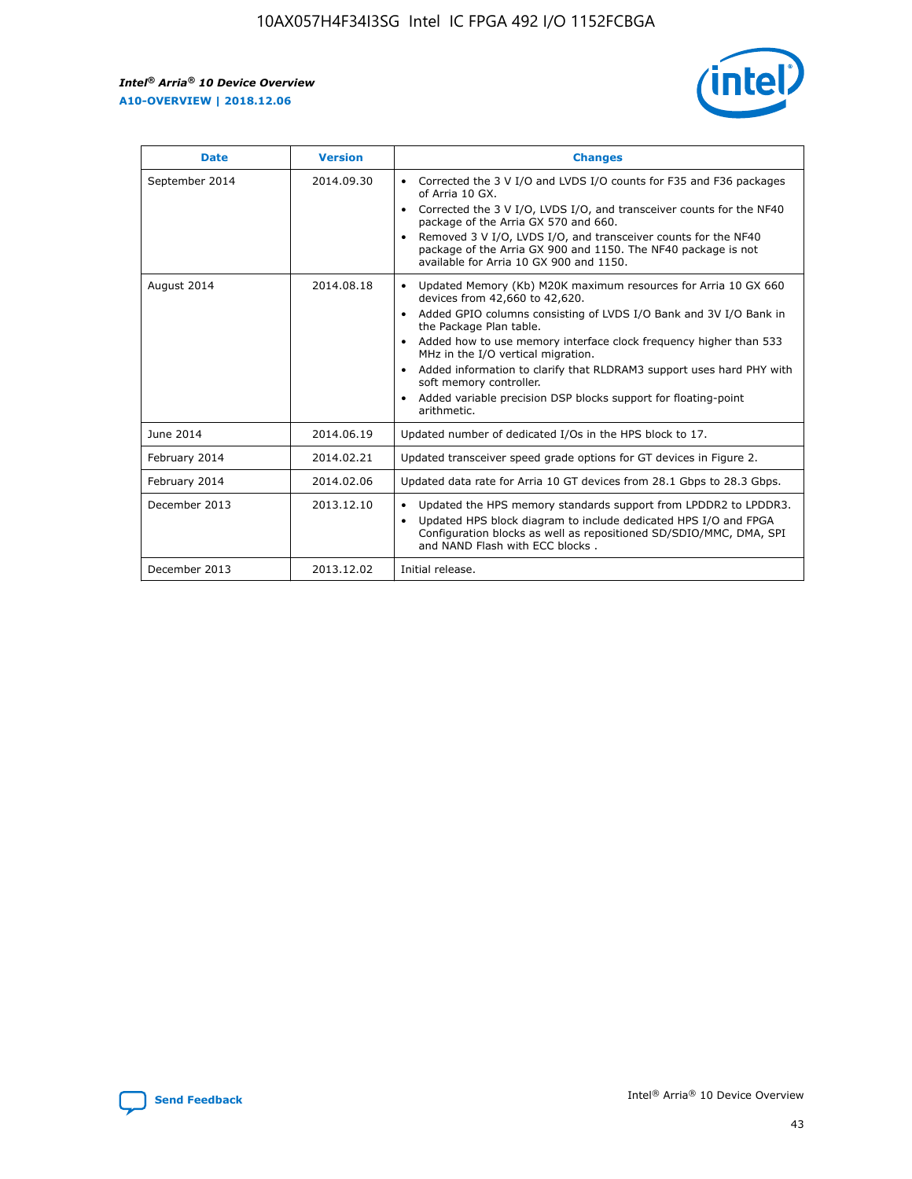| Date | Version | Changes |
| --- | --- | --- |
| September 2014 | 2014.09.30 | • Corrected the 3 V I/O and LVDS I/O counts for F35 and F36 packages of Arria 10 GX.<br>• Corrected the 3 V I/O, LVDS I/O, and transceiver counts for the NF40 package of the Arria GX 570 and 660.<br>• Removed 3 V I/O, LVDS I/O, and transceiver counts for the NF40 package of the Arria GX 900 and 1150. The NF40 package is not available for Arria 10 GX 900 and 1150. |
| August 2014 | 2014.08.18 | • Updated Memory (Kb) M20K maximum resources for Arria 10 GX 660 devices from 42,660 to 42,620.<br>• Added GPIO columns consisting of LVDS I/O Bank and 3V I/O Bank in the Package Plan table.<br>• Added how to use memory interface clock frequency higher than 533 MHz in the I/O vertical migration.<br>• Added information to clarify that RLDRAM3 support uses hard PHY with soft memory controller.<br>• Added variable precision DSP blocks support for floating-point arithmetic. |
| June 2014 | 2014.06.19 | Updated number of dedicated I/Os in the HPS block to 17. |
| February 2014 | 2014.02.21 | Updated transceiver speed grade options for GT devices in Figure 2. |
| February 2014 | 2014.02.06 | Updated data rate for Arria 10 GT devices from 28.1 Gbps to 28.3 Gbps. |
| December 2013 | 2013.12.10 | • Updated the HPS memory standards support from LPDDR2 to LPDDR3.<br>• Updated HPS block diagram to include dedicated HPS I/O and FPGA Configuration blocks as well as repositioned SD/SDIO/MMC, DMA, SPI and NAND Flash with ECC blocks . |
| December 2013 | 2013.12.02 | Initial release. |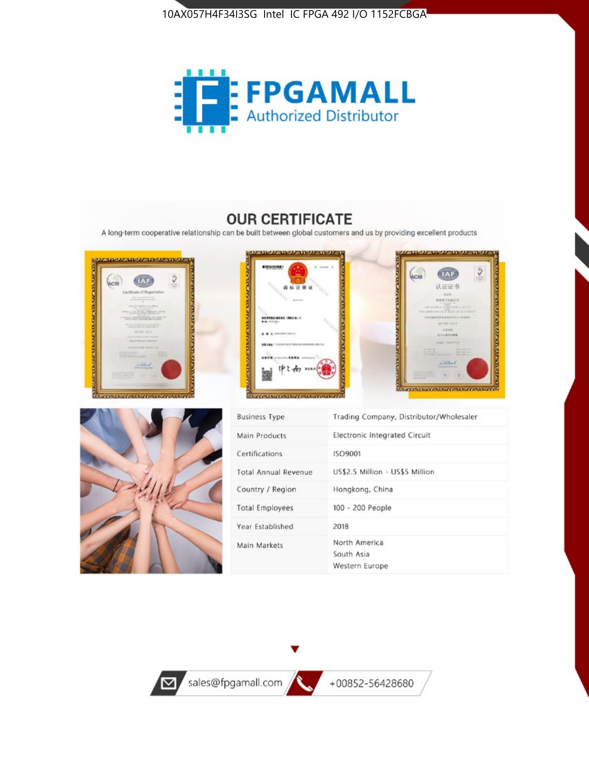FPGAMALL
Authorized Distributor

## OUR CERTIFICATE

A long-term cooperative relationship can be built between global customers and us by providing excellent products

| | |
|---|---|
| Business Type | Trading Company, Distributor/Wholesaler |
| Main Products | Electronic Integrated Circuit |
| Certifications | ISO9001 |
| Total Annual Revenue | US$2.5 Million - US$5 Million |
| Country / Region | Hongkong, China |
| Total Employees | 100 - 200 People |
| Year Established | 2018 |
| Main Markets | North America<br>South Asia<br>Western Europe |

sales@fpgamall.com

+00852-56428680